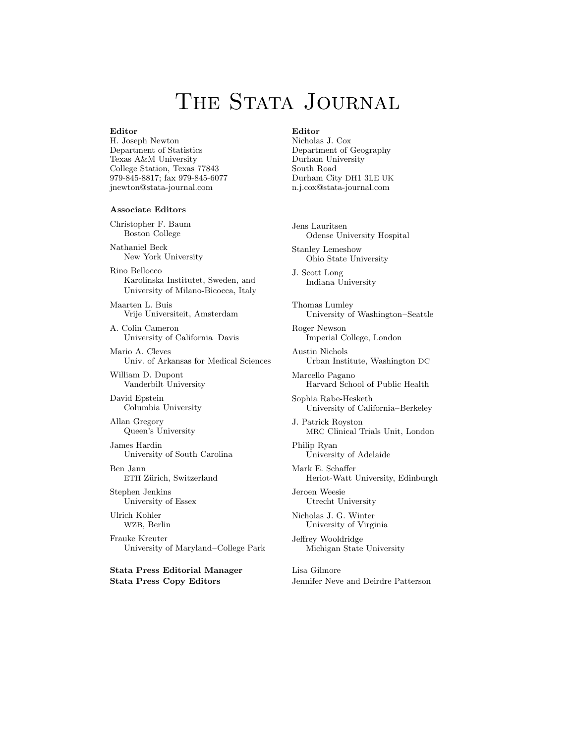# The Stata Journal

**Editor**
H. Joseph Newton
Department of Statistics
Texas A&M University
College Station, Texas 77843
979-845-8817; fax 979-845-6077
jnewton@stata-journal.com

**Editor**
Nicholas J. Cox
Department of Geography
Durham University
South Road
Durham City DH1 3LE UK
n.j.cox@stata-journal.com

**Associate Editors**

Christopher F. Baum
Boston College

Nathaniel Beck
New York University

Rino Bellocco
Karolinska Institutet, Sweden, and
University of Milano-Bicocca, Italy

Maarten L. Buis
Vrije Universiteit, Amsterdam

A. Colin Cameron
University of California–Davis

Mario A. Cleves
Univ. of Arkansas for Medical Sciences

William D. Dupont
Vanderbilt University

David Epstein
Columbia University

Allan Gregory
Queen's University

James Hardin
University of South Carolina

Ben Jann
ETH Zürich, Switzerland

Stephen Jenkins
University of Essex

Ulrich Kohler
WZB, Berlin

Frauke Kreuter
University of Maryland–College Park

Jens Lauritsen
Odense University Hospital

Stanley Lemeshow
Ohio State University

J. Scott Long
Indiana University

Thomas Lumley
University of Washington–Seattle

Roger Newson
Imperial College, London

Austin Nichols
Urban Institute, Washington DC

Marcello Pagano
Harvard School of Public Health

Sophia Rabe-Hesketh
University of California–Berkeley

J. Patrick Royston
MRC Clinical Trials Unit, London

Philip Ryan
University of Adelaide

Mark E. Schaffer
Heriot-Watt University, Edinburgh

Jeroen Weesie
Utrecht University

Nicholas J. G. Winter
University of Virginia

Jeffrey Wooldridge
Michigan State University

**Stata Press Editorial Manager** Lisa Gilmore

**Stata Press Copy Editors** Jennifer Neve and Deirdre Patterson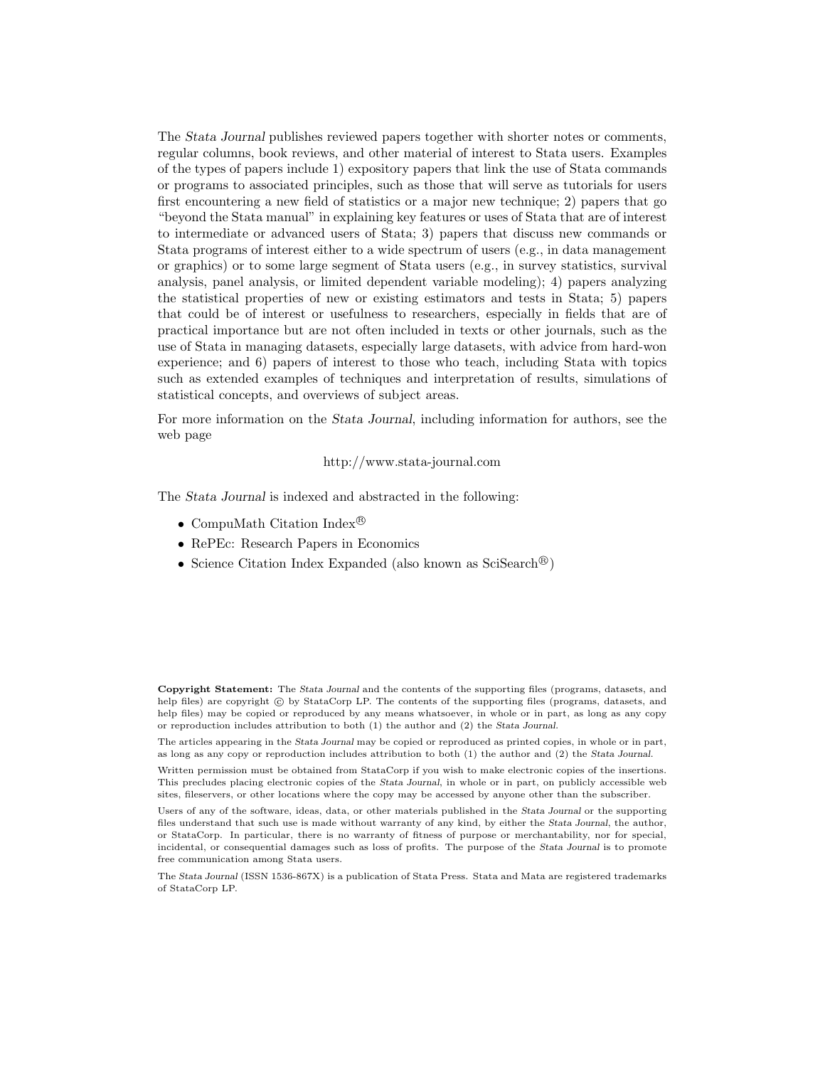The *Stata Journal* publishes reviewed papers together with shorter notes or comments, regular columns, book reviews, and other material of interest to Stata users. Examples of the types of papers include 1) expository papers that link the use of Stata commands or programs to associated principles, such as those that will serve as tutorials for users first encountering a new field of statistics or a major new technique; 2) papers that go "beyond the Stata manual" in explaining key features or uses of Stata that are of interest to intermediate or advanced users of Stata; 3) papers that discuss new commands or Stata programs of interest either to a wide spectrum of users (e.g., in data management or graphics) or to some large segment of Stata users (e.g., in survey statistics, survival analysis, panel analysis, or limited dependent variable modeling); 4) papers analyzing the statistical properties of new or existing estimators and tests in Stata; 5) papers that could be of interest or usefulness to researchers, especially in fields that are of practical importance but are not often included in texts or other journals, such as the use of Stata in managing datasets, especially large datasets, with advice from hard-won experience; and 6) papers of interest to those who teach, including Stata with topics such as extended examples of techniques and interpretation of results, simulations of statistical concepts, and overviews of subject areas.

For more information on the *Stata Journal*, including information for authors, see the web page

http://www.stata-journal.com

The *Stata Journal* is indexed and abstracted in the following:

- CompuMath Citation Index®
- RePEc: Research Papers in Economics
- Science Citation Index Expanded (also known as SciSearch®)

**Copyright Statement:** The *Stata Journal* and the contents of the supporting files (programs, datasets, and help files) are copyright © by StataCorp LP. The contents of the supporting files (programs, datasets, and help files) may be copied or reproduced by any means whatsoever, in whole or in part, as long as any copy or reproduction includes attribution to both (1) the author and (2) the *Stata Journal*.

The articles appearing in the *Stata Journal* may be copied or reproduced as printed copies, in whole or in part, as long as any copy or reproduction includes attribution to both (1) the author and (2) the *Stata Journal*.

Written permission must be obtained from StataCorp if you wish to make electronic copies of the insertions. This precludes placing electronic copies of the *Stata Journal*, in whole or in part, on publicly accessible web sites, fileservers, or other locations where the copy may be accessed by anyone other than the subscriber.

Users of any of the software, ideas, data, or other materials published in the *Stata Journal* or the supporting files understand that such use is made without warranty of any kind, by either the *Stata Journal*, the author, or StataCorp. In particular, there is no warranty of fitness of purpose or merchantability, nor for special, incidental, or consequential damages such as loss of profits. The purpose of the *Stata Journal* is to promote free communication among Stata users.

The *Stata Journal* (ISSN 1536-867X) is a publication of Stata Press. Stata and Mata are registered trademarks of StataCorp LP.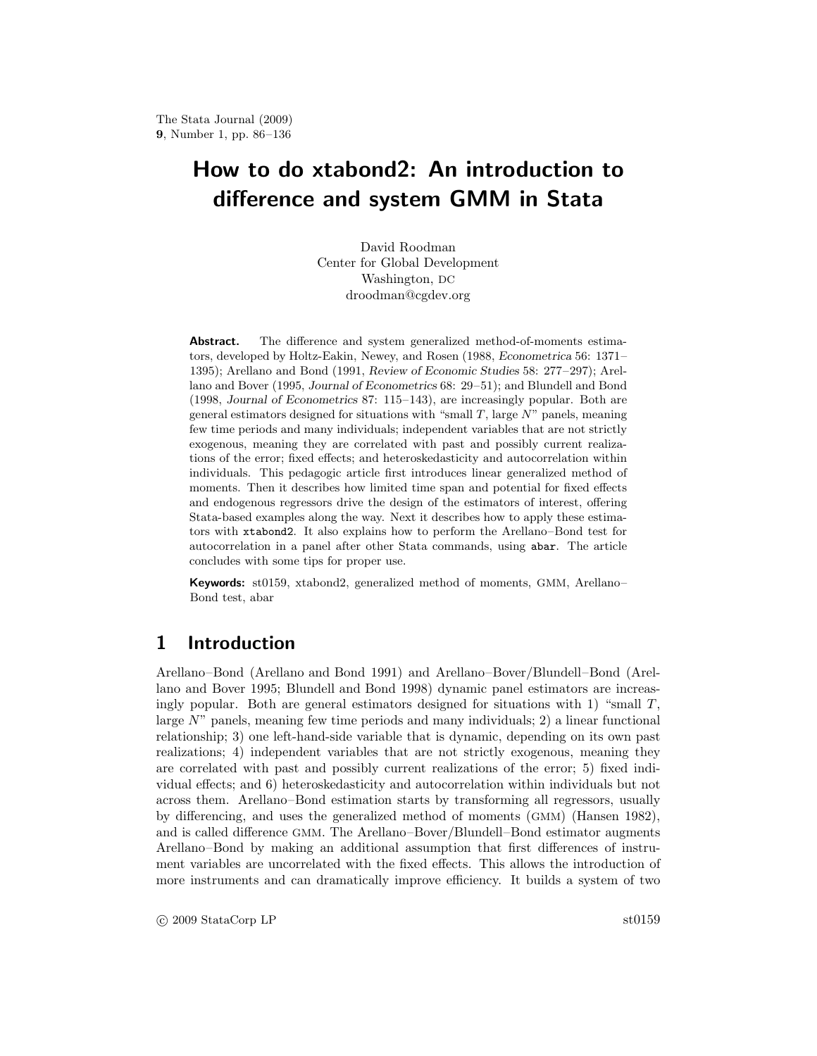# How to do xtabond2: An introduction to difference and system GMM in Stata

David Roodman
Center for Global Development
Washington, DC
droodman@cgdev.org

**Abstract.** The difference and system generalized method-of-moments estimators, developed by Holtz-Eakin, Newey, and Rosen (1988, *Econometrica* 56: 1371–1395); Arellano and Bond (1991, *Review of Economic Studies* 58: 277–297); Arellano and Bover (1995, *Journal of Econometrics* 68: 29–51); and Blundell and Bond (1998, *Journal of Econometrics* 87: 115–143), are increasingly popular. Both are general estimators designed for situations with "small $T$, large $N$" panels, meaning few time periods and many individuals; independent variables that are not strictly exogenous, meaning they are correlated with past and possibly current realizations of the error; fixed effects; and heteroskedasticity and autocorrelation within individuals. This pedagogic article first introduces linear generalized method of moments. Then it describes how limited time span and potential for fixed effects and endogenous regressors drive the design of the estimators of interest, offering Stata-based examples along the way. Next it describes how to apply these estimators with `xtabond2`. It also explains how to perform the Arellano–Bond test for autocorrelation in a panel after other Stata commands, using `abar`. The article concludes with some tips for proper use.

**Keywords:** st0159, xtabond2, generalized method of moments, GMM, Arellano–Bond test, abar

## 1 Introduction

Arellano–Bond (Arellano and Bond 1991) and Arellano–Bover/Blundell–Bond (Arellano and Bover 1995; Blundell and Bond 1998) dynamic panel estimators are increasingly popular. Both are general estimators designed for situations with 1) "small $T$, large $N$" panels, meaning few time periods and many individuals; 2) a linear functional relationship; 3) one left-hand-side variable that is dynamic, depending on its own past realizations; 4) independent variables that are not strictly exogenous, meaning they are correlated with past and possibly current realizations of the error; 5) fixed individual effects; and 6) heteroskedasticity and autocorrelation within individuals but not across them. Arellano–Bond estimation starts by transforming all regressors, usually by differencing, and uses the generalized method of moments (GMM) (Hansen 1982), and is called difference GMM. The Arellano–Bover/Blundell–Bond estimator augments Arellano–Bond by making an additional assumption that first differences of instrument variables are uncorrelated with the fixed effects. This allows the introduction of more instruments and can dramatically improve efficiency. It builds a system of two

© 2009 StataCorp LP st0159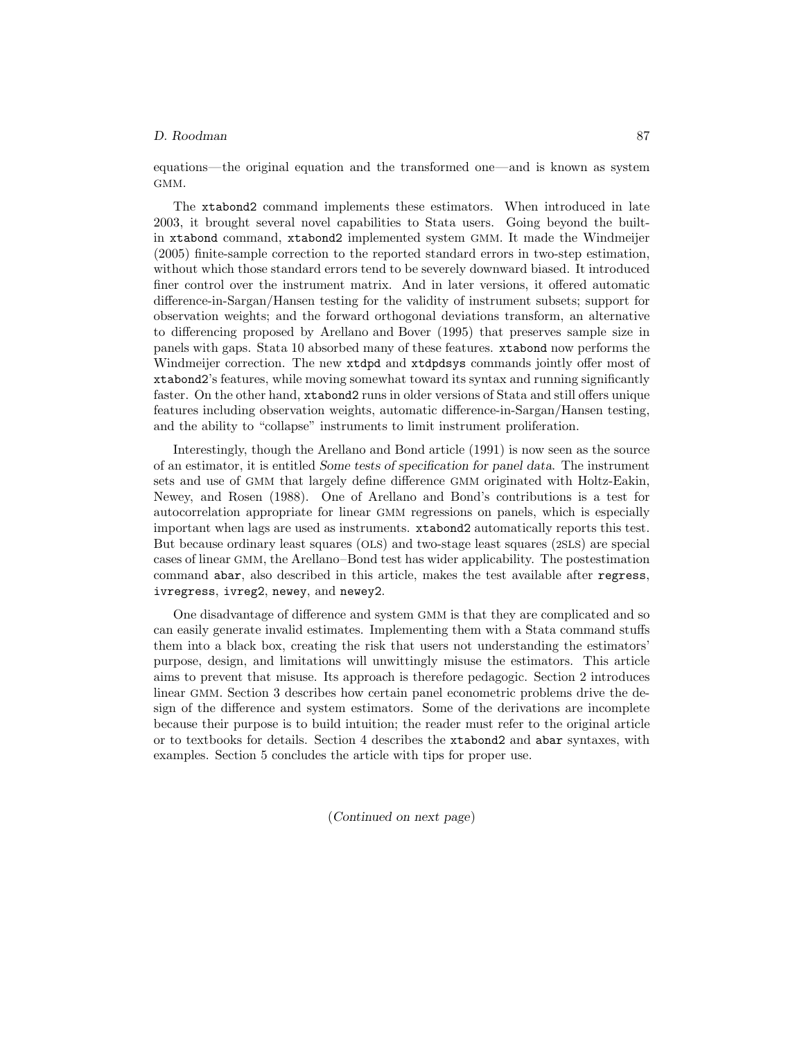equations—the original equation and the transformed one—and is known as system GMM.

The `xtabond2` command implements these estimators. When introduced in late 2003, it brought several novel capabilities to Stata users. Going beyond the built-in `xtabond` command, `xtabond2` implemented system GMM. It made the Windmeijer (2005) finite-sample correction to the reported standard errors in two-step estimation, without which those standard errors tend to be severely downward biased. It introduced finer control over the instrument matrix. And in later versions, it offered automatic difference-in-Sargan/Hansen testing for the validity of instrument subsets; support for observation weights; and the forward orthogonal deviations transform, an alternative to differencing proposed by Arellano and Bover (1995) that preserves sample size in panels with gaps. Stata 10 absorbed many of these features. `xtabond` now performs the Windmeijer correction. The new `xtdpd` and `xtdpdsys` commands jointly offer most of `xtabond2`'s features, while moving somewhat toward its syntax and running significantly faster. On the other hand, `xtabond2` runs in older versions of Stata and still offers unique features including observation weights, automatic difference-in-Sargan/Hansen testing, and the ability to "collapse" instruments to limit instrument proliferation.

Interestingly, though the Arellano and Bond article (1991) is now seen as the source of an estimator, it is entitled *Some tests of specification for panel data*. The instrument sets and use of GMM that largely define difference GMM originated with Holtz-Eakin, Newey, and Rosen (1988). One of Arellano and Bond's contributions is a test for autocorrelation appropriate for linear GMM regressions on panels, which is especially important when lags are used as instruments. `xtabond2` automatically reports this test. But because ordinary least squares (OLS) and two-stage least squares (2SLS) are special cases of linear GMM, the Arellano–Bond test has wider applicability. The postestimation command `abar`, also described in this article, makes the test available after `regress`, `ivregress`, `ivreg2`, `newey`, and `newey2`.

One disadvantage of difference and system GMM is that they are complicated and so can easily generate invalid estimates. Implementing them with a Stata command stuffs them into a black box, creating the risk that users not understanding the estimators' purpose, design, and limitations will unwittingly misuse the estimators. This article aims to prevent that misuse. Its approach is therefore pedagogic. Section 2 introduces linear GMM. Section 3 describes how certain panel econometric problems drive the design of the difference and system estimators. Some of the derivations are incomplete because their purpose is to build intuition; the reader must refer to the original article or to textbooks for details. Section 4 describes the `xtabond2` and `abar` syntaxes, with examples. Section 5 concludes the article with tips for proper use.

(*Continued on next page*)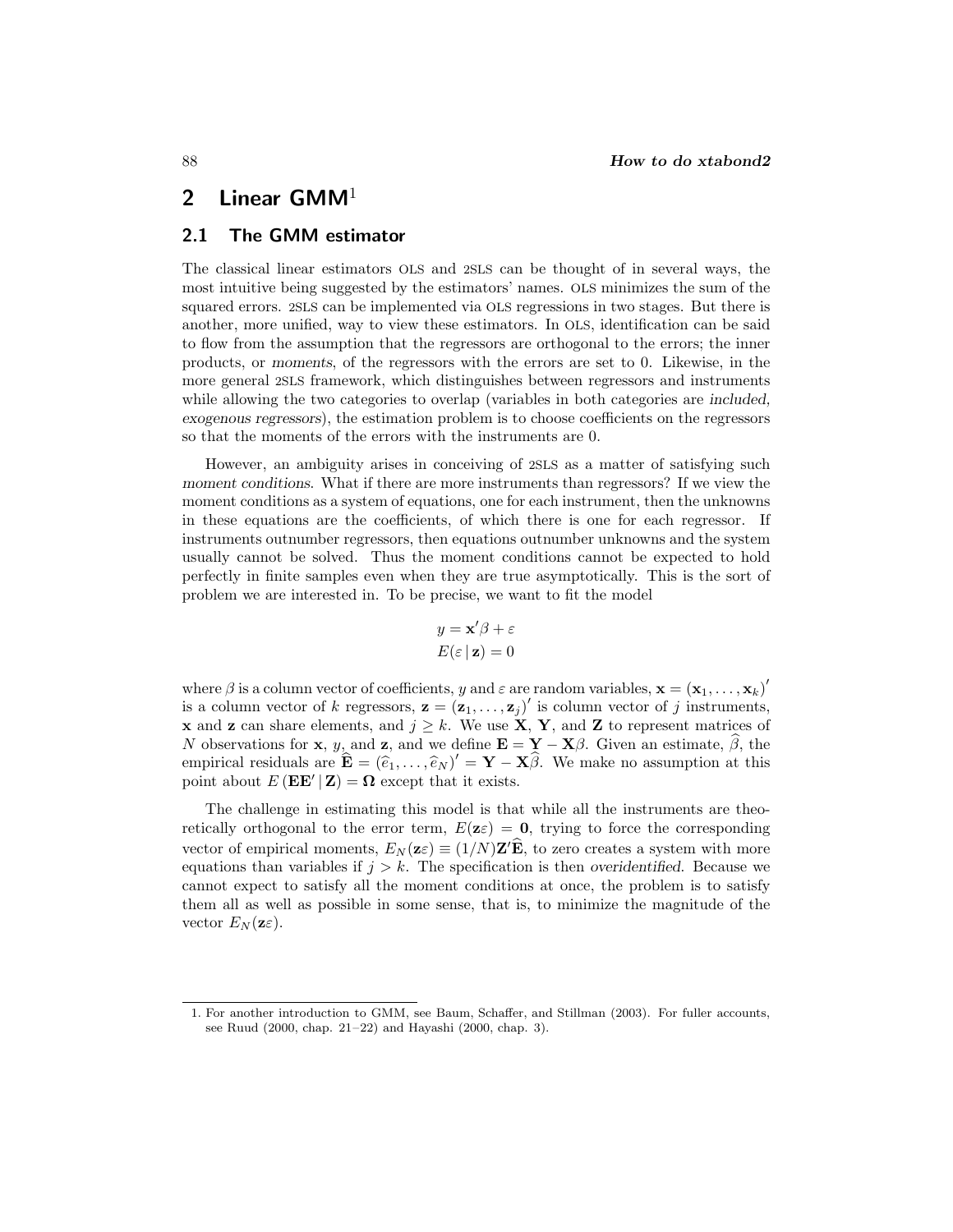## 2 Linear GMM[1]

### 2.1 The GMM estimator

The classical linear estimators OLS and 2SLS can be thought of in several ways, the most intuitive being suggested by the estimators' names. OLS minimizes the sum of the squared errors. 2SLS can be implemented via OLS regressions in two stages. But there is another, more unified, way to view these estimators. In OLS, identification can be said to flow from the assumption that the regressors are orthogonal to the errors; the inner products, or *moments*, of the regressors with the errors are set to 0. Likewise, in the more general 2SLS framework, which distinguishes between regressors and instruments while allowing the two categories to overlap (variables in both categories are *included, exogenous regressors*), the estimation problem is to choose coefficients on the regressors so that the moments of the errors with the instruments are 0.

However, an ambiguity arises in conceiving of 2SLS as a matter of satisfying such *moment conditions*. What if there are more instruments than regressors? If we view the moment conditions as a system of equations, one for each instrument, then the unknowns in these equations are the coefficients, of which there is one for each regressor. If instruments outnumber regressors, then equations outnumber unknowns and the system usually cannot be solved. Thus the moment conditions cannot be expected to hold perfectly in finite samples even when they are true asymptotically. This is the sort of problem we are interested in. To be precise, we want to fit the model

$$
\begin{aligned}
y &= \mathbf{x}'\beta + \varepsilon \\
E(\varepsilon \,|\, \mathbf{z}) &= 0
\end{aligned}
$$

where $\beta$ is a column vector of coefficients, $y$ and $\varepsilon$ are random variables, $\mathbf{x} = (\mathbf{x}_1, \ldots, \mathbf{x}_k)'$ is a column vector of $k$ regressors, $\mathbf{z} = (\mathbf{z}_1, \ldots, \mathbf{z}_j)'$ is column vector of $j$ instruments, $\mathbf{x}$ and $\mathbf{z}$ can share elements, and $j \geq k$. We use $\mathbf{X}$, $\mathbf{Y}$, and $\mathbf{Z}$ to represent matrices of $N$ observations for $\mathbf{x}$, $y$, and $\mathbf{z}$, and we define $\mathbf{E} = \mathbf{Y} - \mathbf{X}\beta$. Given an estimate, $\widehat{\beta}$, the empirical residuals are $\widehat{\mathbf{E}} = (\widehat{e}_1, \ldots, \widehat{e}_N)' = \mathbf{Y} - \mathbf{X}\widehat{\beta}$. We make no assumption at this point about $E(\mathbf{E}\mathbf{E}' \,|\, \mathbf{Z}) = \mathbf{\Omega}$ except that it exists.

The challenge in estimating this model is that while all the instruments are theoretically orthogonal to the error term, $E(\mathbf{z}\varepsilon) = \mathbf{0}$, trying to force the corresponding vector of empirical moments, $E_N(\mathbf{z}\varepsilon) \equiv (1/N)\mathbf{Z}'\widehat{\mathbf{E}}$, to zero creates a system with more equations than variables if $j > k$. The specification is then *overidentified*. Because we cannot expect to satisfy all the moment conditions at once, the problem is to satisfy them all as well as possible in some sense, that is, to minimize the magnitude of the vector $E_N(\mathbf{z}\varepsilon)$.

1. For another introduction to GMM, see Baum, Schaffer, and Stillman (2003). For fuller accounts, see Ruud (2000, chap. 21–22) and Hayashi (2000, chap. 3).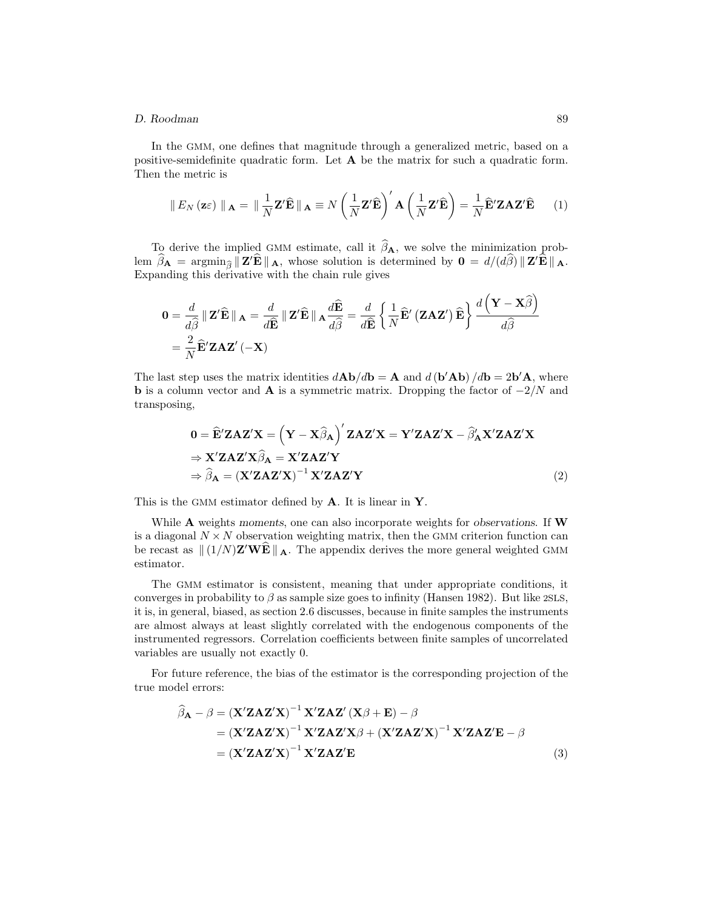In the GMM, one defines that magnitude through a generalized metric, based on a positive-semidefinite quadratic form. Let $\mathbf{A}$ be the matrix for such a quadratic form. Then the metric is

$$\| E_N(\mathbf{z}\varepsilon) \|_{\mathbf{A}} = \| \frac{1}{N}\mathbf{Z}'\widehat{\mathbf{E}} \|_{\mathbf{A}} \equiv N\left(\frac{1}{N}\mathbf{Z}'\widehat{\mathbf{E}}\right)'\mathbf{A}\left(\frac{1}{N}\mathbf{Z}'\widehat{\mathbf{E}}\right) = \frac{1}{N}\widehat{\mathbf{E}}'\mathbf{Z}\mathbf{A}\mathbf{Z}'\widehat{\mathbf{E}} \tag{1}$$

To derive the implied GMM estimate, call it $\widehat{\beta}_{\mathbf{A}}$, we solve the minimization problem $\widehat{\beta}_{\mathbf{A}} = \text{argmin}_{\widehat{\beta}} \| \mathbf{Z}'\widehat{\mathbf{E}} \|_{\mathbf{A}}$, whose solution is determined by $\mathbf{0} = d/(d\widehat{\beta}) \| \mathbf{Z}'\widehat{\mathbf{E}} \|_{\mathbf{A}}$. Expanding this derivative with the chain rule gives

$$\begin{aligned}
\mathbf{0} &= \frac{d}{d\widehat{\beta}} \| \mathbf{Z}'\widehat{\mathbf{E}} \|_{\mathbf{A}} = \frac{d}{d\widehat{\mathbf{E}}} \| \mathbf{Z}'\widehat{\mathbf{E}} \|_{\mathbf{A}} \frac{d\widehat{\mathbf{E}}}{d\widehat{\beta}} = \frac{d}{d\widehat{\mathbf{E}}}\left\{\frac{1}{N}\widehat{\mathbf{E}}'\left(\mathbf{Z}\mathbf{A}\mathbf{Z}'\right)\widehat{\mathbf{E}}\right\}\frac{d\left(\mathbf{Y}-\mathbf{X}\widehat{\beta}\right)}{d\widehat{\beta}} \\
&= \frac{2}{N}\widehat{\mathbf{E}}'\mathbf{Z}\mathbf{A}\mathbf{Z}'\left(-\mathbf{X}\right)
\end{aligned}$$

The last step uses the matrix identities $d\mathbf{A}\mathbf{b}/d\mathbf{b} = \mathbf{A}$ and $d\left(\mathbf{b}'\mathbf{A}\mathbf{b}\right)/d\mathbf{b} = 2\mathbf{b}'\mathbf{A}$, where $\mathbf{b}$ is a column vector and $\mathbf{A}$ is a symmetric matrix. Dropping the factor of $-2/N$ and transposing,

$$\begin{aligned}
&\mathbf{0} = \widehat{\mathbf{E}}'\mathbf{Z}\mathbf{A}\mathbf{Z}'\mathbf{X} = \left(\mathbf{Y}-\mathbf{X}\widehat{\beta}_{\mathbf{A}}\right)'\mathbf{Z}\mathbf{A}\mathbf{Z}'\mathbf{X} = \mathbf{Y}'\mathbf{Z}\mathbf{A}\mathbf{Z}'\mathbf{X} - \widehat{\beta}_{\mathbf{A}}'\mathbf{X}'\mathbf{Z}\mathbf{A}\mathbf{Z}'\mathbf{X} \\
&\Rightarrow \mathbf{X}'\mathbf{Z}\mathbf{A}\mathbf{Z}'\mathbf{X}\widehat{\beta}_{\mathbf{A}} = \mathbf{X}'\mathbf{Z}\mathbf{A}\mathbf{Z}'\mathbf{Y} \\
&\Rightarrow \widehat{\beta}_{\mathbf{A}} = \left(\mathbf{X}'\mathbf{Z}\mathbf{A}\mathbf{Z}'\mathbf{X}\right)^{-1}\mathbf{X}'\mathbf{Z}\mathbf{A}\mathbf{Z}'\mathbf{Y}
\end{aligned} \tag{2}$$

This is the GMM estimator defined by $\mathbf{A}$. It is linear in $\mathbf{Y}$.

While $\mathbf{A}$ weights *moments*, one can also incorporate weights for *observations*. If $\mathbf{W}$ is a diagonal $N \times N$ observation weighting matrix, then the GMM criterion function can be recast as $\| (1/N)\mathbf{Z}'\mathbf{W}\widehat{\mathbf{E}} \|_{\mathbf{A}}$. The appendix derives the more general weighted GMM estimator.

The GMM estimator is consistent, meaning that under appropriate conditions, it converges in probability to $\beta$ as sample size goes to infinity (Hansen 1982). But like 2SLS, it is, in general, biased, as section 2.6 discusses, because in finite samples the instruments are almost always at least slightly correlated with the endogenous components of the instrumented regressors. Correlation coefficients between finite samples of uncorrelated variables are usually not exactly 0.

For future reference, the bias of the estimator is the corresponding projection of the true model errors:

$$\begin{aligned}
\widehat{\beta}_{\mathbf{A}} - \beta &= \left(\mathbf{X}'\mathbf{Z}\mathbf{A}\mathbf{Z}'\mathbf{X}\right)^{-1}\mathbf{X}'\mathbf{Z}\mathbf{A}\mathbf{Z}'\left(\mathbf{X}\beta + \mathbf{E}\right) - \beta \\
&= \left(\mathbf{X}'\mathbf{Z}\mathbf{A}\mathbf{Z}'\mathbf{X}\right)^{-1}\mathbf{X}'\mathbf{Z}\mathbf{A}\mathbf{Z}'\mathbf{X}\beta + \left(\mathbf{X}'\mathbf{Z}\mathbf{A}\mathbf{Z}'\mathbf{X}\right)^{-1}\mathbf{X}'\mathbf{Z}\mathbf{A}\mathbf{Z}'\mathbf{E} - \beta \\
&= \left(\mathbf{X}'\mathbf{Z}\mathbf{A}\mathbf{Z}'\mathbf{X}\right)^{-1}\mathbf{X}'\mathbf{Z}\mathbf{A}\mathbf{Z}'\mathbf{E}
\end{aligned} \tag{3}$$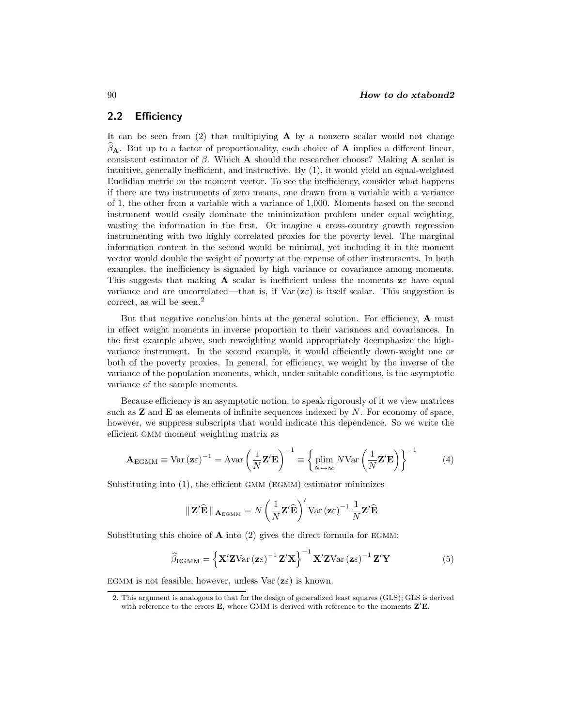## 2.2 Efficiency

It can be seen from (2) that multiplying $\mathbf{A}$ by a nonzero scalar would not change $\widehat{\beta}_{\mathbf{A}}$. But up to a factor of proportionality, each choice of $\mathbf{A}$ implies a different linear, consistent estimator of $\beta$. Which $\mathbf{A}$ should the researcher choose? Making $\mathbf{A}$ scalar is intuitive, generally inefficient, and instructive. By (1), it would yield an equal-weighted Euclidian metric on the moment vector. To see the inefficiency, consider what happens if there are two instruments of zero means, one drawn from a variable with a variance of 1, the other from a variable with a variance of 1,000. Moments based on the second instrument would easily dominate the minimization problem under equal weighting, wasting the information in the first. Or imagine a cross-country growth regression instrumenting with two highly correlated proxies for the poverty level. The marginal information content in the second would be minimal, yet including it in the moment vector would double the weight of poverty at the expense of other instruments. In both examples, the inefficiency is signaled by high variance or covariance among moments. This suggests that making $\mathbf{A}$ scalar is inefficient unless the moments $\mathbf{z}\varepsilon$ have equal variance and are uncorrelated—that is, if $\mathrm{Var}(\mathbf{z}\varepsilon)$ is itself scalar. This suggestion is correct, as will be seen.[2]

But that negative conclusion hints at the general solution. For efficiency, $\mathbf{A}$ must in effect weight moments in inverse proportion to their variances and covariances. In the first example above, such reweighting would appropriately deemphasize the high-variance instrument. In the second example, it would efficiently down-weight one or both of the poverty proxies. In general, for efficiency, we weight by the inverse of the variance of the population moments, which, under suitable conditions, is the asymptotic variance of the sample moments.

Because efficiency is an asymptotic notion, to speak rigorously of it we view matrices such as $\mathbf{Z}$ and $\mathbf{E}$ as elements of infinite sequences indexed by $N$. For economy of space, however, we suppress subscripts that would indicate this dependence. So we write the efficient GMM moment weighting matrix as

$$\mathbf{A}_{\mathrm{EGMM}} \equiv \mathrm{Var}(\mathbf{z}\varepsilon)^{-1} = \mathrm{Avar}\left(\frac{1}{N}\mathbf{Z}'\mathbf{E}\right)^{-1} \equiv \left\{\operatorname*{plim}_{N\to\infty} N\mathrm{Var}\left(\frac{1}{N}\mathbf{Z}'\mathbf{E}\right)\right\}^{-1} \tag{4}$$

Substituting into (1), the efficient GMM (EGMM) estimator minimizes

$$\|\, \mathbf{Z}'\widehat{\mathbf{E}} \,\|_{\mathbf{A}_{\mathrm{EGMM}}} = N\left(\frac{1}{N}\mathbf{Z}'\widehat{\mathbf{E}}\right)' \mathrm{Var}(\mathbf{z}\varepsilon)^{-1} \frac{1}{N}\mathbf{Z}'\widehat{\mathbf{E}}$$

Substituting this choice of $\mathbf{A}$ into (2) gives the direct formula for EGMM:

$$\widehat{\beta}_{\mathrm{EGMM}} = \left\{\mathbf{X}'\mathbf{Z}\mathrm{Var}(\mathbf{z}\varepsilon)^{-1}\mathbf{Z}'\mathbf{X}\right\}^{-1}\mathbf{X}'\mathbf{Z}\mathrm{Var}(\mathbf{z}\varepsilon)^{-1}\mathbf{Z}'\mathbf{Y} \tag{5}$$

EGMM is not feasible, however, unless $\mathrm{Var}(\mathbf{z}\varepsilon)$ is known.

2. This argument is analogous to that for the design of generalized least squares (GLS); GLS is derived with reference to the errors $\mathbf{E}$, where GMM is derived with reference to the moments $\mathbf{Z}'\mathbf{E}$.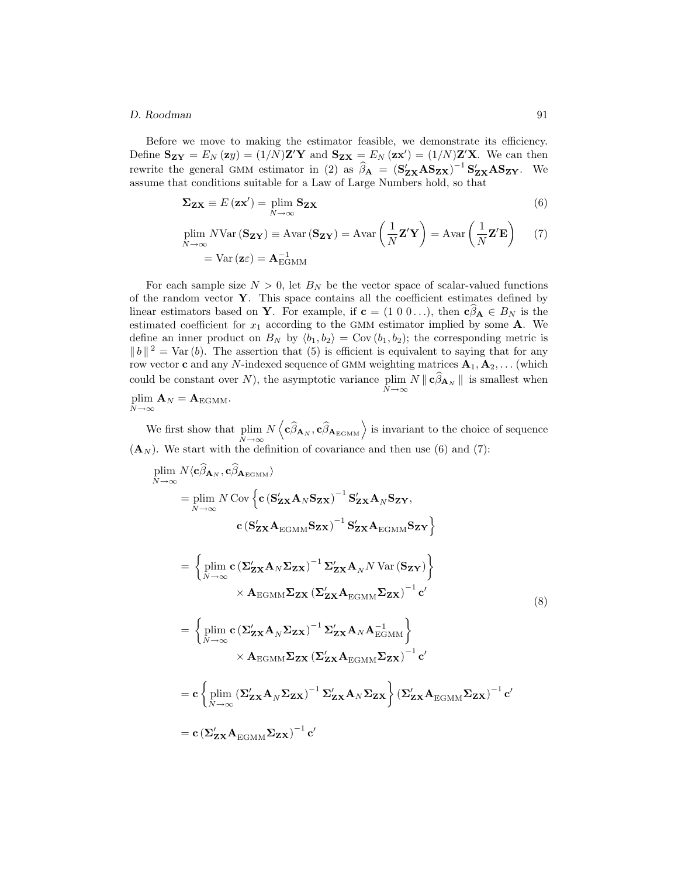Before we move to making the estimator feasible, we demonstrate its efficiency. Define $\mathbf{S_{ZY}} = E_N(\mathbf{z}y) = (1/N)\mathbf{Z}'\mathbf{Y}$ and $\mathbf{S_{ZX}} = E_N(\mathbf{z}\mathbf{x}') = (1/N)\mathbf{Z}'\mathbf{X}$. We can then rewrite the general GMM estimator in (2) as $\widehat{\beta}_{\mathbf{A}} = (\mathbf{S}'_{\mathbf{ZX}}\mathbf{A}\mathbf{S_{ZX}})^{-1}\mathbf{S}'_{\mathbf{ZX}}\mathbf{A}\mathbf{S_{ZY}}$. We assume that conditions suitable for a Law of Large Numbers hold, so that

$$
\mathbf{\Sigma_{ZX}} \equiv E(\mathbf{z}\mathbf{x}') = \operatorname*{plim}_{N\to\infty} \mathbf{S_{ZX}} \tag{6}
$$

$$
\begin{aligned}
\operatorname*{plim}_{N\to\infty} N\mathrm{Var}(\mathbf{S_{ZY}}) \equiv \mathrm{Avar}(\mathbf{S_{ZY}}) = \mathrm{Avar}\left(\frac{1}{N}\mathbf{Z}'\mathbf{Y}\right) = \mathrm{Avar}\left(\frac{1}{N}\mathbf{Z}'\mathbf{E}\right) \\
= \mathrm{Var}(\mathbf{z}\varepsilon) = \mathbf{A}_{\mathrm{EGMM}}^{-1}
\end{aligned} \tag{7}
$$

For each sample size $N > 0$, let $B_N$ be the vector space of scalar-valued functions of the random vector $\mathbf{Y}$. This space contains all the coefficient estimates defined by linear estimators based on $\mathbf{Y}$. For example, if $\mathbf{c} = (1\ 0\ 0 \ldots)$, then $\mathbf{c}\widehat{\beta}_{\mathbf{A}} \in B_N$ is the estimated coefficient for $x_1$ according to the GMM estimator implied by some $\mathbf{A}$. We define an inner product on $B_N$ by $\langle b_1, b_2\rangle = \mathrm{Cov}(b_1, b_2)$; the corresponding metric is $\|b\|^2 = \mathrm{Var}(b)$. The assertion that (5) is efficient is equivalent to saying that for any row vector $\mathbf{c}$ and any $N$-indexed sequence of GMM weighting matrices $\mathbf{A}_1, \mathbf{A}_2, \ldots$ (which could be constant over $N$), the asymptotic variance $\operatorname*{plim}_{N\to\infty} N \|\mathbf{c}\widehat{\beta}_{\mathbf{A}_N}\|$ is smallest when $\operatorname*{plim}_{N\to\infty} \mathbf{A}_N = \mathbf{A}_{\mathrm{EGMM}}$.

We first show that $\operatorname*{plim}_{N\to\infty} N\left\langle \mathbf{c}\widehat{\beta}_{\mathbf{A}_N}, \mathbf{c}\widehat{\beta}_{\mathbf{A}_{\mathrm{EGMM}}}\right\rangle$ is invariant to the choice of sequence $(\mathbf{A}_N)$. We start with the definition of covariance and then use (6) and (7):

$$
\begin{aligned}
&\operatorname*{plim}_{N\to\infty} N\langle \mathbf{c}\widehat{\beta}_{\mathbf{A}_N}, \mathbf{c}\widehat{\beta}_{\mathbf{A}_{\mathrm{EGMM}}}\rangle \\
&\quad= \operatorname*{plim}_{N\to\infty} N\,\mathrm{Cov}\Big\{\mathbf{c}\left(\mathbf{S}'_{\mathbf{ZX}}\mathbf{A}_N\mathbf{S_{ZX}}\right)^{-1}\mathbf{S}'_{\mathbf{ZX}}\mathbf{A}_N\mathbf{S_{ZY}}, \\
&\qquad\qquad \mathbf{c}\left(\mathbf{S}'_{\mathbf{ZX}}\mathbf{A}_{\mathrm{EGMM}}\mathbf{S_{ZX}}\right)^{-1}\mathbf{S}'_{\mathbf{ZX}}\mathbf{A}_{\mathrm{EGMM}}\mathbf{S_{ZY}}\Big\} \\
&\quad= \left\{\operatorname*{plim}_{N\to\infty} \mathbf{c}\left(\mathbf{\Sigma}'_{\mathbf{ZX}}\mathbf{A}_N\mathbf{\Sigma_{ZX}}\right)^{-1}\mathbf{\Sigma}'_{\mathbf{ZX}}\mathbf{A}_N N\,\mathrm{Var}(\mathbf{S_{ZY}})\right\} \\
&\qquad\qquad \times \mathbf{A}_{\mathrm{EGMM}}\mathbf{\Sigma_{ZX}}\left(\mathbf{\Sigma}'_{\mathbf{ZX}}\mathbf{A}_{\mathrm{EGMM}}\mathbf{\Sigma_{ZX}}\right)^{-1}\mathbf{c}' \\
&\quad= \left\{\operatorname*{plim}_{N\to\infty} \mathbf{c}\left(\mathbf{\Sigma}'_{\mathbf{ZX}}\mathbf{A}_N\mathbf{\Sigma_{ZX}}\right)^{-1}\mathbf{\Sigma}'_{\mathbf{ZX}}\mathbf{A}_N\mathbf{A}_{\mathrm{EGMM}}^{-1}\right\} \\
&\qquad\qquad \times \mathbf{A}_{\mathrm{EGMM}}\mathbf{\Sigma_{ZX}}\left(\mathbf{\Sigma}'_{\mathbf{ZX}}\mathbf{A}_{\mathrm{EGMM}}\mathbf{\Sigma_{ZX}}\right)^{-1}\mathbf{c}' \\
&\quad= \mathbf{c}\left\{\operatorname*{plim}_{N\to\infty}\left(\mathbf{\Sigma}'_{\mathbf{ZX}}\mathbf{A}_N\mathbf{\Sigma_{ZX}}\right)^{-1}\mathbf{\Sigma}'_{\mathbf{ZX}}\mathbf{A}_N\mathbf{\Sigma_{ZX}}\right\}\left(\mathbf{\Sigma}'_{\mathbf{ZX}}\mathbf{A}_{\mathrm{EGMM}}\mathbf{\Sigma_{ZX}}\right)^{-1}\mathbf{c}' \\
&\quad= \mathbf{c}\left(\mathbf{\Sigma}'_{\mathbf{ZX}}\mathbf{A}_{\mathrm{EGMM}}\mathbf{\Sigma_{ZX}}\right)^{-1}\mathbf{c}'
\end{aligned} \tag{8}
$$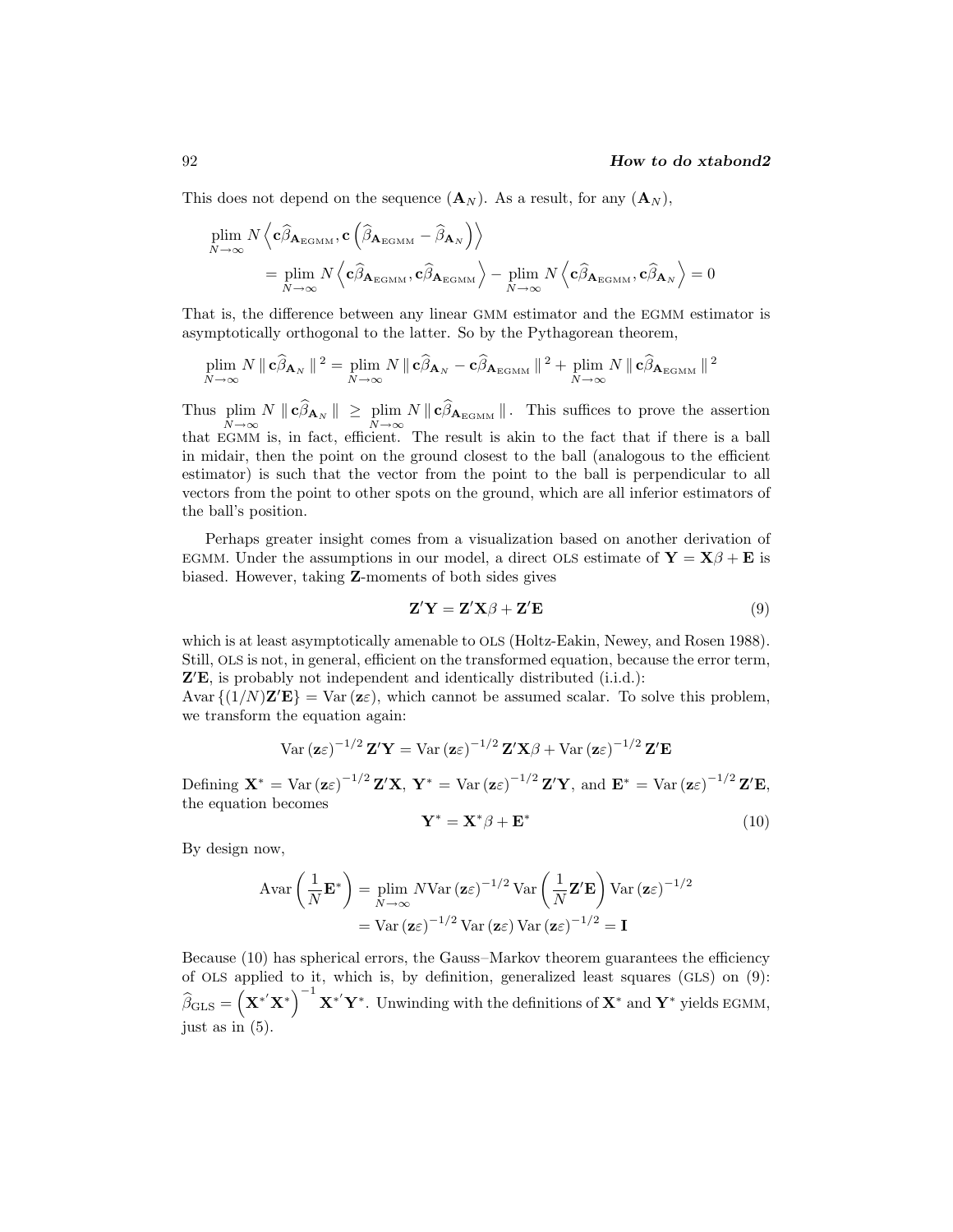This does not depend on the sequence $(\mathbf{A}_N)$. As a result, for any $(\mathbf{A}_N)$,

$$\begin{aligned}
&\underset{N\to\infty}{\text{plim}}\, N \left\langle \mathbf{c}\widehat{\beta}_{\mathbf{A}_{\text{EGMM}}}, \mathbf{c}\left(\widehat{\beta}_{\mathbf{A}_{\text{EGMM}}} - \widehat{\beta}_{\mathbf{A}_N}\right)\right\rangle \\
&\qquad = \underset{N\to\infty}{\text{plim}}\, N \left\langle \mathbf{c}\widehat{\beta}_{\mathbf{A}_{\text{EGMM}}}, \mathbf{c}\widehat{\beta}_{\mathbf{A}_{\text{EGMM}}}\right\rangle - \underset{N\to\infty}{\text{plim}}\, N \left\langle \mathbf{c}\widehat{\beta}_{\mathbf{A}_{\text{EGMM}}}, \mathbf{c}\widehat{\beta}_{\mathbf{A}_N}\right\rangle = 0
\end{aligned}$$

That is, the difference between any linear GMM estimator and the EGMM estimator is asymptotically orthogonal to the latter. So by the Pythagorean theorem,

$$\underset{N\to\infty}{\text{plim}}\, N \parallel \mathbf{c}\widehat{\beta}_{\mathbf{A}_N} \parallel^2 = \underset{N\to\infty}{\text{plim}}\, N \parallel \mathbf{c}\widehat{\beta}_{\mathbf{A}_N} - \mathbf{c}\widehat{\beta}_{\mathbf{A}_{\text{EGMM}}} \parallel^2 + \underset{N\to\infty}{\text{plim}}\, N \parallel \mathbf{c}\widehat{\beta}_{\mathbf{A}_{\text{EGMM}}} \parallel^2$$

Thus $\underset{N\to\infty}{\text{plim}}\, N \parallel \mathbf{c}\widehat{\beta}_{\mathbf{A}_N} \parallel \;\geq\; \underset{N\to\infty}{\text{plim}}\, N \parallel \mathbf{c}\widehat{\beta}_{\mathbf{A}_{\text{EGMM}}} \parallel$. This suffices to prove the assertion that EGMM is, in fact, efficient. The result is akin to the fact that if there is a ball in midair, then the point on the ground closest to the ball (analogous to the efficient estimator) is such that the vector from the point to the ball is perpendicular to all vectors from the point to other spots on the ground, which are all inferior estimators of the ball's position.

Perhaps greater insight comes from a visualization based on another derivation of EGMM. Under the assumptions in our model, a direct OLS estimate of $\mathbf{Y} = \mathbf{X}\beta + \mathbf{E}$ is biased. However, taking $\mathbf{Z}$-moments of both sides gives

$$\mathbf{Z}'\mathbf{Y} = \mathbf{Z}'\mathbf{X}\beta + \mathbf{Z}'\mathbf{E} \tag{9}$$

which is at least asymptotically amenable to OLS (Holtz-Eakin, Newey, and Rosen 1988). Still, OLS is not, in general, efficient on the transformed equation, because the error term, $\mathbf{Z}'\mathbf{E}$, is probably not independent and identically distributed (i.i.d.): $\text{Avar}\left\{(1/N)\mathbf{Z}'\mathbf{E}\right\} = \text{Var}\left(\mathbf{z}\varepsilon\right)$, which cannot be assumed scalar. To solve this problem, we transform the equation again:

$$\text{Var}\left(\mathbf{z}\varepsilon\right)^{-1/2}\mathbf{Z}'\mathbf{Y} = \text{Var}\left(\mathbf{z}\varepsilon\right)^{-1/2}\mathbf{Z}'\mathbf{X}\beta + \text{Var}\left(\mathbf{z}\varepsilon\right)^{-1/2}\mathbf{Z}'\mathbf{E}$$

Defining $\mathbf{X}^* = \text{Var}\left(\mathbf{z}\varepsilon\right)^{-1/2}\mathbf{Z}'\mathbf{X}$, $\mathbf{Y}^* = \text{Var}\left(\mathbf{z}\varepsilon\right)^{-1/2}\mathbf{Z}'\mathbf{Y}$, and $\mathbf{E}^* = \text{Var}\left(\mathbf{z}\varepsilon\right)^{-1/2}\mathbf{Z}'\mathbf{E}$, the equation becomes

$$\mathbf{Y}^* = \mathbf{X}^*\beta + \mathbf{E}^* \tag{10}$$

By design now,

$$\begin{aligned}
\text{Avar}\left(\frac{1}{N}\mathbf{E}^*\right) &= \underset{N\to\infty}{\text{plim}}\, N\text{Var}\left(\mathbf{z}\varepsilon\right)^{-1/2}\text{Var}\left(\frac{1}{N}\mathbf{Z}'\mathbf{E}\right)\text{Var}\left(\mathbf{z}\varepsilon\right)^{-1/2} \\
&= \text{Var}\left(\mathbf{z}\varepsilon\right)^{-1/2}\text{Var}\left(\mathbf{z}\varepsilon\right)\text{Var}\left(\mathbf{z}\varepsilon\right)^{-1/2} = \mathbf{I}
\end{aligned}$$

Because (10) has spherical errors, the Gauss–Markov theorem guarantees the efficiency of OLS applied to it, which is, by definition, generalized least squares (GLS) on (9): $\widehat{\beta}_{\text{GLS}} = \left(\mathbf{X}^{*\prime}\mathbf{X}^*\right)^{-1}\mathbf{X}^{*\prime}\mathbf{Y}^*$. Unwinding with the definitions of $\mathbf{X}^*$ and $\mathbf{Y}^*$ yields EGMM, just as in (5).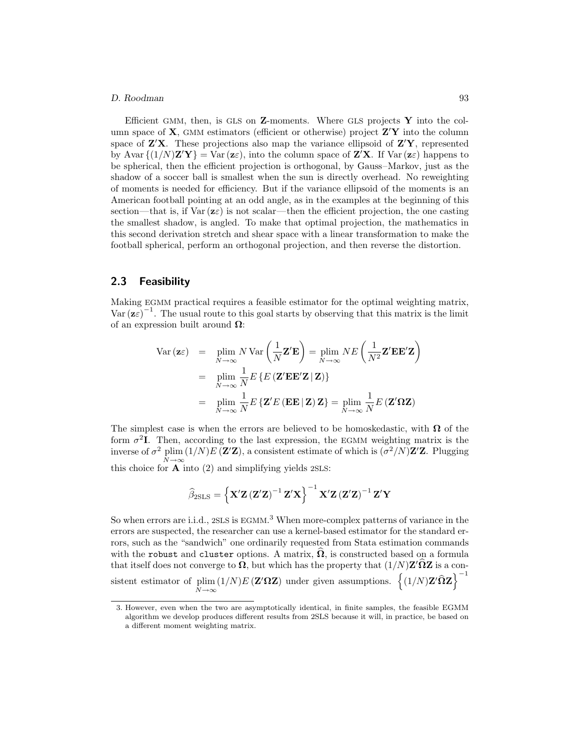Efficient GMM, then, is GLS on **Z**-moments. Where GLS projects **Y** into the column space of **X**, GMM estimators (efficient or otherwise) project $\mathbf{Z}'\mathbf{Y}$ into the column space of $\mathbf{Z}'\mathbf{X}$. These projections also map the variance ellipsoid of $\mathbf{Z}'\mathbf{Y}$, represented by $\text{Avar}\left\{(1/N)\mathbf{Z}'\mathbf{Y}\right\} = \text{Var}\left(\mathbf{z}\varepsilon\right)$, into the column space of $\mathbf{Z}'\mathbf{X}$. If $\text{Var}\left(\mathbf{z}\varepsilon\right)$ happens to be spherical, then the efficient projection is orthogonal, by Gauss–Markov, just as the shadow of a soccer ball is smallest when the sun is directly overhead. No reweighting of moments is needed for efficiency. But if the variance ellipsoid of the moments is an American football pointing at an odd angle, as in the examples at the beginning of this section—that is, if $\text{Var}\left(\mathbf{z}\varepsilon\right)$ is not scalar—then the efficient projection, the one casting the smallest shadow, is angled. To make that optimal projection, the mathematics in this second derivation stretch and shear space with a linear transformation to make the football spherical, perform an orthogonal projection, and then reverse the distortion.

## 2.3 Feasibility

Making EGMM practical requires a feasible estimator for the optimal weighting matrix, $\text{Var}\left(\mathbf{z}\varepsilon\right)^{-1}$. The usual route to this goal starts by observing that this matrix is the limit of an expression built around $\mathbf{\Omega}$:

$$
\begin{aligned}
\text{Var}\left(\mathbf{z}\varepsilon\right) &= \underset{N\to\infty}{\text{plim}}\; N\,\text{Var}\left(\frac{1}{N}\mathbf{Z}'\mathbf{E}\right) = \underset{N\to\infty}{\text{plim}}\; N E\left(\frac{1}{N^2}\mathbf{Z}'\mathbf{E}\mathbf{E}'\mathbf{Z}\right) \\
&= \underset{N\to\infty}{\text{plim}}\; \frac{1}{N} E\left\{E\left(\mathbf{Z}'\mathbf{E}\mathbf{E}'\mathbf{Z}\,|\,\mathbf{Z}\right)\right\} \\
&= \underset{N\to\infty}{\text{plim}}\; \frac{1}{N} E\left\{\mathbf{Z}'E\left(\mathbf{E}\mathbf{E}\,|\,\mathbf{Z}\right)\mathbf{Z}\right\} = \underset{N\to\infty}{\text{plim}}\; \frac{1}{N} E\left(\mathbf{Z}'\mathbf{\Omega}\mathbf{Z}\right)
\end{aligned}
$$

The simplest case is when the errors are believed to be homoskedastic, with $\mathbf{\Omega}$ of the form $\sigma^2\mathbf{I}$. Then, according to the last expression, the EGMM weighting matrix is the inverse of $\sigma^2 \underset{N\to\infty}{\text{plim}}\,(1/N)E\left(\mathbf{Z}'\mathbf{Z}\right)$, a consistent estimate of which is $(\sigma^2/N)\mathbf{Z}'\mathbf{Z}$. Plugging this choice for **A** into (2) and simplifying yields 2SLS:

$$
\widehat{\beta}_{\text{2SLS}} = \left\{\mathbf{X}'\mathbf{Z}\left(\mathbf{Z}'\mathbf{Z}\right)^{-1}\mathbf{Z}'\mathbf{X}\right\}^{-1}\mathbf{X}'\mathbf{Z}\left(\mathbf{Z}'\mathbf{Z}\right)^{-1}\mathbf{Z}'\mathbf{Y}
$$

So when errors are i.i.d., 2SLS is EGMM.[3] When more-complex patterns of variance in the errors are suspected, the researcher can use a kernel-based estimator for the standard errors, such as the "sandwich" one ordinarily requested from Stata estimation commands with the `robust` and `cluster` options. A matrix, $\widehat{\mathbf{\Omega}}$, is constructed based on a formula that itself does not converge to $\mathbf{\Omega}$, but which has the property that $(1/N)\mathbf{Z}'\widehat{\mathbf{\Omega}}\mathbf{Z}$ is a consistent estimator of $\underset{N\to\infty}{\text{plim}}\,(1/N)E\left(\mathbf{Z}'\mathbf{\Omega}\mathbf{Z}\right)$ under given assumptions. $\left\{(1/N)\mathbf{Z}'\widehat{\mathbf{\Omega}}\mathbf{Z}\right\}^{-1}$

3. However, even when the two are asymptotically identical, in finite samples, the feasible EGMM algorithm we develop produces different results from 2SLS because it will, in practice, be based on a different moment weighting matrix.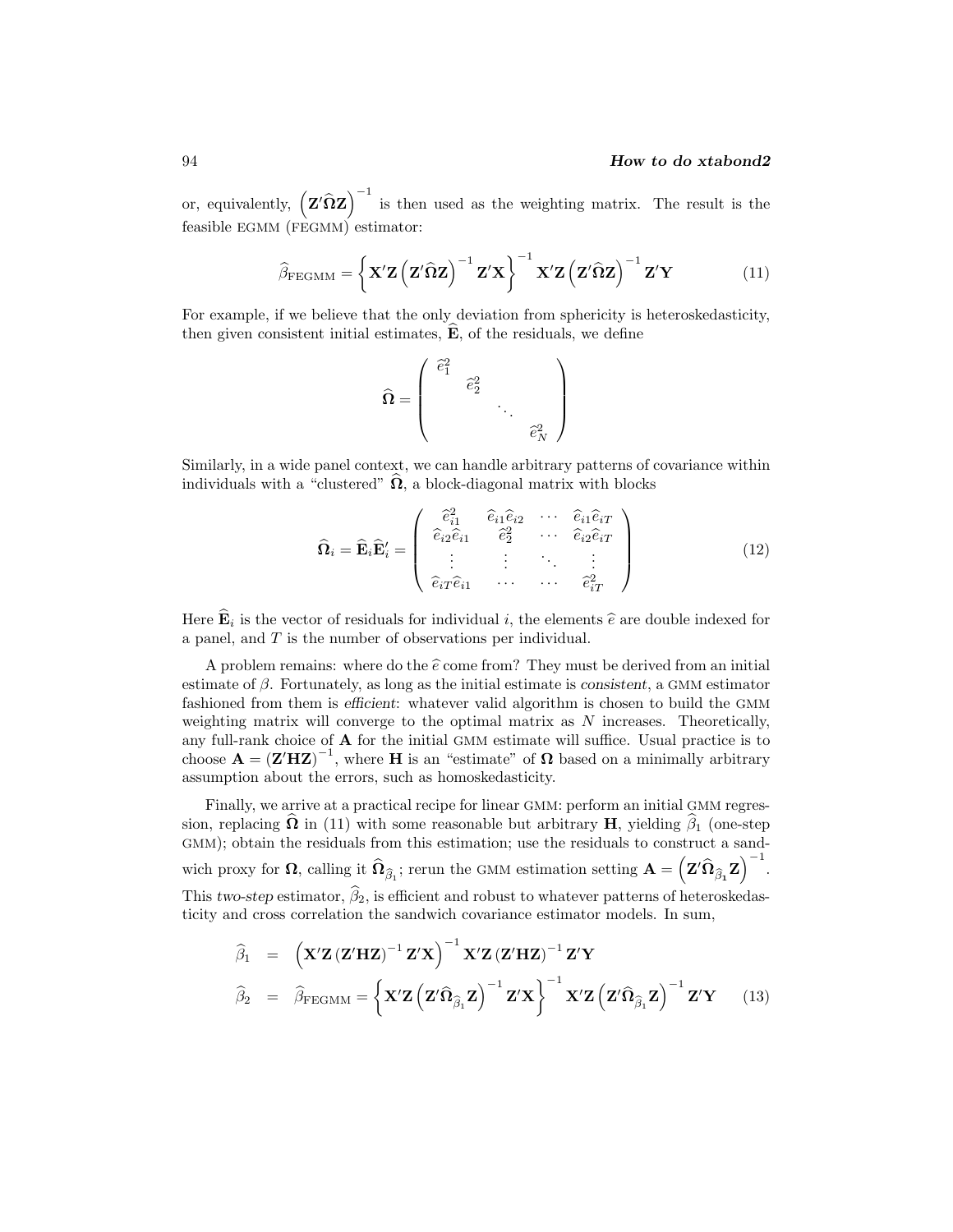or, equivalently, $\left(\mathbf{Z}'\widehat{\mathbf{\Omega}}\mathbf{Z}\right)^{-1}$ is then used as the weighting matrix. The result is the feasible EGMM (FEGMM) estimator:

$$\widehat{\beta}_{\text{FEGMM}} = \left\{\mathbf{X}'\mathbf{Z}\left(\mathbf{Z}'\widehat{\mathbf{\Omega}}\mathbf{Z}\right)^{-1}\mathbf{Z}'\mathbf{X}\right\}^{-1}\mathbf{X}'\mathbf{Z}\left(\mathbf{Z}'\widehat{\mathbf{\Omega}}\mathbf{Z}\right)^{-1}\mathbf{Z}'\mathbf{Y} \tag{11}$$

For example, if we believe that the only deviation from sphericity is heteroskedasticity, then given consistent initial estimates, $\widehat{\mathbf{E}}$, of the residuals, we define

$$\widehat{\mathbf{\Omega}} = \begin{pmatrix} \widehat{e}_1^2 & & & \\ & \widehat{e}_2^2 & & \\ & & \ddots & \\ & & & \widehat{e}_N^2 \end{pmatrix}$$

Similarly, in a wide panel context, we can handle arbitrary patterns of covariance within individuals with a "clustered" $\widehat{\mathbf{\Omega}}$, a block-diagonal matrix with blocks

$$\widehat{\mathbf{\Omega}}_i = \widehat{\mathbf{E}}_i\widehat{\mathbf{E}}_i' = \begin{pmatrix} \widehat{e}_{i1}^2 & \widehat{e}_{i1}\widehat{e}_{i2} & \cdots & \widehat{e}_{i1}\widehat{e}_{iT} \\ \widehat{e}_{i2}\widehat{e}_{i1} & \widehat{e}_2^2 & \cdots & \widehat{e}_{i2}\widehat{e}_{iT} \\ \vdots & \vdots & \ddots & \vdots \\ \widehat{e}_{iT}\widehat{e}_{i1} & \cdots & \cdots & \widehat{e}_{iT}^2 \end{pmatrix} \tag{12}$$

Here $\widehat{\mathbf{E}}_i$ is the vector of residuals for individual $i$, the elements $\widehat{e}$ are double indexed for a panel, and $T$ is the number of observations per individual.

A problem remains: where do the $\widehat{e}$ come from? They must be derived from an initial estimate of $\beta$. Fortunately, as long as the initial estimate is *consistent*, a GMM estimator fashioned from them is *efficient*: whatever valid algorithm is chosen to build the GMM weighting matrix will converge to the optimal matrix as $N$ increases. Theoretically, any full-rank choice of $\mathbf{A}$ for the initial GMM estimate will suffice. Usual practice is to choose $\mathbf{A} = (\mathbf{Z}'\mathbf{H}\mathbf{Z})^{-1}$, where $\mathbf{H}$ is an "estimate" of $\mathbf{\Omega}$ based on a minimally arbitrary assumption about the errors, such as homoskedasticity.

Finally, we arrive at a practical recipe for linear GMM: perform an initial GMM regression, replacing $\widehat{\mathbf{\Omega}}$ in (11) with some reasonable but arbitrary $\mathbf{H}$, yielding $\widehat{\beta}_1$ (one-step GMM); obtain the residuals from this estimation; use the residuals to construct a sandwich proxy for $\mathbf{\Omega}$, calling it $\widehat{\mathbf{\Omega}}_{\widehat{\beta}_1}$; rerun the GMM estimation setting $\mathbf{A} = \left(\mathbf{Z}'\widehat{\mathbf{\Omega}}_{\widehat{\beta}_1}\mathbf{Z}\right)^{-1}$. This *two-step* estimator, $\widehat{\beta}_2$, is efficient and robust to whatever patterns of heteroskedasticity and cross correlation the sandwich covariance estimator models. In sum,

$$\begin{aligned}
\widehat{\beta}_1 &= \left(\mathbf{X}'\mathbf{Z}\left(\mathbf{Z}'\mathbf{H}\mathbf{Z}\right)^{-1}\mathbf{Z}'\mathbf{X}\right)^{-1}\mathbf{X}'\mathbf{Z}\left(\mathbf{Z}'\mathbf{H}\mathbf{Z}\right)^{-1}\mathbf{Z}'\mathbf{Y} \\
\widehat{\beta}_2 &= \widehat{\beta}_{\text{FEGMM}} = \left\{\mathbf{X}'\mathbf{Z}\left(\mathbf{Z}'\widehat{\mathbf{\Omega}}_{\widehat{\beta}_1}\mathbf{Z}\right)^{-1}\mathbf{Z}'\mathbf{X}\right\}^{-1}\mathbf{X}'\mathbf{Z}\left(\mathbf{Z}'\widehat{\mathbf{\Omega}}_{\widehat{\beta}_1}\mathbf{Z}\right)^{-1}\mathbf{Z}'\mathbf{Y}
\end{aligned} \tag{13}$$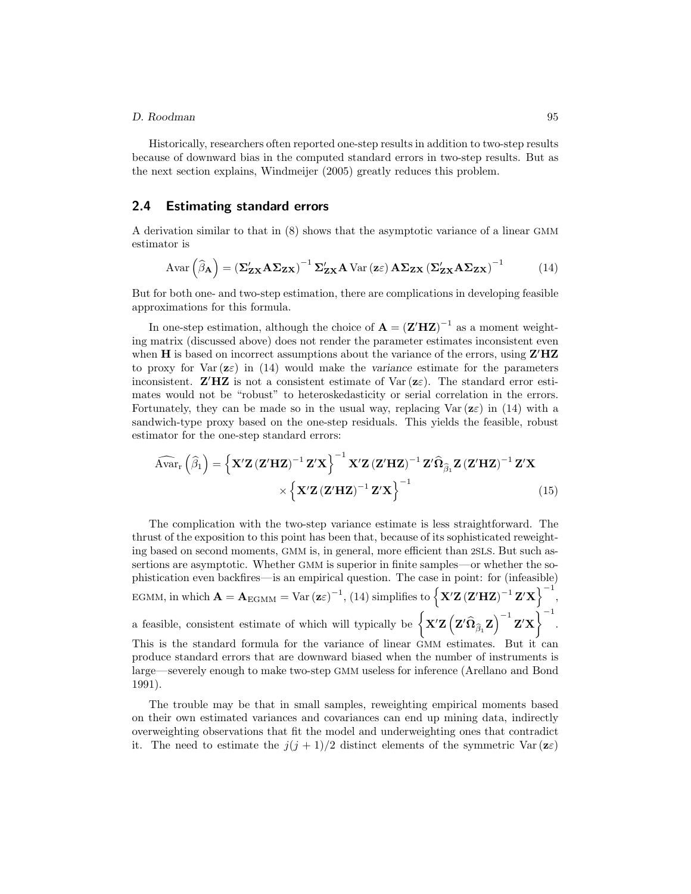Historically, researchers often reported one-step results in addition to two-step results because of downward bias in the computed standard errors in two-step results. But as the next section explains, Windmeijer (2005) greatly reduces this problem.

## 2.4 Estimating standard errors

A derivation similar to that in (8) shows that the asymptotic variance of a linear GMM estimator is

$$\text{Avar}\left(\widehat{\beta}_{\mathbf{A}}\right) = \left(\boldsymbol{\Sigma}_{\mathbf{ZX}}'\mathbf{A}\boldsymbol{\Sigma}_{\mathbf{ZX}}\right)^{-1}\boldsymbol{\Sigma}_{\mathbf{ZX}}'\mathbf{A}\,\text{Var}\left(\mathbf{z}\varepsilon\right)\mathbf{A}\boldsymbol{\Sigma}_{\mathbf{ZX}}\left(\boldsymbol{\Sigma}_{\mathbf{ZX}}'\mathbf{A}\boldsymbol{\Sigma}_{\mathbf{ZX}}\right)^{-1} \tag{14}$$

But for both one- and two-step estimation, there are complications in developing feasible approximations for this formula.

In one-step estimation, although the choice of $\mathbf{A} = \left(\mathbf{Z}'\mathbf{H}\mathbf{Z}\right)^{-1}$ as a moment weighting matrix (discussed above) does not render the parameter estimates inconsistent even when $\mathbf{H}$ is based on incorrect assumptions about the variance of the errors, using $\mathbf{Z}'\mathbf{H}\mathbf{Z}$ to proxy for $\text{Var}\left(\mathbf{z}\varepsilon\right)$ in (14) would make the *variance* estimate for the parameters inconsistent. $\mathbf{Z}'\mathbf{H}\mathbf{Z}$ is not a consistent estimate of $\text{Var}\left(\mathbf{z}\varepsilon\right)$. The standard error estimates would not be "robust" to heteroskedasticity or serial correlation in the errors. Fortunately, they can be made so in the usual way, replacing $\text{Var}\left(\mathbf{z}\varepsilon\right)$ in (14) with a sandwich-type proxy based on the one-step residuals. This yields the feasible, robust estimator for the one-step standard errors:

$$\begin{aligned}\widehat{\text{Avar}}_{\text{r}}\left(\widehat{\beta}_1\right) = &\left\{\mathbf{X}'\mathbf{Z}\left(\mathbf{Z}'\mathbf{H}\mathbf{Z}\right)^{-1}\mathbf{Z}'\mathbf{X}\right\}^{-1}\mathbf{X}'\mathbf{Z}\left(\mathbf{Z}'\mathbf{H}\mathbf{Z}\right)^{-1}\mathbf{Z}'\widehat{\boldsymbol{\Omega}}_{\widehat{\beta}_1}\mathbf{Z}\left(\mathbf{Z}'\mathbf{H}\mathbf{Z}\right)^{-1}\mathbf{Z}'\mathbf{X}\\ &\times\left\{\mathbf{X}'\mathbf{Z}\left(\mathbf{Z}'\mathbf{H}\mathbf{Z}\right)^{-1}\mathbf{Z}'\mathbf{X}\right\}^{-1}\end{aligned} \tag{15}$$

The complication with the two-step variance estimate is less straightforward. The thrust of the exposition to this point has been that, because of its sophisticated reweighting based on second moments, GMM is, in general, more efficient than 2SLS. But such assertions are asymptotic. Whether GMM is superior in finite samples—or whether the sophistication even backfires—is an empirical question. The case in point: for (infeasible) EGMM, in which $\mathbf{A} = \mathbf{A}_{\text{EGMM}} = \text{Var}\left(\mathbf{z}\varepsilon\right)^{-1}$, (14) simplifies to $\left\{\mathbf{X}'\mathbf{Z}\left(\mathbf{Z}'\mathbf{H}\mathbf{Z}\right)^{-1}\mathbf{Z}'\mathbf{X}\right\}^{-1}$, a feasible, consistent estimate of which will typically be $\left\{\mathbf{X}'\mathbf{Z}\left(\mathbf{Z}'\widehat{\boldsymbol{\Omega}}_{\widehat{\beta}_1}\mathbf{Z}\right)^{-1}\mathbf{Z}'\mathbf{X}\right\}^{-1}$. This is the standard formula for the variance of linear GMM estimates. But it can produce standard errors that are downward biased when the number of instruments is large—severely enough to make two-step GMM useless for inference (Arellano and Bond 1991).

The trouble may be that in small samples, reweighting empirical moments based on their own estimated variances and covariances can end up mining data, indirectly overweighting observations that fit the model and underweighting ones that contradict it. The need to estimate the $j(j+1)/2$ distinct elements of the symmetric $\text{Var}\left(\mathbf{z}\varepsilon\right)$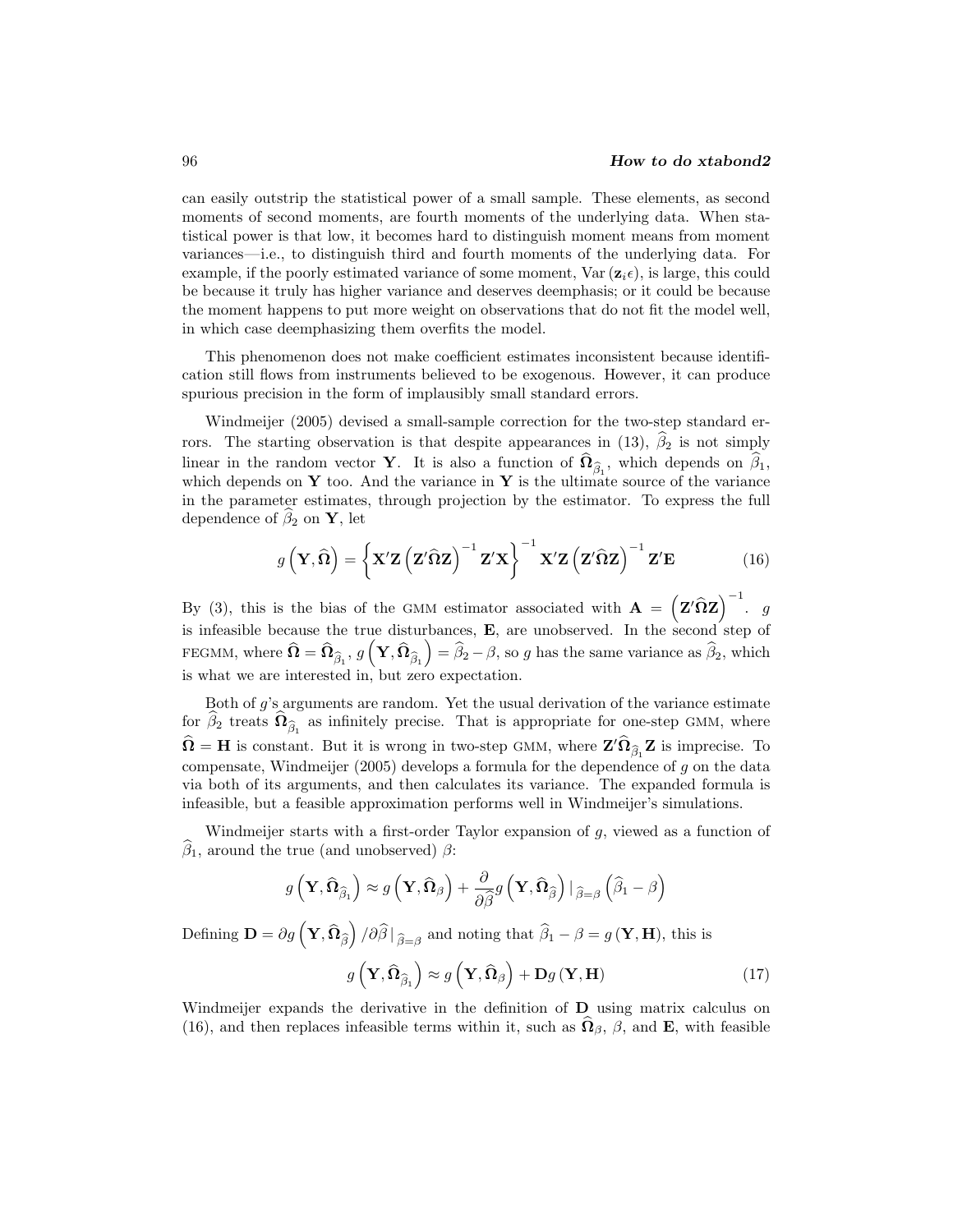can easily outstrip the statistical power of a small sample. These elements, as second moments of second moments, are fourth moments of the underlying data. When statistical power is that low, it becomes hard to distinguish moment means from moment variances—i.e., to distinguish third and fourth moments of the underlying data. For example, if the poorly estimated variance of some moment, $\text{Var}(\mathbf{z}_i \epsilon)$, is large, this could be because it truly has higher variance and deserves deemphasis; or it could be because the moment happens to put more weight on observations that do not fit the model well, in which case deemphasizing them overfits the model.

This phenomenon does not make coefficient estimates inconsistent because identification still flows from instruments believed to be exogenous. However, it can produce spurious precision in the form of implausibly small standard errors.

Windmeijer (2005) devised a small-sample correction for the two-step standard errors. The starting observation is that despite appearances in (13), $\widehat{\beta}_2$ is not simply linear in the random vector $\mathbf{Y}$. It is also a function of $\widehat{\mathbf{\Omega}}_{\widehat{\beta}_1}$, which depends on $\widehat{\beta}_1$, which depends on $\mathbf{Y}$ too. And the variance in $\mathbf{Y}$ is the ultimate source of the variance in the parameter estimates, through projection by the estimator. To express the full dependence of $\widehat{\beta}_2$ on $\mathbf{Y}$, let

$$g\left(\mathbf{Y}, \widehat{\mathbf{\Omega}}\right) = \left\{ \mathbf{X}'\mathbf{Z}\left(\mathbf{Z}'\widehat{\mathbf{\Omega}}\mathbf{Z}\right)^{-1}\mathbf{Z}'\mathbf{X} \right\}^{-1} \mathbf{X}'\mathbf{Z}\left(\mathbf{Z}'\widehat{\mathbf{\Omega}}\mathbf{Z}\right)^{-1}\mathbf{Z}'\mathbf{E} \tag{16}$$

By (3), this is the bias of the GMM estimator associated with $\mathbf{A} = \left(\mathbf{Z}'\widehat{\mathbf{\Omega}}\mathbf{Z}\right)^{-1}$. $g$ is infeasible because the true disturbances, $\mathbf{E}$, are unobserved. In the second step of FEGMM, where $\widehat{\mathbf{\Omega}} = \widehat{\mathbf{\Omega}}_{\widehat{\beta}_1}$, $g\left(\mathbf{Y}, \widehat{\mathbf{\Omega}}_{\widehat{\beta}_1}\right) = \widehat{\beta}_2 - \beta$, so $g$ has the same variance as $\widehat{\beta}_2$, which is what we are interested in, but zero expectation.

Both of $g$'s arguments are random. Yet the usual derivation of the variance estimate for $\widehat{\beta}_2$ treats $\widehat{\mathbf{\Omega}}_{\widehat{\beta}_1}$ as infinitely precise. That is appropriate for one-step GMM, where $\widehat{\mathbf{\Omega}} = \mathbf{H}$ is constant. But it is wrong in two-step GMM, where $\mathbf{Z}'\widehat{\mathbf{\Omega}}_{\widehat{\beta}_1}\mathbf{Z}$ is imprecise. To compensate, Windmeijer (2005) develops a formula for the dependence of $g$ on the data via both of its arguments, and then calculates its variance. The expanded formula is infeasible, but a feasible approximation performs well in Windmeijer's simulations.

Windmeijer starts with a first-order Taylor expansion of $g$, viewed as a function of $\widehat{\beta}_1$, around the true (and unobserved) $\beta$:

$$g\left(\mathbf{Y}, \widehat{\mathbf{\Omega}}_{\widehat{\beta}_1}\right) \approx g\left(\mathbf{Y}, \widehat{\mathbf{\Omega}}_{\beta}\right) + \frac{\partial}{\partial \widehat{\beta}} g\left(\mathbf{Y}, \widehat{\mathbf{\Omega}}_{\widehat{\beta}}\right)|_{\widehat{\beta}=\beta}\left(\widehat{\beta}_1 - \beta\right)$$

Defining $\mathbf{D} = \partial g\left(\mathbf{Y}, \widehat{\mathbf{\Omega}}_{\widehat{\beta}}\right) / \partial \widehat{\beta}|_{\widehat{\beta}=\beta}$ and noting that $\widehat{\beta}_1 - \beta = g\left(\mathbf{Y}, \mathbf{H}\right)$, this is

$$g\left(\mathbf{Y}, \widehat{\mathbf{\Omega}}_{\widehat{\beta}_1}\right) \approx g\left(\mathbf{Y}, \widehat{\mathbf{\Omega}}_{\beta}\right) + \mathbf{D}g\left(\mathbf{Y}, \mathbf{H}\right) \tag{17}$$

Windmeijer expands the derivative in the definition of $\mathbf{D}$ using matrix calculus on (16), and then replaces infeasible terms within it, such as $\widehat{\mathbf{\Omega}}_{\beta}$, $\beta$, and $\mathbf{E}$, with feasible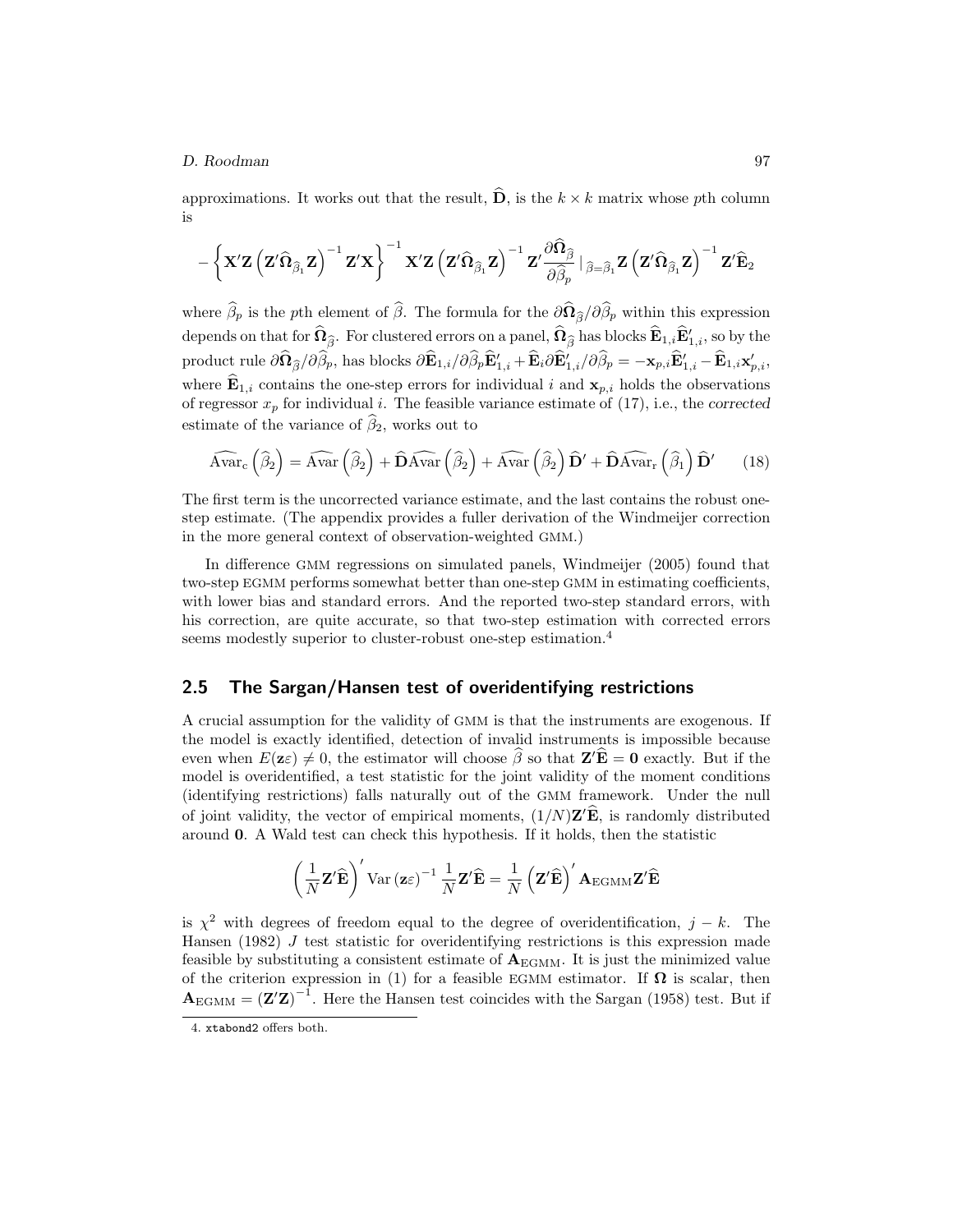approximations. It works out that the result, $\widehat{\mathbf{D}}$, is the $k \times k$ matrix whose $p$th column is

$$-\left\{\mathbf{X}'\mathbf{Z}\left(\mathbf{Z}'\widehat{\mathbf{\Omega}}_{\widehat{\beta}_1}\mathbf{Z}\right)^{-1}\mathbf{Z}'\mathbf{X}\right\}^{-1}\mathbf{X}'\mathbf{Z}\left(\mathbf{Z}'\widehat{\mathbf{\Omega}}_{\widehat{\beta}_1}\mathbf{Z}\right)^{-1}\mathbf{Z}'\frac{\partial\widehat{\mathbf{\Omega}}_{\widehat{\beta}}}{\partial\widehat{\beta}_p}\big|_{\widehat{\beta}=\widehat{\beta}_1}\mathbf{Z}\left(\mathbf{Z}'\widehat{\mathbf{\Omega}}_{\widehat{\beta}_1}\mathbf{Z}\right)^{-1}\mathbf{Z}'\widehat{\mathbf{E}}_2$$

where $\widehat{\beta}_p$ is the $p$th element of $\widehat{\beta}$. The formula for the $\partial\widehat{\mathbf{\Omega}}_{\widehat{\beta}}/\partial\widehat{\beta}_p$ within this expression depends on that for $\widehat{\mathbf{\Omega}}_{\widehat{\beta}}$. For clustered errors on a panel, $\widehat{\mathbf{\Omega}}_{\widehat{\beta}}$ has blocks $\widehat{\mathbf{E}}_{1,i}\widehat{\mathbf{E}}'_{1,i}$, so by the product rule $\partial\widehat{\mathbf{\Omega}}_{\widehat{\beta}}/\partial\widehat{\beta}_p$, has blocks $\partial\widehat{\mathbf{E}}_{1,i}/\partial\widehat{\beta}_p\widehat{\mathbf{E}}'_{1,i}+\widehat{\mathbf{E}}_i\partial\widehat{\mathbf{E}}'_{1,i}/\partial\widehat{\beta}_p=-\mathbf{x}_{p,i}\widehat{\mathbf{E}}'_{1,i}-\widehat{\mathbf{E}}_{1,i}\mathbf{x}'_{p,i}$, where $\widehat{\mathbf{E}}_{1,i}$ contains the one-step errors for individual $i$ and $\mathbf{x}_{p,i}$ holds the observations of regressor $x_p$ for individual $i$. The feasible variance estimate of (17), i.e., the *corrected* estimate of the variance of $\widehat{\beta}_2$, works out to

$$\widehat{\mathrm{Avar}}_{\mathrm{c}}\left(\widehat{\beta}_2\right)=\widehat{\mathrm{Avar}}\left(\widehat{\beta}_2\right)+\widehat{\mathbf{D}}\widehat{\mathrm{Avar}}\left(\widehat{\beta}_2\right)+\widehat{\mathrm{Avar}}\left(\widehat{\beta}_2\right)\widehat{\mathbf{D}}'+\widehat{\mathbf{D}}\widehat{\mathrm{Avar}}_{\mathrm{r}}\left(\widehat{\beta}_1\right)\widehat{\mathbf{D}}' \tag{18}$$

The first term is the uncorrected variance estimate, and the last contains the robust one-step estimate. (The appendix provides a fuller derivation of the Windmeijer correction in the more general context of observation-weighted GMM.)

In difference GMM regressions on simulated panels, Windmeijer (2005) found that two-step EGMM performs somewhat better than one-step GMM in estimating coefficients, with lower bias and standard errors. And the reported two-step standard errors, with his correction, are quite accurate, so that two-step estimation with corrected errors seems modestly superior to cluster-robust one-step estimation.[4]

## 2.5 The Sargan/Hansen test of overidentifying restrictions

A crucial assumption for the validity of GMM is that the instruments are exogenous. If the model is exactly identified, detection of invalid instruments is impossible because even when $E(\mathbf{z}\varepsilon)\neq 0$, the estimator will choose $\widehat{\beta}$ so that $\mathbf{Z}'\widehat{\mathbf{E}}=\mathbf{0}$ exactly. But if the model is overidentified, a test statistic for the joint validity of the moment conditions (identifying restrictions) falls naturally out of the GMM framework. Under the null of joint validity, the vector of empirical moments, $(1/N)\mathbf{Z}'\widehat{\mathbf{E}}$, is randomly distributed around $\mathbf{0}$. A Wald test can check this hypothesis. If it holds, then the statistic

$$\left(\frac{1}{N}\mathbf{Z}'\widehat{\mathbf{E}}\right)'\mathrm{Var}\left(\mathbf{z}\varepsilon\right)^{-1}\frac{1}{N}\mathbf{Z}'\widehat{\mathbf{E}}=\frac{1}{N}\left(\mathbf{Z}'\widehat{\mathbf{E}}\right)'\mathbf{A}_{\mathrm{EGMM}}\mathbf{Z}'\widehat{\mathbf{E}}$$

is $\chi^2$ with degrees of freedom equal to the degree of overidentification, $j-k$. The Hansen (1982) $J$ test statistic for overidentifying restrictions is this expression made feasible by substituting a consistent estimate of $\mathbf{A}_{\mathrm{EGMM}}$. It is just the minimized value of the criterion expression in (1) for a feasible EGMM estimator. If $\mathbf{\Omega}$ is scalar, then $\mathbf{A}_{\mathrm{EGMM}}=\left(\mathbf{Z}'\mathbf{Z}\right)^{-1}$. Here the Hansen test coincides with the Sargan (1958) test. But if

4. `xtabond2` offers both.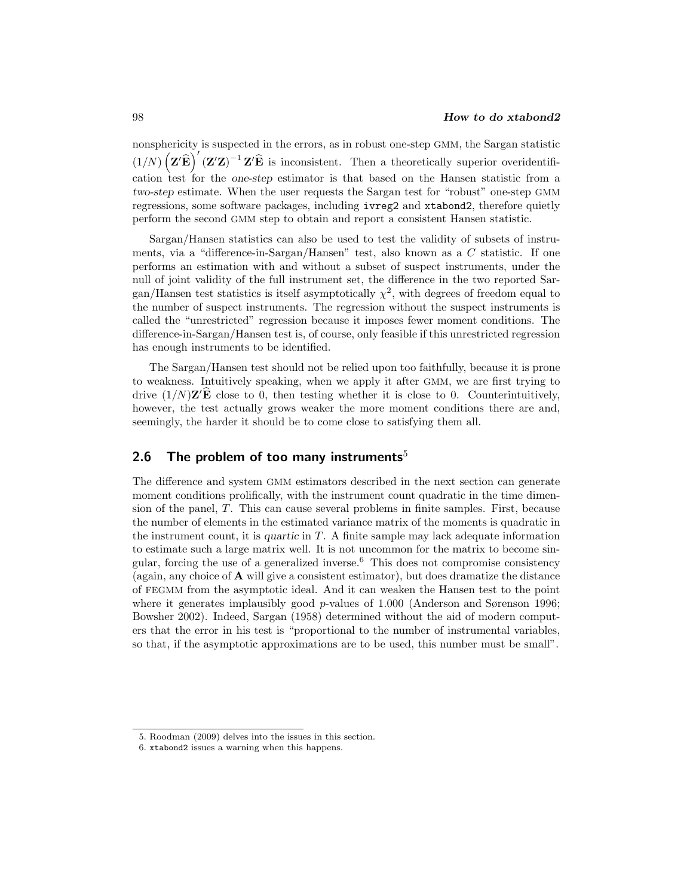nonsphericity is suspected in the errors, as in robust one-step GMM, the Sargan statistic $(1/N)\left(\mathbf{Z}'\widehat{\mathbf{E}}\right)'(\mathbf{Z}'\mathbf{Z})^{-1}\mathbf{Z}'\widehat{\mathbf{E}}$ is inconsistent. Then a theoretically superior overidentification test for the *one-step* estimator is that based on the Hansen statistic from a *two-step* estimate. When the user requests the Sargan test for "robust" one-step GMM regressions, some software packages, including `ivreg2` and `xtabond2`, therefore quietly perform the second GMM step to obtain and report a consistent Hansen statistic.

Sargan/Hansen statistics can also be used to test the validity of subsets of instruments, via a "difference-in-Sargan/Hansen" test, also known as a $C$ statistic. If one performs an estimation with and without a subset of suspect instruments, under the null of joint validity of the full instrument set, the difference in the two reported Sargan/Hansen test statistics is itself asymptotically $\chi^2$, with degrees of freedom equal to the number of suspect instruments. The regression without the suspect instruments is called the "unrestricted" regression because it imposes fewer moment conditions. The difference-in-Sargan/Hansen test is, of course, only feasible if this unrestricted regression has enough instruments to be identified.

The Sargan/Hansen test should not be relied upon too faithfully, because it is prone to weakness. Intuitively speaking, when we apply it after GMM, we are first trying to drive $(1/N)\mathbf{Z}'\widehat{\mathbf{E}}$ close to 0, then testing whether it is close to 0. Counterintuitively, however, the test actually grows weaker the more moment conditions there are and, seemingly, the harder it should be to come close to satisfying them all.

## 2.6 The problem of too many instruments[5]

The difference and system GMM estimators described in the next section can generate moment conditions prolifically, with the instrument count quadratic in the time dimension of the panel, $T$. This can cause several problems in finite samples. First, because the number of elements in the estimated variance matrix of the moments is quadratic in the instrument count, it is *quartic* in $T$. A finite sample may lack adequate information to estimate such a large matrix well. It is not uncommon for the matrix to become singular, forcing the use of a generalized inverse.[6] This does not compromise consistency (again, any choice of $\mathbf{A}$ will give a consistent estimator), but does dramatize the distance of FEGMM from the asymptotic ideal. And it can weaken the Hansen test to the point where it generates implausibly good $p$-values of 1.000 (Anderson and Sørenson 1996; Bowsher 2002). Indeed, Sargan (1958) determined without the aid of modern computers that the error in his test is "proportional to the number of instrumental variables, so that, if the asymptotic approximations are to be used, this number must be small".

---

5. Roodman (2009) delves into the issues in this section.
6. `xtabond2` issues a warning when this happens.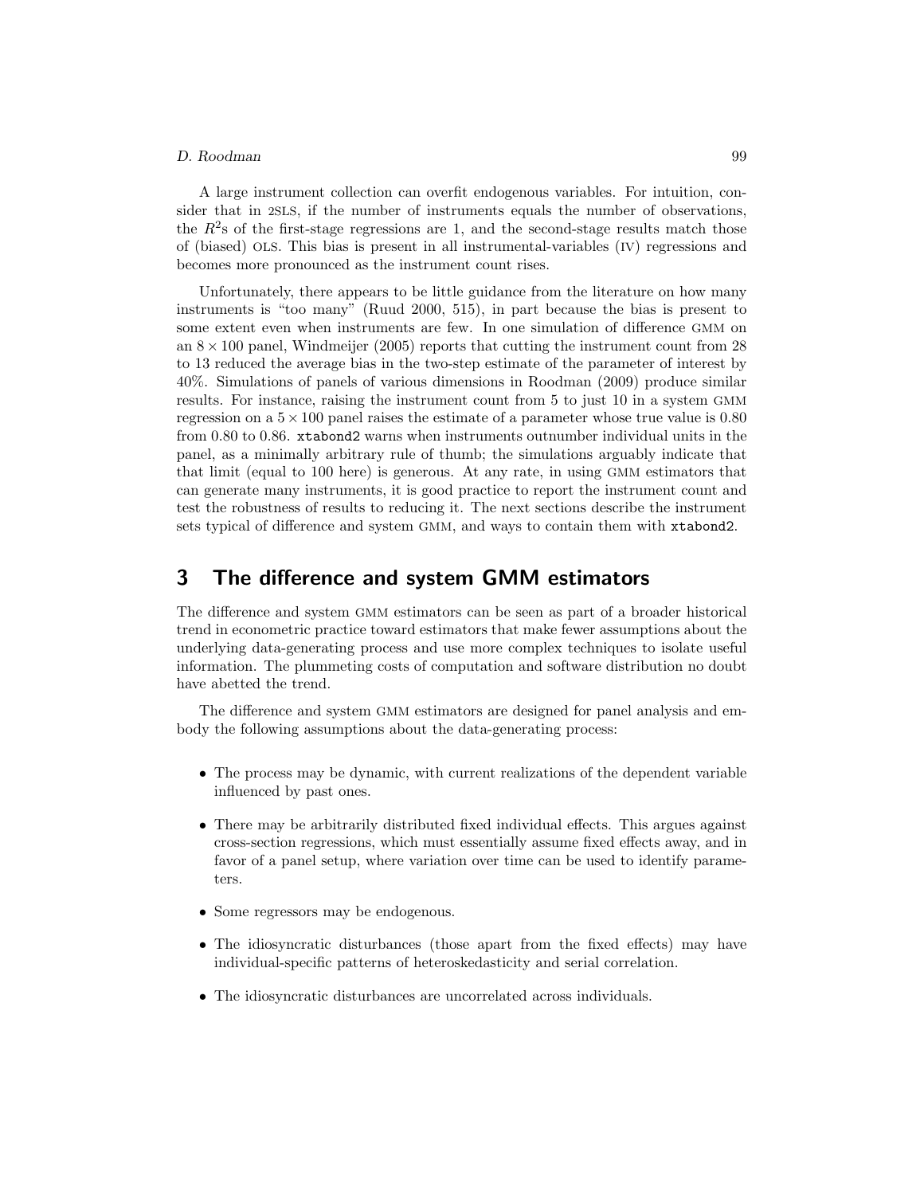A large instrument collection can overfit endogenous variables. For intuition, consider that in 2SLS, if the number of instruments equals the number of observations, the $R^2$s of the first-stage regressions are 1, and the second-stage results match those of (biased) OLS. This bias is present in all instrumental-variables (IV) regressions and becomes more pronounced as the instrument count rises.

Unfortunately, there appears to be little guidance from the literature on how many instruments is "too many" (Ruud 2000, 515), in part because the bias is present to some extent even when instruments are few. In one simulation of difference GMM on an $8 \times 100$ panel, Windmeijer (2005) reports that cutting the instrument count from 28 to 13 reduced the average bias in the two-step estimate of the parameter of interest by 40%. Simulations of panels of various dimensions in Roodman (2009) produce similar results. For instance, raising the instrument count from 5 to just 10 in a system GMM regression on a $5 \times 100$ panel raises the estimate of a parameter whose true value is 0.80 from 0.80 to 0.86. `xtabond2` warns when instruments outnumber individual units in the panel, as a minimally arbitrary rule of thumb; the simulations arguably indicate that that limit (equal to 100 here) is generous. At any rate, in using GMM estimators that can generate many instruments, it is good practice to report the instrument count and test the robustness of results to reducing it. The next sections describe the instrument sets typical of difference and system GMM, and ways to contain them with `xtabond2`.

## 3 The difference and system GMM estimators

The difference and system GMM estimators can be seen as part of a broader historical trend in econometric practice toward estimators that make fewer assumptions about the underlying data-generating process and use more complex techniques to isolate useful information. The plummeting costs of computation and software distribution no doubt have abetted the trend.

The difference and system GMM estimators are designed for panel analysis and embody the following assumptions about the data-generating process:

- The process may be dynamic, with current realizations of the dependent variable influenced by past ones.
- There may be arbitrarily distributed fixed individual effects. This argues against cross-section regressions, which must essentially assume fixed effects away, and in favor of a panel setup, where variation over time can be used to identify parameters.
- Some regressors may be endogenous.
- The idiosyncratic disturbances (those apart from the fixed effects) may have individual-specific patterns of heteroskedasticity and serial correlation.
- The idiosyncratic disturbances are uncorrelated across individuals.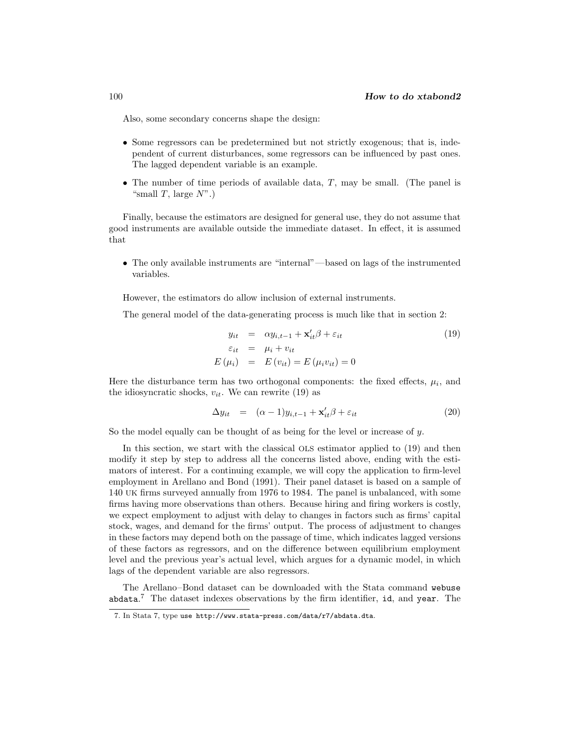Also, some secondary concerns shape the design:

- Some regressors can be predetermined but not strictly exogenous; that is, independent of current disturbances, some regressors can be influenced by past ones. The lagged dependent variable is an example.
- The number of time periods of available data, $T$, may be small. (The panel is "small $T$, large $N$".)

Finally, because the estimators are designed for general use, they do not assume that good instruments are available outside the immediate dataset. In effect, it is assumed that

- The only available instruments are "internal"—based on lags of the instrumented variables.

However, the estimators do allow inclusion of external instruments.

The general model of the data-generating process is much like that in section 2:

$$\begin{aligned} y_{it} &= \alpha y_{i,t-1} + \mathbf{x}'_{it}\beta + \varepsilon_{it} \\ \varepsilon_{it} &= \mu_i + v_{it} \\ E(\mu_i) &= E(v_{it}) = E(\mu_i v_{it}) = 0 \end{aligned} \tag{19}$$

Here the disturbance term has two orthogonal components: the fixed effects, $\mu_i$, and the idiosyncratic shocks, $v_{it}$. We can rewrite (19) as

$$\Delta y_{it} = (\alpha - 1) y_{i,t-1} + \mathbf{x}'_{it}\beta + \varepsilon_{it} \tag{20}$$

So the model equally can be thought of as being for the level or increase of $y$.

In this section, we start with the classical OLS estimator applied to (19) and then modify it step by step to address all the concerns listed above, ending with the estimators of interest. For a continuing example, we will copy the application to firm-level employment in Arellano and Bond (1991). Their panel dataset is based on a sample of 140 UK firms surveyed annually from 1976 to 1984. The panel is unbalanced, with some firms having more observations than others. Because hiring and firing workers is costly, we expect employment to adjust with delay to changes in factors such as firms' capital stock, wages, and demand for the firms' output. The process of adjustment to changes in these factors may depend both on the passage of time, which indicates lagged versions of these factors as regressors, and on the difference between equilibrium employment level and the previous year's actual level, which argues for a dynamic model, in which lags of the dependent variable are also regressors.

The Arellano–Bond dataset can be downloaded with the Stata command `webuse abdata`.[7] The dataset indexes observations by the firm identifier, `id`, and `year`. The

7. In Stata 7, type `use http://www.stata-press.com/data/r7/abdata.dta`.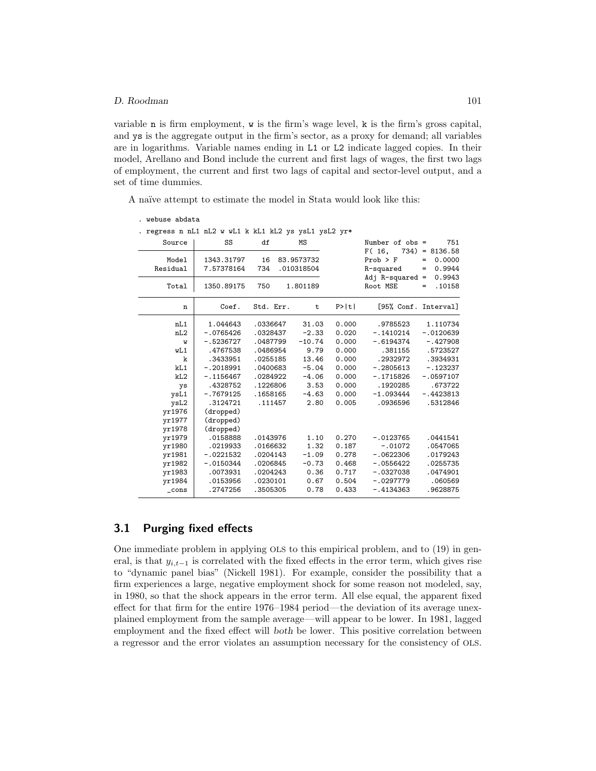variable `n` is firm employment, `w` is the firm's wage level, `k` is the firm's gross capital, and `ys` is the aggregate output in the firm's sector, as a proxy for demand; all variables are in logarithms. Variable names ending in `L1` or `L2` indicate lagged copies. In their model, Arellano and Bond include the current and first lags of wages, the first two lags of employment, the current and first two lags of capital and sector-level output, and a set of time dummies.

A naïve attempt to estimate the model in Stata would look like this:

```
. webuse abdata
. regress n nL1 nL2 w wL1 k kL1 kL2 ys ysL1 ysL2 yr*
      Source |       SS       df       MS              Number of obs =     751
-------------+------------------------------           F( 16,   734) = 8136.58
       Model |  1343.31797    16  83.9573732           Prob > F      =  0.0000
    Residual |  7.57378164   734  .010318504           R-squared     =  0.9944
-------------+------------------------------           Adj R-squared =  0.9943
       Total |  1350.89175   750    1.801189           Root MSE      =  .10158

------------------------------------------------------------------------------
           n |      Coef.   Std. Err.      t    P>|t|     [95% Conf. Interval]
-------------+----------------------------------------------------------------
         nL1 |   1.044643   .0336647    31.03   0.000     .9785523    1.110734
         nL2 |  -.0765426   .0328437    -2.33   0.020    -.1410214   -.0120639
           w |  -.5236727   .0487799   -10.74   0.000    -.6194374    -.427908
         wL1 |   .4767538   .0486954     9.79   0.000      .381155    .5723527
           k |   .3433951   .0255185    13.46   0.000     .2932972    .3934931
         kL1 |  -.2018991   .0400683    -5.04   0.000    -.2805613    -.123237
         kL2 |  -.1156467   .0284922    -4.06   0.000    -.1715826   -.0597107
          ys |   .4328752   .1226806     3.53   0.000     .1920285     .673722
        ysL1 |  -.7679125   .1658165    -4.63   0.000    -1.093444   -.4423813
        ysL2 |   .3124721    .111457     2.80   0.005     .0936596    .5312846
      yr1976 |  (dropped)
      yr1977 |  (dropped)
      yr1978 |  (dropped)
      yr1979 |   .0158888   .0143976     1.10   0.270    -.0123765    .0441541
      yr1980 |   .0219933   .0166632     1.32   0.187      -.01072    .0547065
      yr1981 |  -.0221532   .0204143    -1.09   0.278    -.0622306    .0179243
      yr1982 |  -.0150344   .0206845    -0.73   0.468    -.0556422    .0255735
      yr1983 |   .0073931   .0204243     0.36   0.717    -.0327038    .0474901
      yr1984 |   .0153956   .0230101     0.67   0.504    -.0297779     .060569
       _cons |   .2747256   .3505305     0.78   0.433    -.4134363    .9628875
------------------------------------------------------------------------------
```

## 3.1 Purging fixed effects

One immediate problem in applying OLS to this empirical problem, and to (19) in general, is that $y_{i,t-1}$ is correlated with the fixed effects in the error term, which gives rise to "dynamic panel bias" (Nickell 1981). For example, consider the possibility that a firm experiences a large, negative employment shock for some reason not modeled, say, in 1980, so that the shock appears in the error term. All else equal, the apparent fixed effect for that firm for the entire 1976–1984 period—the deviation of its average unexplained employment from the sample average—will appear to be lower. In 1981, lagged employment and the fixed effect will *both* be lower. This positive correlation between a regressor and the error violates an assumption necessary for the consistency of OLS.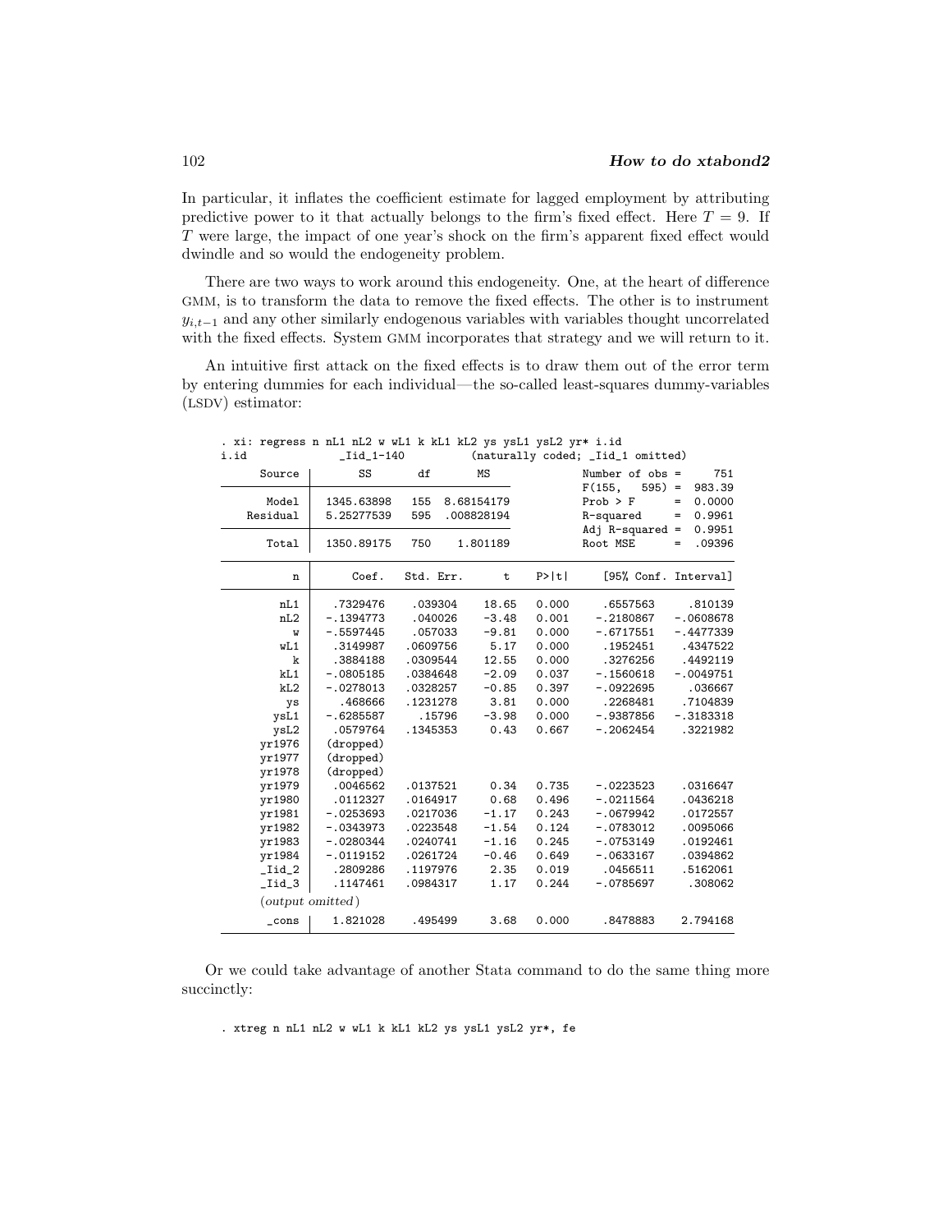In particular, it inflates the coefficient estimate for lagged employment by attributing predictive power to it that actually belongs to the firm's fixed effect. Here $T = 9$. If $T$ were large, the impact of one year's shock on the firm's apparent fixed effect would dwindle and so would the endogeneity problem.

There are two ways to work around this endogeneity. One, at the heart of difference GMM, is to transform the data to remove the fixed effects. The other is to instrument $y_{i,t-1}$ and any other similarly endogenous variables with variables thought uncorrelated with the fixed effects. System GMM incorporates that strategy and we will return to it.

An intuitive first attack on the fixed effects is to draw them out of the error term by entering dummies for each individual—the so-called least-squares dummy-variables (LSDV) estimator:

```
. xi: regress n nL1 nL2 w wL1 k kL1 kL2 ys ysL1 ysL2 yr* i.id
i.id              _Iid_1-140          (naturally coded; _Iid_1 omitted)

      Source |       SS       df       MS              Number of obs =     751
-------------+------------------------------           F(155,   595) =  983.39
       Model |  1345.63898   155  8.68154179           Prob > F      =  0.0000
    Residual |  5.25277539   595  .008828194           R-squared     =  0.9961
-------------+------------------------------           Adj R-squared =  0.9951
       Total |  1350.89175   750    1.801189           Root MSE      =  .09396

------------------------------------------------------------------------------
           n |      Coef.   Std. Err.      t    P>|t|     [95% Conf. Interval]
-------------+----------------------------------------------------------------
         nL1 |   .7329476    .039304    18.65   0.000     .6557563     .810139
         nL2 |  -.1394773    .040026    -3.48   0.001    -.2180867   -.0608678
           w |  -.5597445    .057033    -9.81   0.000    -.6717551   -.4477339
         wL1 |   .3149987   .0609756     5.17   0.000     .1952451    .4347522
           k |   .3884188   .0309544    12.55   0.000     .3276256    .4492119
         kL1 |  -.0805185   .0384648    -2.09   0.037    -.1560618   -.0049751
         kL2 |  -.0278013   .0328257    -0.85   0.397    -.0922695     .036667
          ys |    .468666   .1231278     3.81   0.000     .2268481    .7104839
        ysL1 |  -.6285587     .15796    -3.98   0.000    -.9387856   -.3183318
        ysL2 |   .0579764   .1345353     0.43   0.667    -.2062454    .3221982
      yr1976 |  (dropped)
      yr1977 |  (dropped)
      yr1978 |  (dropped)
      yr1979 |   .0046562   .0137521     0.34   0.735    -.0223523    .0316647
      yr1980 |   .0112327   .0164917     0.68   0.496    -.0211564    .0436218
      yr1981 |  -.0253693   .0217036    -1.17   0.243    -.0679942    .0172557
      yr1982 |  -.0343973   .0223548    -1.54   0.124    -.0783012    .0095066
      yr1983 |  -.0280344   .0240741    -1.16   0.245    -.0753149    .0192461
      yr1984 |  -.0119152   .0261724    -0.46   0.649    -.0633167    .0394862
      _Iid_2 |   .2809286   .1197976     2.35   0.019     .0456511    .5162061
      _Iid_3 |   .1147461   .0984317     1.17   0.244    -.0785697     .308062
  (output omitted)
       _cons |   1.821028    .495499     3.68   0.000     .8478883    2.794168
------------------------------------------------------------------------------
```

Or we could take advantage of another Stata command to do the same thing more succinctly:

```
. xtreg n nL1 nL2 w wL1 k kL1 kL2 ys ysL1 ysL2 yr*, fe
```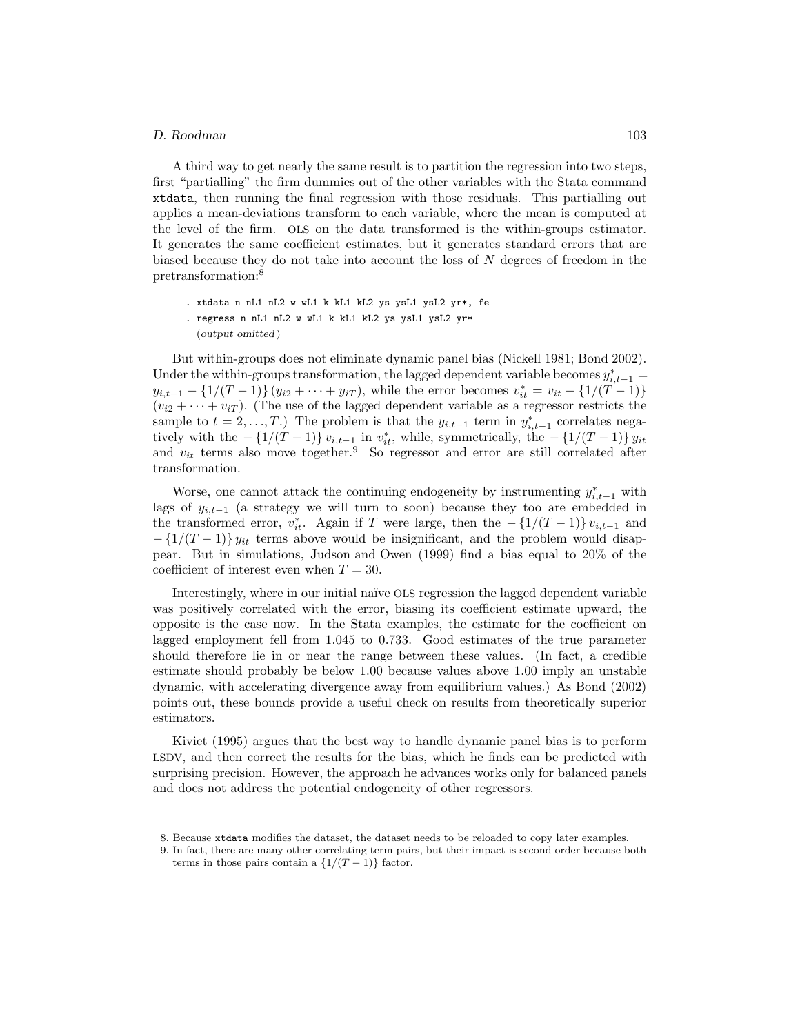A third way to get nearly the same result is to partition the regression into two steps, first "partialling" the firm dummies out of the other variables with the Stata command `xtdata`, then running the final regression with those residuals. This partialling out applies a mean-deviations transform to each variable, where the mean is computed at the level of the firm. OLS on the data transformed is the within-groups estimator. It generates the same coefficient estimates, but it generates standard errors that are biased because they do not take into account the loss of $N$ degrees of freedom in the pretransformation:[8]

```
. xtdata n nL1 nL2 w wL1 k kL1 kL2 ys ysL1 ysL2 yr*, fe
. regress n nL1 nL2 w wL1 k kL1 kL2 ys ysL1 ysL2 yr*
  (output omitted)
```

But within-groups does not eliminate dynamic panel bias (Nickell 1981; Bond 2002). Under the within-groups transformation, the lagged dependent variable becomes $y^*_{i,t-1} = y_{i,t-1} - \{1/(T-1)\}(y_{i2} + \cdots + y_{iT})$, while the error becomes $v^*_{it} = v_{it} - \{1/(T-1)\}(v_{i2} + \cdots + v_{iT})$. (The use of the lagged dependent variable as a regressor restricts the sample to $t = 2, \ldots, T$.) The problem is that the $y_{i,t-1}$ term in $y^*_{i,t-1}$ correlates negatively with the $-\{1/(T-1)\}v_{i,t-1}$ in $v^*_{it}$, while, symmetrically, the $-\{1/(T-1)\}y_{it}$ and $v_{it}$ terms also move together.[9] So regressor and error are still correlated after transformation.

Worse, one cannot attack the continuing endogeneity by instrumenting $y^*_{i,t-1}$ with lags of $y_{i,t-1}$ (a strategy we will turn to soon) because they too are embedded in the transformed error, $v^*_{it}$. Again if $T$ were large, then the $-\{1/(T-1)\}v_{i,t-1}$ and $-\{1/(T-1)\}y_{it}$ terms above would be insignificant, and the problem would disappear. But in simulations, Judson and Owen (1999) find a bias equal to 20% of the coefficient of interest even when $T = 30$.

Interestingly, where in our initial naïve OLS regression the lagged dependent variable was positively correlated with the error, biasing its coefficient estimate upward, the opposite is the case now. In the Stata examples, the estimate for the coefficient on lagged employment fell from 1.045 to 0.733. Good estimates of the true parameter should therefore lie in or near the range between these values. (In fact, a credible estimate should probably be below 1.00 because values above 1.00 imply an unstable dynamic, with accelerating divergence away from equilibrium values.) As Bond (2002) points out, these bounds provide a useful check on results from theoretically superior estimators.

Kiviet (1995) argues that the best way to handle dynamic panel bias is to perform LSDV, and then correct the results for the bias, which he finds can be predicted with surprising precision. However, the approach he advances works only for balanced panels and does not address the potential endogeneity of other regressors.

8. Because `xtdata` modifies the dataset, the dataset needs to be reloaded to copy later examples.

9. In fact, there are many other correlating term pairs, but their impact is second order because both terms in those pairs contain a $\{1/(T-1)\}$ factor.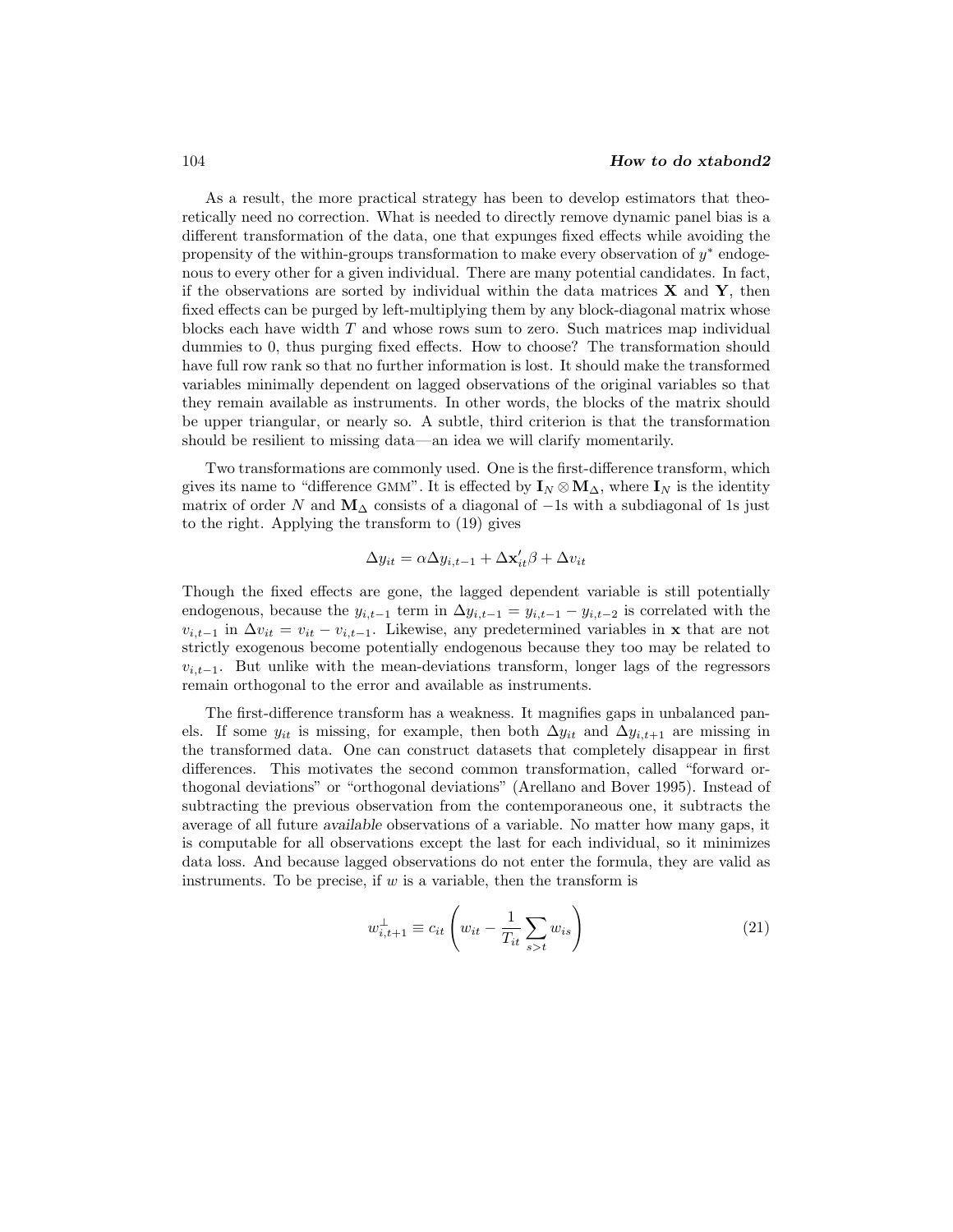As a result, the more practical strategy has been to develop estimators that theoretically need no correction. What is needed to directly remove dynamic panel bias is a different transformation of the data, one that expunges fixed effects while avoiding the propensity of the within-groups transformation to make every observation of $y^*$ endogenous to every other for a given individual. There are many potential candidates. In fact, if the observations are sorted by individual within the data matrices $\mathbf{X}$ and $\mathbf{Y}$, then fixed effects can be purged by left-multiplying them by any block-diagonal matrix whose blocks each have width $T$ and whose rows sum to zero. Such matrices map individual dummies to 0, thus purging fixed effects. How to choose? The transformation should have full row rank so that no further information is lost. It should make the transformed variables minimally dependent on lagged observations of the original variables so that they remain available as instruments. In other words, the blocks of the matrix should be upper triangular, or nearly so. A subtle, third criterion is that the transformation should be resilient to missing data—an idea we will clarify momentarily.

Two transformations are commonly used. One is the first-difference transform, which gives its name to "difference GMM". It is effected by $\mathbf{I}_N \otimes \mathbf{M}_\Delta$, where $\mathbf{I}_N$ is the identity matrix of order $N$ and $\mathbf{M}_\Delta$ consists of a diagonal of $-1$s with a subdiagonal of 1s just to the right. Applying the transform to (19) gives

$$\Delta y_{it} = \alpha \Delta y_{i,t-1} + \Delta \mathbf{x}'_{it}\beta + \Delta v_{it}$$

Though the fixed effects are gone, the lagged dependent variable is still potentially endogenous, because the $y_{i,t-1}$ term in $\Delta y_{i,t-1} = y_{i,t-1} - y_{i,t-2}$ is correlated with the $v_{i,t-1}$ in $\Delta v_{it} = v_{it} - v_{i,t-1}$. Likewise, any predetermined variables in $\mathbf{x}$ that are not strictly exogenous become potentially endogenous because they too may be related to $v_{i,t-1}$. But unlike with the mean-deviations transform, longer lags of the regressors remain orthogonal to the error and available as instruments.

The first-difference transform has a weakness. It magnifies gaps in unbalanced panels. If some $y_{it}$ is missing, for example, then both $\Delta y_{it}$ and $\Delta y_{i,t+1}$ are missing in the transformed data. One can construct datasets that completely disappear in first differences. This motivates the second common transformation, called "forward orthogonal deviations" or "orthogonal deviations" (Arellano and Bover 1995). Instead of subtracting the previous observation from the contemporaneous one, it subtracts the average of all future *available* observations of a variable. No matter how many gaps, it is computable for all observations except the last for each individual, so it minimizes data loss. And because lagged observations do not enter the formula, they are valid as instruments. To be precise, if $w$ is a variable, then the transform is

$$w^{\perp}_{i,t+1} \equiv c_{it}\left(w_{it} - \frac{1}{T_{it}}\sum_{s>t} w_{is}\right) \tag{21}$$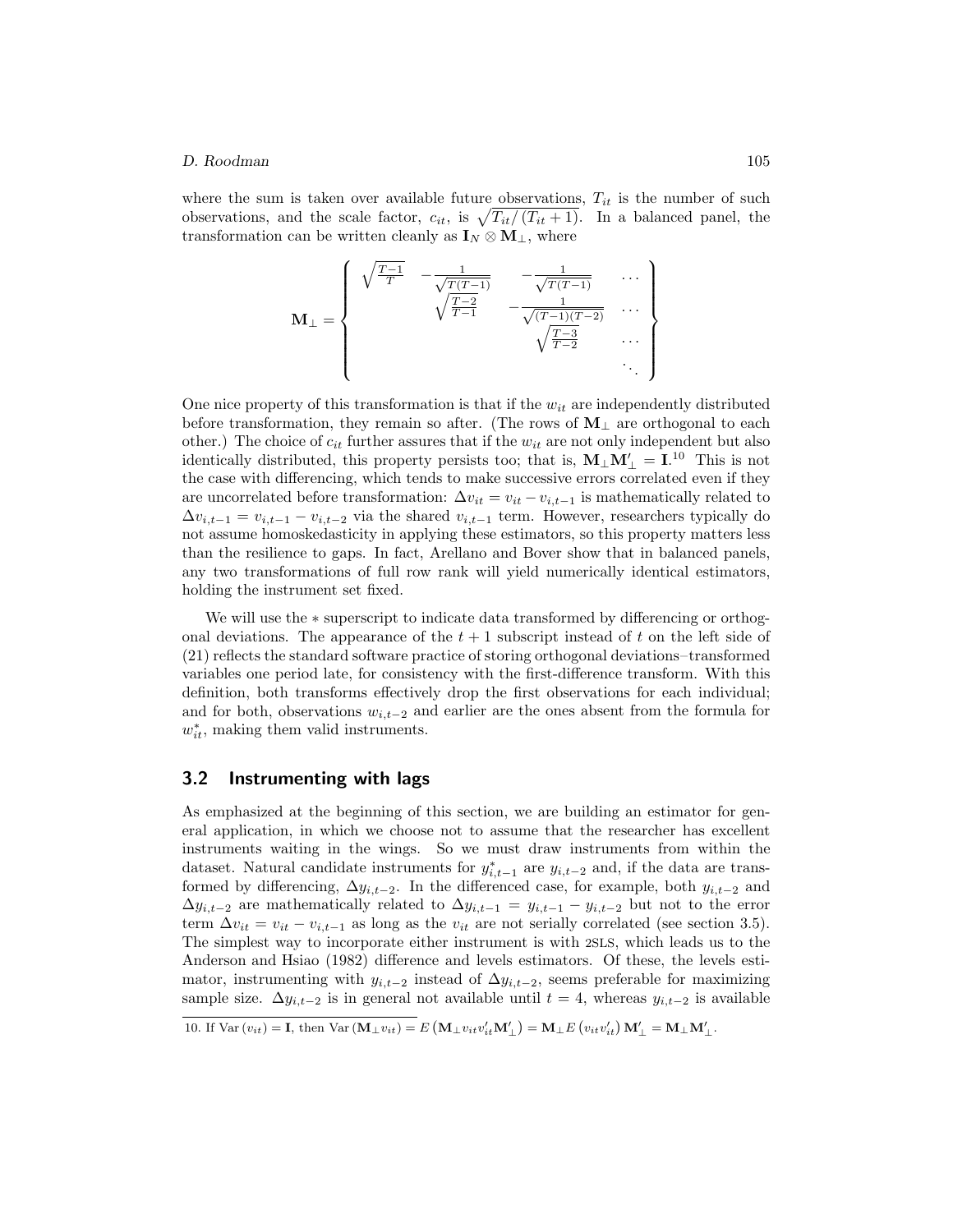where the sum is taken over available future observations, $T_{it}$ is the number of such observations, and the scale factor, $c_{it}$, is $\sqrt{T_{it}/(T_{it}+1)}$. In a balanced panel, the transformation can be written cleanly as $\mathbf{I}_N \otimes \mathbf{M}_\perp$, where

$$
\mathbf{M}_\perp = \left\{ \begin{array}{cccc}
\sqrt{\frac{T-1}{T}} & -\frac{1}{\sqrt{T(T-1)}} & -\frac{1}{\sqrt{T(T-1)}} & \cdots \\
 & \sqrt{\frac{T-2}{T-1}} & -\frac{1}{\sqrt{(T-1)(T-2)}} & \cdots \\
 & & \sqrt{\frac{T-3}{T-2}} & \cdots \\
 & & & \ddots
\end{array} \right\}
$$

One nice property of this transformation is that if the $w_{it}$ are independently distributed before transformation, they remain so after. (The rows of $\mathbf{M}_\perp$ are orthogonal to each other.) The choice of $c_{it}$ further assures that if the $w_{it}$ are not only independent but also identically distributed, this property persists too; that is, $\mathbf{M}_\perp \mathbf{M}'_\perp = \mathbf{I}$.[10] This is not the case with differencing, which tends to make successive errors correlated even if they are uncorrelated before transformation: $\Delta v_{it} = v_{it} - v_{i,t-1}$ is mathematically related to $\Delta v_{i,t-1} = v_{i,t-1} - v_{i,t-2}$ via the shared $v_{i,t-1}$ term. However, researchers typically do not assume homoskedasticity in applying these estimators, so this property matters less than the resilience to gaps. In fact, Arellano and Bover show that in balanced panels, any two transformations of full row rank will yield numerically identical estimators, holding the instrument set fixed.

We will use the $*$ superscript to indicate data transformed by differencing or orthogonal deviations. The appearance of the $t+1$ subscript instead of $t$ on the left side of (21) reflects the standard software practice of storing orthogonal deviations–transformed variables one period late, for consistency with the first-difference transform. With this definition, both transforms effectively drop the first observations for each individual; and for both, observations $w_{i,t-2}$ and earlier are the ones absent from the formula for $w^*_{it}$, making them valid instruments.

## 3.2 Instrumenting with lags

As emphasized at the beginning of this section, we are building an estimator for general application, in which we choose not to assume that the researcher has excellent instruments waiting in the wings. So we must draw instruments from within the dataset. Natural candidate instruments for $y^*_{i,t-1}$ are $y_{i,t-2}$ and, if the data are transformed by differencing, $\Delta y_{i,t-2}$. In the differenced case, for example, both $y_{i,t-2}$ and $\Delta y_{i,t-2}$ are mathematically related to $\Delta y_{i,t-1} = y_{i,t-1} - y_{i,t-2}$ but not to the error term $\Delta v_{it} = v_{it} - v_{i,t-1}$ as long as the $v_{it}$ are not serially correlated (see section 3.5). The simplest way to incorporate either instrument is with 2SLS, which leads us to the Anderson and Hsiao (1982) difference and levels estimators. Of these, the levels estimator, instrumenting with $y_{i,t-2}$ instead of $\Delta y_{i,t-2}$, seems preferable for maximizing sample size. $\Delta y_{i,t-2}$ is in general not available until $t=4$, whereas $y_{i,t-2}$ is available

10. If $\text{Var}(v_{it}) = \mathbf{I}$, then $\text{Var}(\mathbf{M}_\perp v_{it}) = E(\mathbf{M}_\perp v_{it} v'_{it} \mathbf{M}'_\perp) = \mathbf{M}_\perp E(v_{it} v'_{it}) \mathbf{M}'_\perp = \mathbf{M}_\perp \mathbf{M}'_\perp$.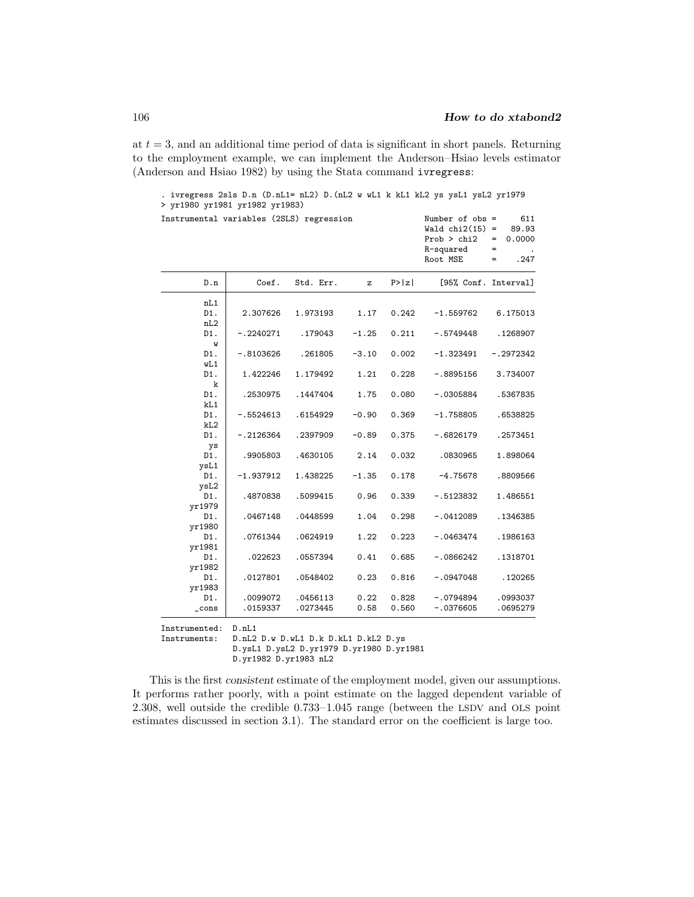at $t = 3$, and an additional time period of data is significant in short panels. Returning to the employment example, we can implement the Anderson–Hsiao levels estimator (Anderson and Hsiao 1982) by using the Stata command `ivregress`:

```
. ivregress 2sls D.n (D.nL1= nL2) D.(nL2 w wL1 k kL1 kL2 ys ysL1 ysL2 yr1979
> yr1980 yr1981 yr1982 yr1983)
Instrumental variables (2SLS) regression               Number of obs =     611
                                                       Wald chi2(15) =   89.93
                                                       Prob > chi2   =  0.0000
                                                       R-squared     =       .
                                                       Root MSE      =    .247

------------------------------------------------------------------------------
         D.n |      Coef.   Std. Err.      z    P>|z|     [95% Conf. Interval]
-------------+----------------------------------------------------------------
         nL1 |
         D1. |   2.307626   1.973193     1.17   0.242    -1.559762    6.175013
         nL2 |
         D1. |  -.2240271    .179043    -1.25   0.211    -.5749448    .1268907
           w |
         D1. |  -.8103626    .261805    -3.10   0.002    -1.323491   -.2972342
         wL1 |
         D1. |   1.422246   1.179492     1.21   0.228    -.8895156    3.734007
           k |
         D1. |   .2530975   .1447404     1.75   0.080    -.0305884    .5367835
         kL1 |
         D1. |  -.5524613   .6154929    -0.90   0.369    -1.758805    .6538825
         kL2 |
         D1. |  -.2126364   .2397909    -0.89   0.375    -.6826179    .2573451
          ys |
         D1. |   .9905803   .4630105     2.14   0.032     .0830965    1.898064
        ysL1 |
         D1. |  -1.937912   1.438225    -1.35   0.178     -4.75678    .8809566
        ysL2 |
         D1. |   .4870838   .5099415     0.96   0.339    -.5123832    1.486551
      yr1979 |
         D1. |   .0467148   .0448599     1.04   0.298    -.0412089    .1346385
      yr1980 |
         D1. |   .0761344   .0624919     1.22   0.223    -.0463474    .1986163
      yr1981 |
         D1. |    .022623   .0557394     0.41   0.685    -.0866242    .1318701
      yr1982 |
         D1. |   .0127801   .0548402     0.23   0.816    -.0947048     .120265
      yr1983 |
         D1. |   .0099072   .0456113     0.22   0.828    -.0794894    .0993037
       _cons |   .0159337   .0273445     0.58   0.560    -.0376605    .0695279
------------------------------------------------------------------------------
Instrumented:  D.nL1
Instruments:   D.nL2 D.w D.wL1 D.k D.kL1 D.kL2 D.ys
               D.ysL1 D.ysL2 D.yr1979 D.yr1980 D.yr1981
               D.yr1982 D.yr1983 nL2
```

This is the first *consistent* estimate of the employment model, given our assumptions. It performs rather poorly, with a point estimate on the lagged dependent variable of 2.308, well outside the credible 0.733–1.045 range (between the LSDV and OLS point estimates discussed in section 3.1). The standard error on the coefficient is large too.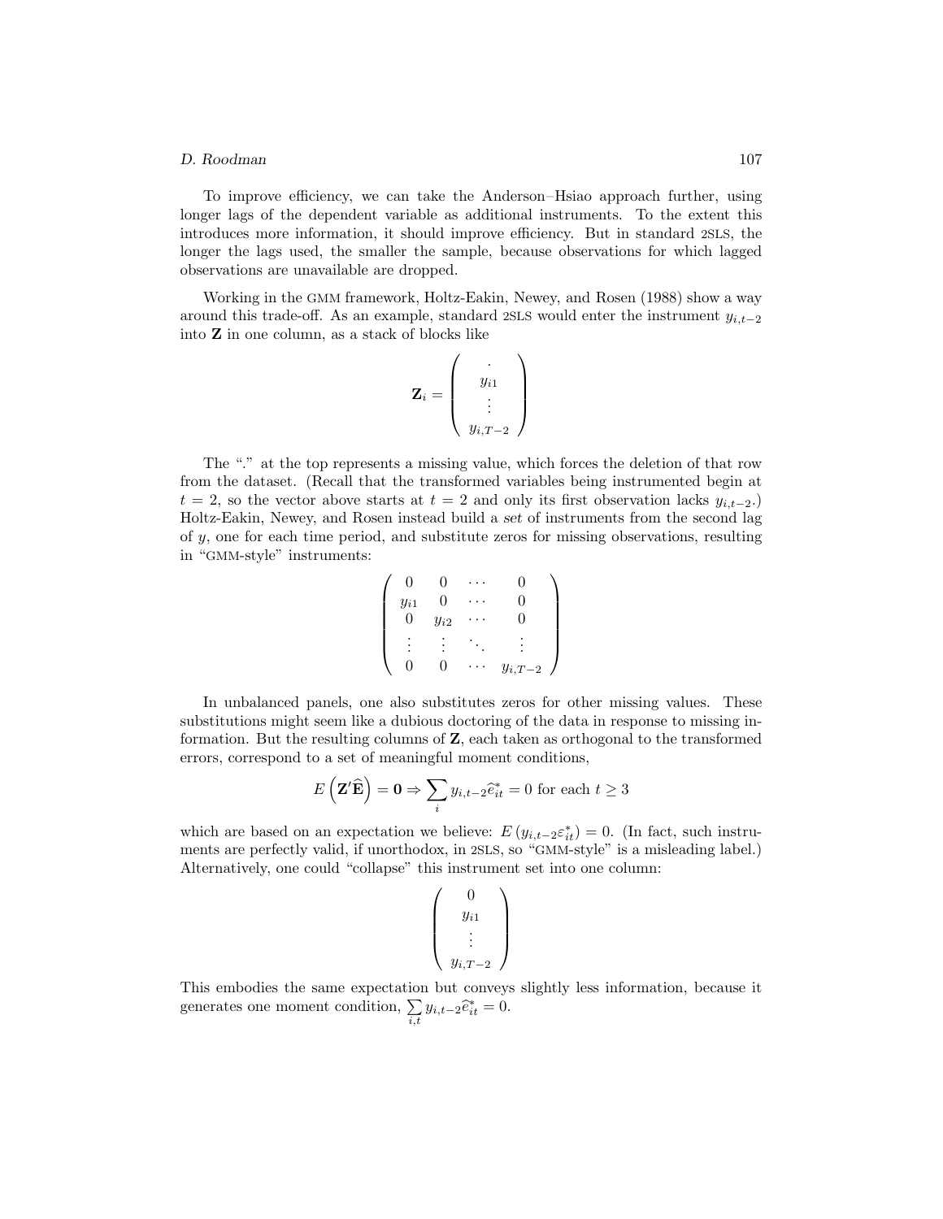To improve efficiency, we can take the Anderson–Hsiao approach further, using longer lags of the dependent variable as additional instruments. To the extent this introduces more information, it should improve efficiency. But in standard 2SLS, the longer the lags used, the smaller the sample, because observations for which lagged observations are unavailable are dropped.

Working in the GMM framework, Holtz-Eakin, Newey, and Rosen (1988) show a way around this trade-off. As an example, standard 2SLS would enter the instrument $y_{i,t-2}$ into $\mathbf{Z}$ in one column, as a stack of blocks like

$$\mathbf{Z}_i = \begin{pmatrix} . \\ y_{i1} \\ \vdots \\ y_{i,T-2} \end{pmatrix}$$

The "." at the top represents a missing value, which forces the deletion of that row from the dataset. (Recall that the transformed variables being instrumented begin at $t = 2$, so the vector above starts at $t = 2$ and only its first observation lacks $y_{i,t-2}$.) Holtz-Eakin, Newey, and Rosen instead build a *set* of instruments from the second lag of $y$, one for each time period, and substitute zeros for missing observations, resulting in "GMM-style" instruments:

$$\begin{pmatrix} 0 & 0 & \cdots & 0 \\ y_{i1} & 0 & \cdots & 0 \\ 0 & y_{i2} & \cdots & 0 \\ \vdots & \vdots & \ddots & \vdots \\ 0 & 0 & \cdots & y_{i,T-2} \end{pmatrix}$$

In unbalanced panels, one also substitutes zeros for other missing values. These substitutions might seem like a dubious doctoring of the data in response to missing information. But the resulting columns of $\mathbf{Z}$, each taken as orthogonal to the transformed errors, correspond to a set of meaningful moment conditions,

$$E\left(\mathbf{Z}'\widehat{\mathbf{E}}\right) = \mathbf{0} \Rightarrow \sum_i y_{i,t-2}\widehat{e}^*_{it} = 0 \text{ for each } t \geq 3$$

which are based on an expectation we believe: $E\left(y_{i,t-2}\varepsilon^*_{it}\right) = 0$. (In fact, such instruments are perfectly valid, if unorthodox, in 2SLS, so "GMM-style" is a misleading label.) Alternatively, one could "collapse" this instrument set into one column:

$$\begin{pmatrix} 0 \\ y_{i1} \\ \vdots \\ y_{i,T-2} \end{pmatrix}$$

This embodies the same expectation but conveys slightly less information, because it generates one moment condition, $\sum\limits_{i,t} y_{i,t-2}\widehat{e}^*_{it} = 0$.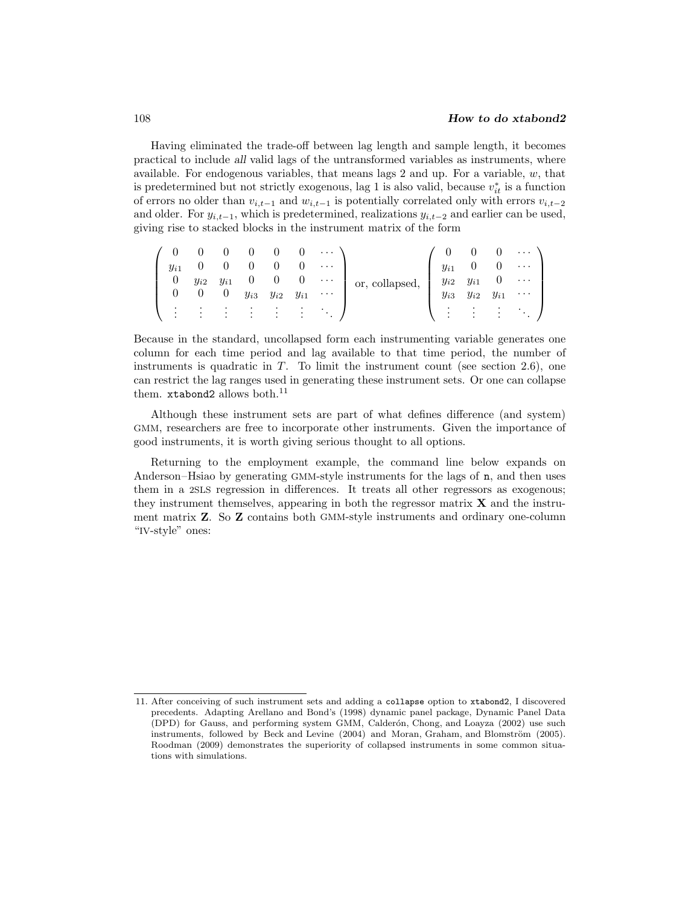Having eliminated the trade-off between lag length and sample length, it becomes practical to include *all* valid lags of the untransformed variables as instruments, where available. For endogenous variables, that means lags 2 and up. For a variable, $w$, that is predetermined but not strictly exogenous, lag 1 is also valid, because $v_{it}^*$ is a function of errors no older than $v_{i,t-1}$ and $w_{i,t-1}$ is potentially correlated only with errors $v_{i,t-2}$ and older. For $y_{i,t-1}$, which is predetermined, realizations $y_{i,t-2}$ and earlier can be used, giving rise to stacked blocks in the instrument matrix of the form

$$\begin{pmatrix} 0 & 0 & 0 & 0 & 0 & 0 & \cdots \\ y_{i1} & 0 & 0 & 0 & 0 & 0 & \cdots \\ 0 & y_{i2} & y_{i1} & 0 & 0 & 0 & \cdots \\ 0 & 0 & 0 & y_{i3} & y_{i2} & y_{i1} & \cdots \\ \vdots & \vdots & \vdots & \vdots & \vdots & \vdots & \ddots \end{pmatrix} \text{ or, collapsed, } \begin{pmatrix} 0 & 0 & 0 & \cdots \\ y_{i1} & 0 & 0 & \cdots \\ y_{i2} & y_{i1} & 0 & \cdots \\ y_{i3} & y_{i2} & y_{i1} & \cdots \\ \vdots & \vdots & \vdots & \ddots \end{pmatrix}$$

Because in the standard, uncollapsed form each instrumenting variable generates one column for each time period and lag available to that time period, the number of instruments is quadratic in $T$. To limit the instrument count (see section 2.6), one can restrict the lag ranges used in generating these instrument sets. Or one can collapse them. `xtabond2` allows both.[11]

Although these instrument sets are part of what defines difference (and system) GMM, researchers are free to incorporate other instruments. Given the importance of good instruments, it is worth giving serious thought to all options.

Returning to the employment example, the command line below expands on Anderson–Hsiao by generating GMM-style instruments for the lags of `n`, and then uses them in a 2SLS regression in differences. It treats all other regressors as exogenous; they instrument themselves, appearing in both the regressor matrix $\mathbf{X}$ and the instrument matrix $\mathbf{Z}$. So $\mathbf{Z}$ contains both GMM-style instruments and ordinary one-column "IV-style" ones:

11. After conceiving of such instrument sets and adding a `collapse` option to `xtabond2`, I discovered precedents. Adapting Arellano and Bond's (1998) dynamic panel package, Dynamic Panel Data (DPD) for Gauss, and performing system GMM, Calderón, Chong, and Loayza (2002) use such instruments, followed by Beck and Levine (2004) and Moran, Graham, and Blomström (2005). Roodman (2009) demonstrates the superiority of collapsed instruments in some common situations with simulations.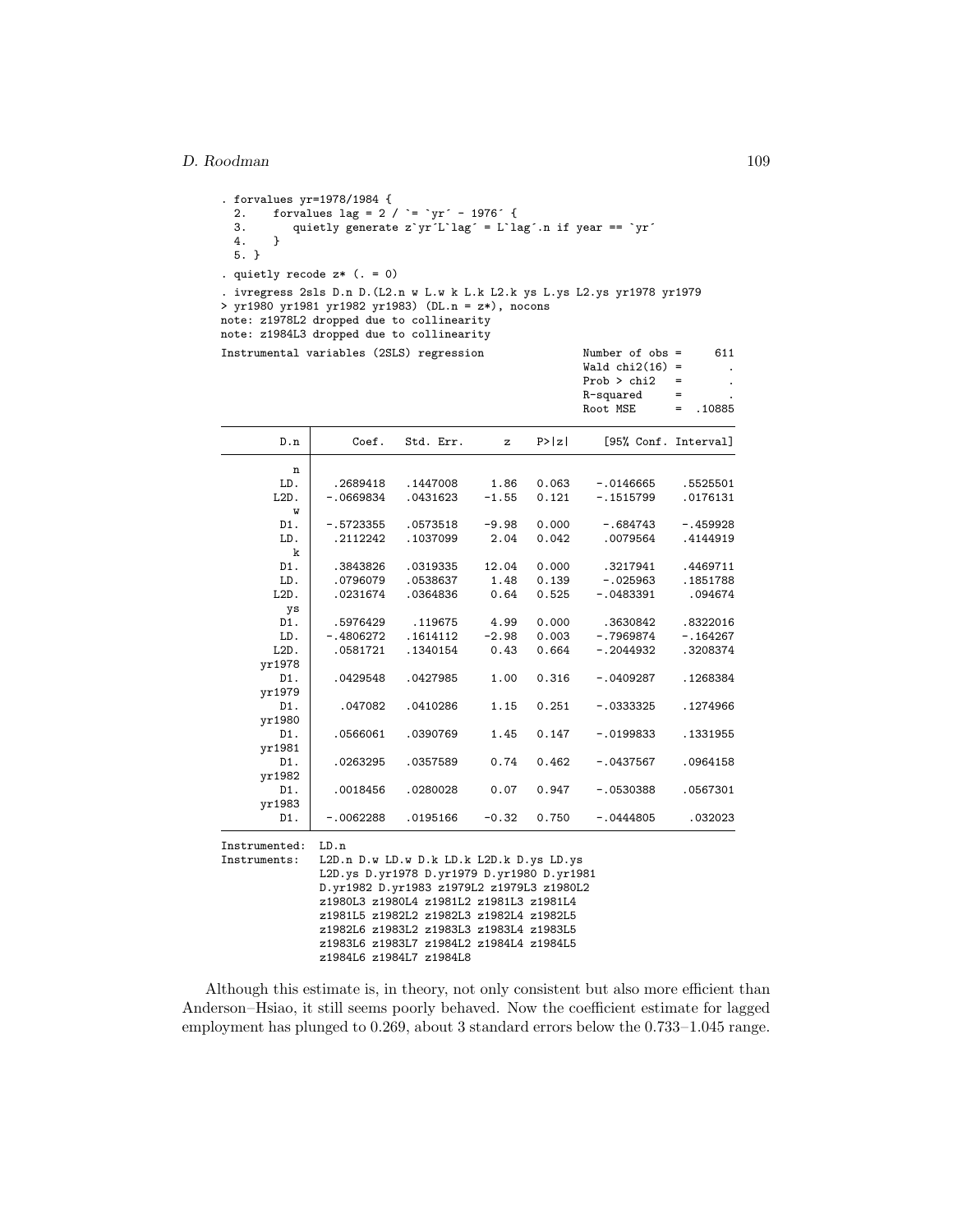```
. forvalues yr=1978/1984 {
  2.    forvalues lag = 2 / `= `yr´ - 1976´ {
  3.        quietly generate z`yr´L`lag´ = L`lag´.n if year == `yr´
  4.    }
  5. }
. quietly recode z* (. = 0)
. ivregress 2sls D.n D.(L2.n w L.w k L.k L2.k ys L.ys L2.ys yr1978 yr1979
> yr1980 yr1981 yr1982 yr1983) (DL.n = z*), nocons
note: z1978L2 dropped due to collinearity
note: z1984L3 dropped due to collinearity
Instrumental variables (2SLS) regression              Number of obs =      611
                                                      Wald chi2(16) =        .
                                                      Prob > chi2   =        .
                                                      R-squared     =        .
                                                      Root MSE      =   .10885

------------------------------------------------------------------------------
         D.n |      Coef.   Std. Err.      z    P>|z|     [95% Conf. Interval]
-------------+----------------------------------------------------------------
           n |
         LD. |   .2689418   .1447008     1.86   0.063    -.0146665    .5525501
        L2D. |  -.0669834   .0431623    -1.55   0.121    -.1515799    .0176131
           w |
         D1. |  -.5723355   .0573518    -9.98   0.000     -.684743    -.459928
         LD. |   .2112242   .1037099     2.04   0.042     .0079564    .4144919
           k |
         D1. |   .3843826   .0319335    12.04   0.000     .3217941    .4469711
         LD. |   .0796079   .0538637     1.48   0.139     -.025963    .1851788
        L2D. |   .0231674   .0364836     0.64   0.525    -.0483391     .094674
          ys |
         D1. |   .5976429    .119675     4.99   0.000     .3630842    .8322016
         LD. |  -.4806272   .1614112    -2.98   0.003    -.7969874    -.164267
        L2D. |   .0581721   .1340154     0.43   0.664    -.2044932    .3208374
      yr1978 |
         D1. |   .0429548   .0427985     1.00   0.316    -.0409287    .1268384
      yr1979 |
         D1. |    .047082   .0410286     1.15   0.251    -.0333325    .1274966
      yr1980 |
         D1. |   .0566061   .0390769     1.45   0.147    -.0199833    .1331955
      yr1981 |
         D1. |   .0263295   .0357589     0.74   0.462    -.0437567    .0964158
      yr1982 |
         D1. |   .0018456   .0280028     0.07   0.947    -.0530388    .0567301
      yr1983 |
         D1. |  -.0062288   .0195166    -0.32   0.750    -.0444805     .032023
------------------------------------------------------------------------------
Instrumented:  LD.n
Instruments:   L2D.n D.w LD.w D.k LD.k L2D.k D.ys LD.ys
               L2D.ys D.yr1978 D.yr1979 D.yr1980 D.yr1981
               D.yr1982 D.yr1983 z1979L2 z1979L3 z1980L2
               z1980L3 z1980L4 z1981L2 z1981L3 z1981L4
               z1981L5 z1982L2 z1982L3 z1982L4 z1982L5
               z1982L6 z1983L2 z1983L3 z1983L4 z1983L5
               z1983L6 z1983L7 z1984L2 z1984L4 z1984L5
               z1984L6 z1984L7 z1984L8
```

Although this estimate is, in theory, not only consistent but also more efficient than Anderson–Hsiao, it still seems poorly behaved. Now the coefficient estimate for lagged employment has plunged to 0.269, about 3 standard errors below the 0.733–1.045 range.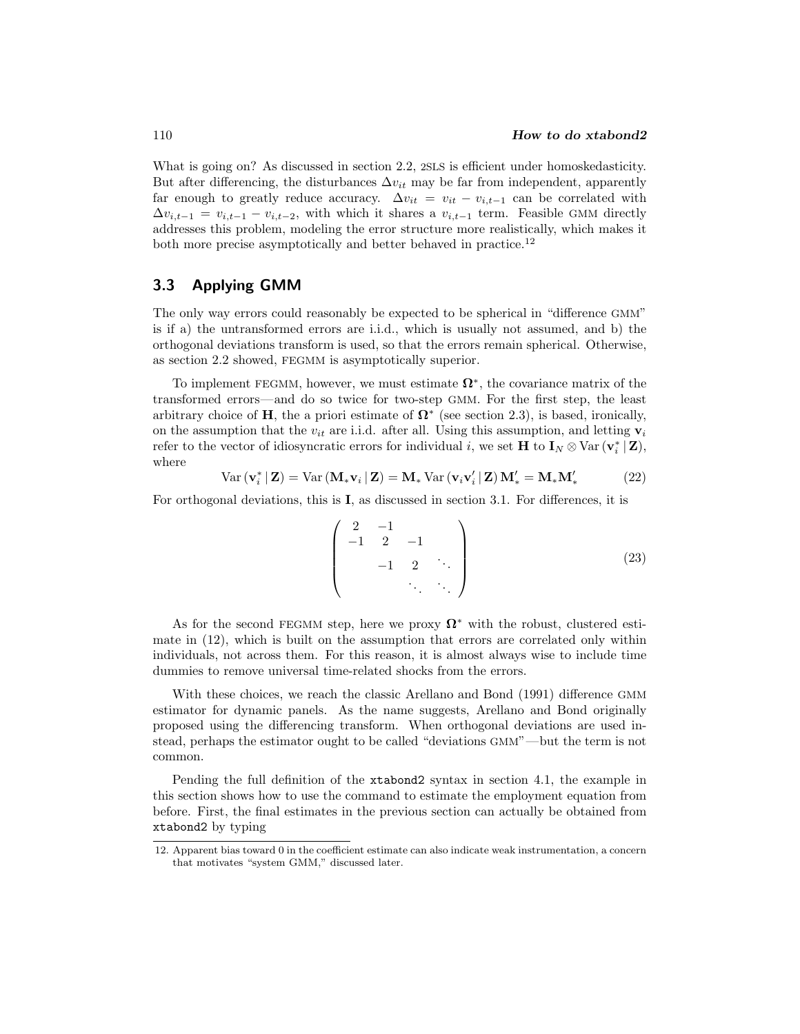What is going on? As discussed in section 2.2, 2SLS is efficient under homoskedasticity. But after differencing, the disturbances $\Delta v_{it}$ may be far from independent, apparently far enough to greatly reduce accuracy. $\Delta v_{it} = v_{it} - v_{i,t-1}$ can be correlated with $\Delta v_{i,t-1} = v_{i,t-1} - v_{i,t-2}$, with which it shares a $v_{i,t-1}$ term. Feasible GMM directly addresses this problem, modeling the error structure more realistically, which makes it both more precise asymptotically and better behaved in practice.[12]

## 3.3 Applying GMM

The only way errors could reasonably be expected to be spherical in "difference GMM" is if a) the untransformed errors are i.i.d., which is usually not assumed, and b) the orthogonal deviations transform is used, so that the errors remain spherical. Otherwise, as section 2.2 showed, FEGMM is asymptotically superior.

To implement FEGMM, however, we must estimate $\mathbf{\Omega}^*$, the covariance matrix of the transformed errors—and do so twice for two-step GMM. For the first step, the least arbitrary choice of $\mathbf{H}$, the a priori estimate of $\mathbf{\Omega}^*$ (see section 2.3), is based, ironically, on the assumption that the $v_{it}$ are i.i.d. after all. Using this assumption, and letting $\mathbf{v}_i$ refer to the vector of idiosyncratic errors for individual $i$, we set $\mathbf{H}$ to $\mathbf{I}_N \otimes \text{Var}\left(\mathbf{v}_i^* \,|\, \mathbf{Z}\right)$, where

$$\text{Var}\left(\mathbf{v}_i^* \,|\, \mathbf{Z}\right) = \text{Var}\left(\mathbf{M}_* \mathbf{v}_i \,|\, \mathbf{Z}\right) = \mathbf{M}_* \,\text{Var}\left(\mathbf{v}_i \mathbf{v}_i' \,|\, \mathbf{Z}\right) \mathbf{M}_*' = \mathbf{M}_* \mathbf{M}_*' \tag{22}$$

For orthogonal deviations, this is $\mathbf{I}$, as discussed in section 3.1. For differences, it is

$$\begin{pmatrix} 2 & -1 & & \\ -1 & 2 & -1 & \\ & -1 & 2 & \ddots \\ & & \ddots & \ddots \end{pmatrix} \tag{23}$$

As for the second FEGMM step, here we proxy $\mathbf{\Omega}^*$ with the robust, clustered estimate in (12), which is built on the assumption that errors are correlated only within individuals, not across them. For this reason, it is almost always wise to include time dummies to remove universal time-related shocks from the errors.

With these choices, we reach the classic Arellano and Bond (1991) difference GMM estimator for dynamic panels. As the name suggests, Arellano and Bond originally proposed using the differencing transform. When orthogonal deviations are used instead, perhaps the estimator ought to be called "deviations GMM"—but the term is not common.

Pending the full definition of the `xtabond2` syntax in section 4.1, the example in this section shows how to use the command to estimate the employment equation from before. First, the final estimates in the previous section can actually be obtained from `xtabond2` by typing

12. Apparent bias toward 0 in the coefficient estimate can also indicate weak instrumentation, a concern that motivates "system GMM," discussed later.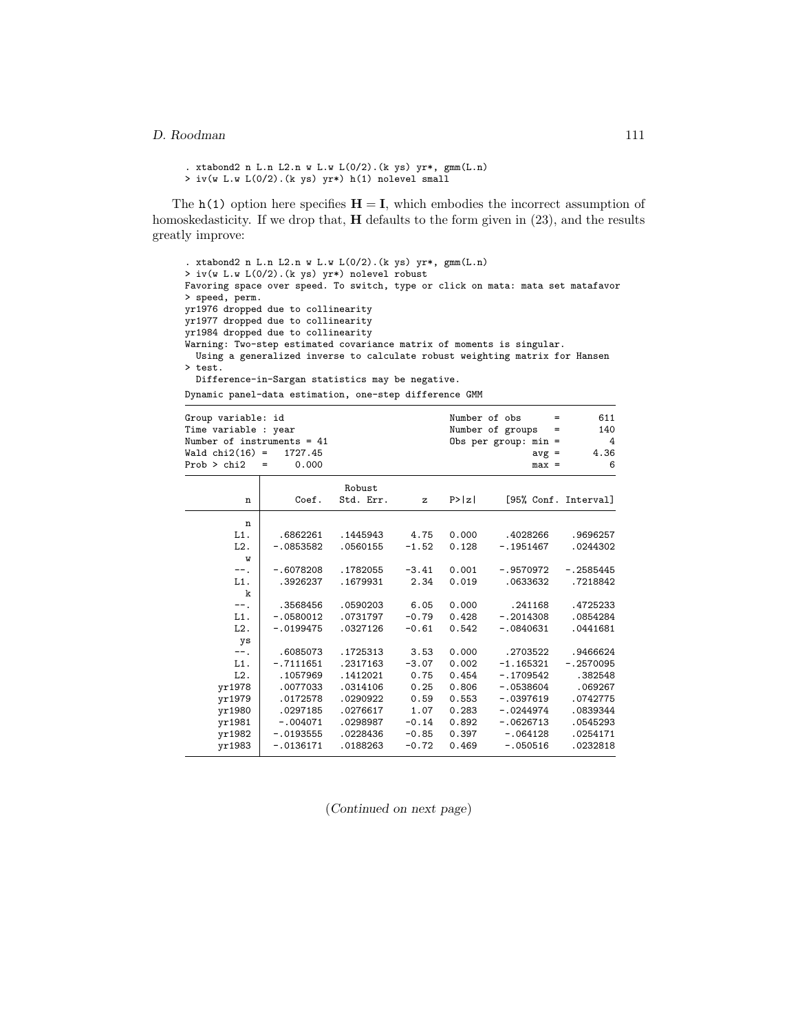```
. xtabond2 n L.n L2.n w L.w L(0/2).(k ys) yr*, gmm(L.n)
> iv(w L.w L(0/2).(k ys) yr*) h(1) nolevel small
```

The `h(1)` option here specifies $\mathbf{H} = \mathbf{I}$, which embodies the incorrect assumption of homoskedasticity. If we drop that, $\mathbf{H}$ defaults to the form given in (23), and the results greatly improve:

```
. xtabond2 n L.n L2.n w L.w L(0/2).(k ys) yr*, gmm(L.n)
> iv(w L.w L(0/2).(k ys) yr*) nolevel robust
Favoring space over speed. To switch, type or click on mata: mata set matafavor
> speed, perm.
yr1976 dropped due to collinearity
yr1977 dropped due to collinearity
yr1984 dropped due to collinearity
Warning: Two-step estimated covariance matrix of moments is singular.
  Using a generalized inverse to calculate robust weighting matrix for Hansen
> test.
  Difference-in-Sargan statistics may be negative.
Dynamic panel-data estimation, one-step difference GMM
```

```
Group variable: id                              Number of obs      =       611
Time variable : year                            Number of groups   =       140
Number of instruments = 41                      Obs per group: min =         4
Wald chi2(16) =   1727.45                                      avg =      4.36
Prob > chi2   =     0.000                                      max =         6
```

| n | Coef. | Robust Std. Err. | z | P>\|z\| | [95% Conf. | Interval] |
|---|---|---|---|---|---|---|
| n | | | | | | |
| L1. | .6862261 | .1445943 | 4.75 | 0.000 | .4028266 | .9696257 |
| L2. | -.0853582 | .0560155 | -1.52 | 0.128 | -.1951467 | .0244302 |
| w | | | | | | |
| --. | -.6078208 | .1782055 | -3.41 | 0.001 | -.9570972 | -.2585445 |
| L1. | .3926237 | .1679931 | 2.34 | 0.019 | .0633632 | .7218842 |
| k | | | | | | |
| --. | .3568456 | .0590203 | 6.05 | 0.000 | .241168 | .4725233 |
| L1. | -.0580012 | .0731797 | -0.79 | 0.428 | -.2014308 | .0854284 |
| L2. | -.0199475 | .0327126 | -0.61 | 0.542 | -.0840631 | .0441681 |
| ys | | | | | | |
| --. | .6085073 | .1725313 | 3.53 | 0.000 | .2703522 | .9466624 |
| L1. | -.7111651 | .2317163 | -3.07 | 0.002 | -1.165321 | -.2570095 |
| L2. | .1057969 | .1412021 | 0.75 | 0.454 | -.1709542 | .382548 |
| yr1978 | .0077033 | .0314106 | 0.25 | 0.806 | -.0538604 | .069267 |
| yr1979 | .0172578 | .0290922 | 0.59 | 0.553 | -.0397619 | .0742775 |
| yr1980 | .0297185 | .0276617 | 1.07 | 0.283 | -.0244974 | .0839344 |
| yr1981 | -.004071 | .0298987 | -0.14 | 0.892 | -.0626713 | .0545293 |
| yr1982 | -.0193555 | .0228436 | -0.85 | 0.397 | -.064128 | .0254171 |
| yr1983 | -.0136171 | .0188263 | -0.72 | 0.469 | -.050516 | .0232818 |

(*Continued on next page*)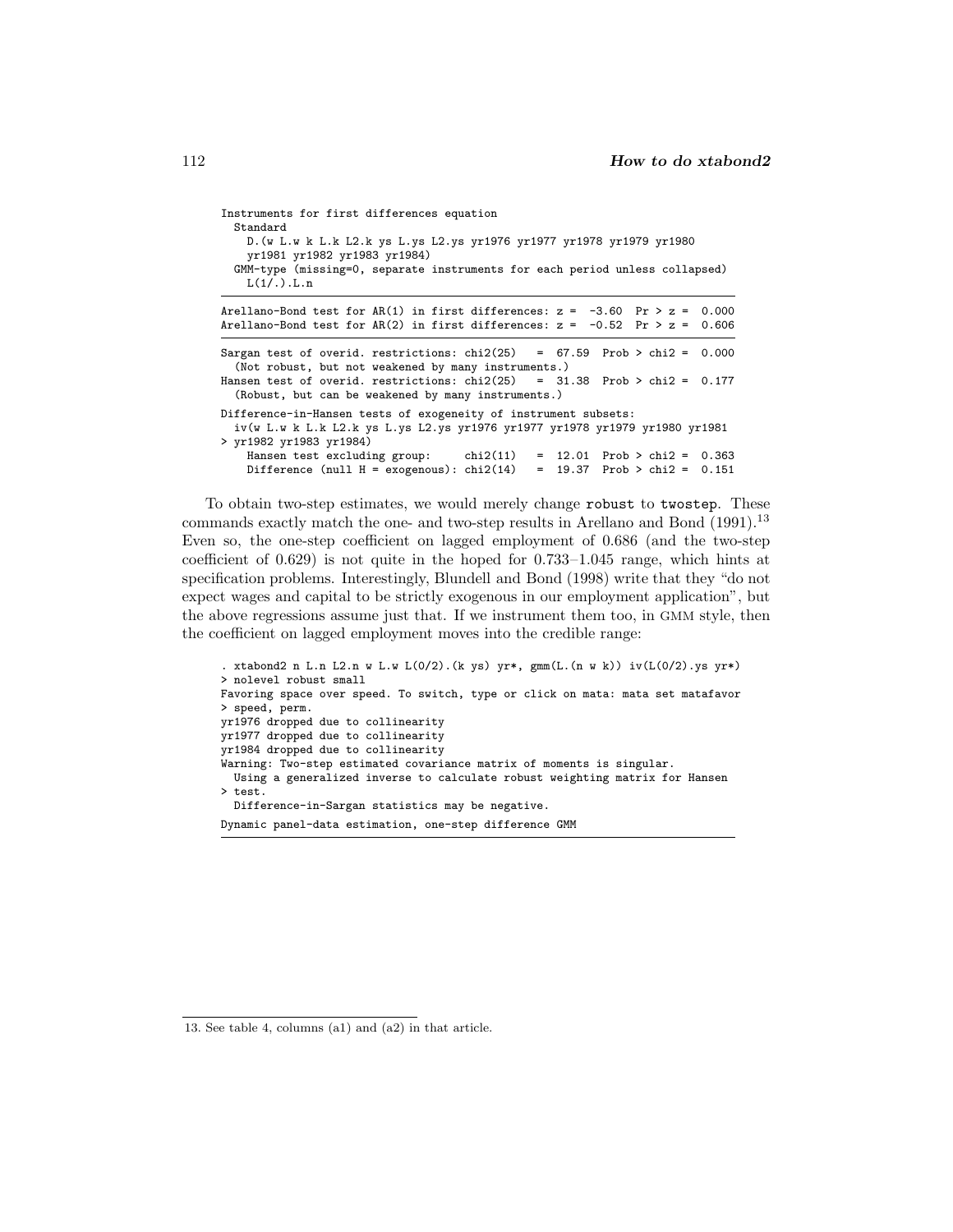```
Instruments for first differences equation
  Standard
    D.(w L.w k L.k L2.k ys L.ys L2.ys yr1976 yr1977 yr1978 yr1979 yr1980
    yr1981 yr1982 yr1983 yr1984)
  GMM-type (missing=0, separate instruments for each period unless collapsed)
    L(1/.).L.n
------------------------------------------------------------------------------
Arellano-Bond test for AR(1) in first differences: z =  -3.60  Pr > z =  0.000
Arellano-Bond test for AR(2) in first differences: z =  -0.52  Pr > z =  0.606
------------------------------------------------------------------------------
Sargan test of overid. restrictions: chi2(25)   =  67.59  Prob > chi2 =  0.000
  (Not robust, but not weakened by many instruments.)
Hansen test of overid. restrictions: chi2(25)   =  31.38  Prob > chi2 =  0.177
  (Robust, but can be weakened by many instruments.)

Difference-in-Hansen tests of exogeneity of instrument subsets:
  iv(w L.w k L.k L2.k ys L.ys L2.ys yr1976 yr1977 yr1978 yr1979 yr1980 yr1981
> yr1982 yr1983 yr1984)
    Hansen test excluding group:     chi2(11)   =  12.01  Prob > chi2 =  0.363
    Difference (null H = exogenous): chi2(14)   =  19.37  Prob > chi2 =  0.151
```

To obtain two-step estimates, we would merely change `robust` to `twostep`. These commands exactly match the one- and two-step results in Arellano and Bond (1991).[13] Even so, the one-step coefficient on lagged employment of 0.686 (and the two-step coefficient of 0.629) is not quite in the hoped for 0.733–1.045 range, which hints at specification problems. Interestingly, Blundell and Bond (1998) write that they "do not expect wages and capital to be strictly exogenous in our employment application", but the above regressions assume just that. If we instrument them too, in GMM style, then the coefficient on lagged employment moves into the credible range:

```
. xtabond2 n L.n L2.n w L.w L(0/2).(k ys) yr*, gmm(L.(n w k)) iv(L(0/2).ys yr*)
> nolevel robust small
Favoring space over speed. To switch, type or click on mata: mata set matafavor
> speed, perm.
yr1976 dropped due to collinearity
yr1977 dropped due to collinearity
yr1984 dropped due to collinearity
Warning: Two-step estimated covariance matrix of moments is singular.
  Using a generalized inverse to calculate robust weighting matrix for Hansen
> test.
  Difference-in-Sargan statistics may be negative.

Dynamic panel-data estimation, one-step difference GMM
------------------------------------------------------------------------------
```

13. See table 4, columns (a1) and (a2) in that article.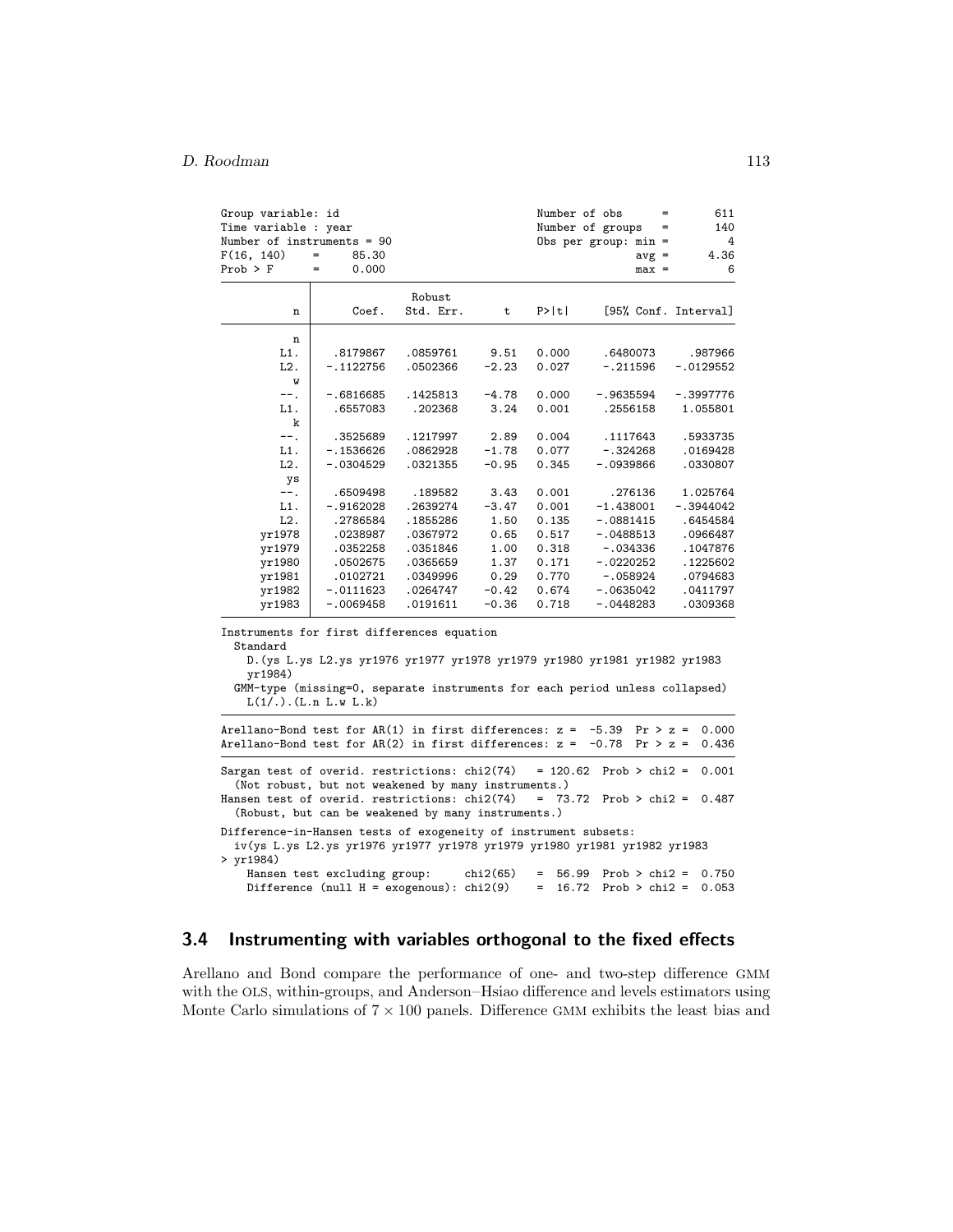```
Group variable: id                              Number of obs      =       611
Time variable : year                            Number of groups   =       140
Number of instruments = 90                      Obs per group: min =         4
F(16, 140)    =     85.30                                      avg =      4.36
Prob > F      =     0.000                                      max =         6

------------------------------------------------------------------------------
             |               Robust
           n |      Coef.   Std. Err.      t    P>|t|     [95% Conf. Interval]
-------------+----------------------------------------------------------------
           n |
         L1. |   .8179867   .0859761     9.51   0.000     .6480073     .987966
         L2. |  -.1122756   .0502366    -2.23   0.027     -.211596   -.0129552
           w |
         --. |  -.6816685   .1425813    -4.78   0.000    -.9635594   -.3997776
         L1. |   .6557083    .202368     3.24   0.001     .2556158    1.055801
           k |
         --. |   .3525689   .1217997     2.89   0.004     .1117643    .5933735
         L1. |  -.1536626   .0862928    -1.78   0.077     -.324268    .0169428
         L2. |  -.0304529   .0321355    -0.95   0.345    -.0939866    .0330807
          ys |
         --. |   .6509498    .189582     3.43   0.001      .276136    1.025764
         L1. |  -.9162028   .2639274    -3.47   0.001    -1.438001   -.3944042
         L2. |   .2786584   .1855286     1.50   0.135    -.0881415    .6454584
      yr1978 |   .0238987   .0367972     0.65   0.517    -.0488513    .0966487
      yr1979 |   .0352258   .0351846     1.00   0.318     -.034336    .1047876
      yr1980 |   .0502675   .0365659     1.37   0.171    -.0220252    .1225602
      yr1981 |   .0102721   .0349996     0.29   0.770     -.058924    .0794683
      yr1982 |  -.0111623   .0264747    -0.42   0.674    -.0635042    .0411797
      yr1983 |  -.0069458   .0191611    -0.36   0.718    -.0448283    .0309368
------------------------------------------------------------------------------
Instruments for first differences equation
  Standard
    D.(ys L.ys L2.ys yr1976 yr1977 yr1978 yr1979 yr1980 yr1981 yr1982 yr1983
    yr1984)
  GMM-type (missing=0, separate instruments for each period unless collapsed)
    L(1/.).(L.n L.w L.k)
------------------------------------------------------------------------------
Arellano-Bond test for AR(1) in first differences: z =  -5.39  Pr > z =  0.000
Arellano-Bond test for AR(2) in first differences: z =  -0.78  Pr > z =  0.436
------------------------------------------------------------------------------
Sargan test of overid. restrictions: chi2(74)   = 120.62  Prob > chi2 =  0.001
  (Not robust, but not weakened by many instruments.)
Hansen test of overid. restrictions: chi2(74)   =  73.72  Prob > chi2 =  0.487
  (Robust, but can be weakened by many instruments.)

Difference-in-Hansen tests of exogeneity of instrument subsets:
  iv(ys L.ys L2.ys yr1976 yr1977 yr1978 yr1979 yr1980 yr1981 yr1982 yr1983
> yr1984)
    Hansen test excluding group:     chi2(65)    =  56.99  Prob > chi2 =  0.750
    Difference (null H = exogenous): chi2(9)     =  16.72  Prob > chi2 =  0.053
```

## 3.4 Instrumenting with variables orthogonal to the fixed effects

Arellano and Bond compare the performance of one- and two-step difference GMM with the OLS, within-groups, and Anderson–Hsiao difference and levels estimators using Monte Carlo simulations of $7 \times 100$ panels. Difference GMM exhibits the least bias and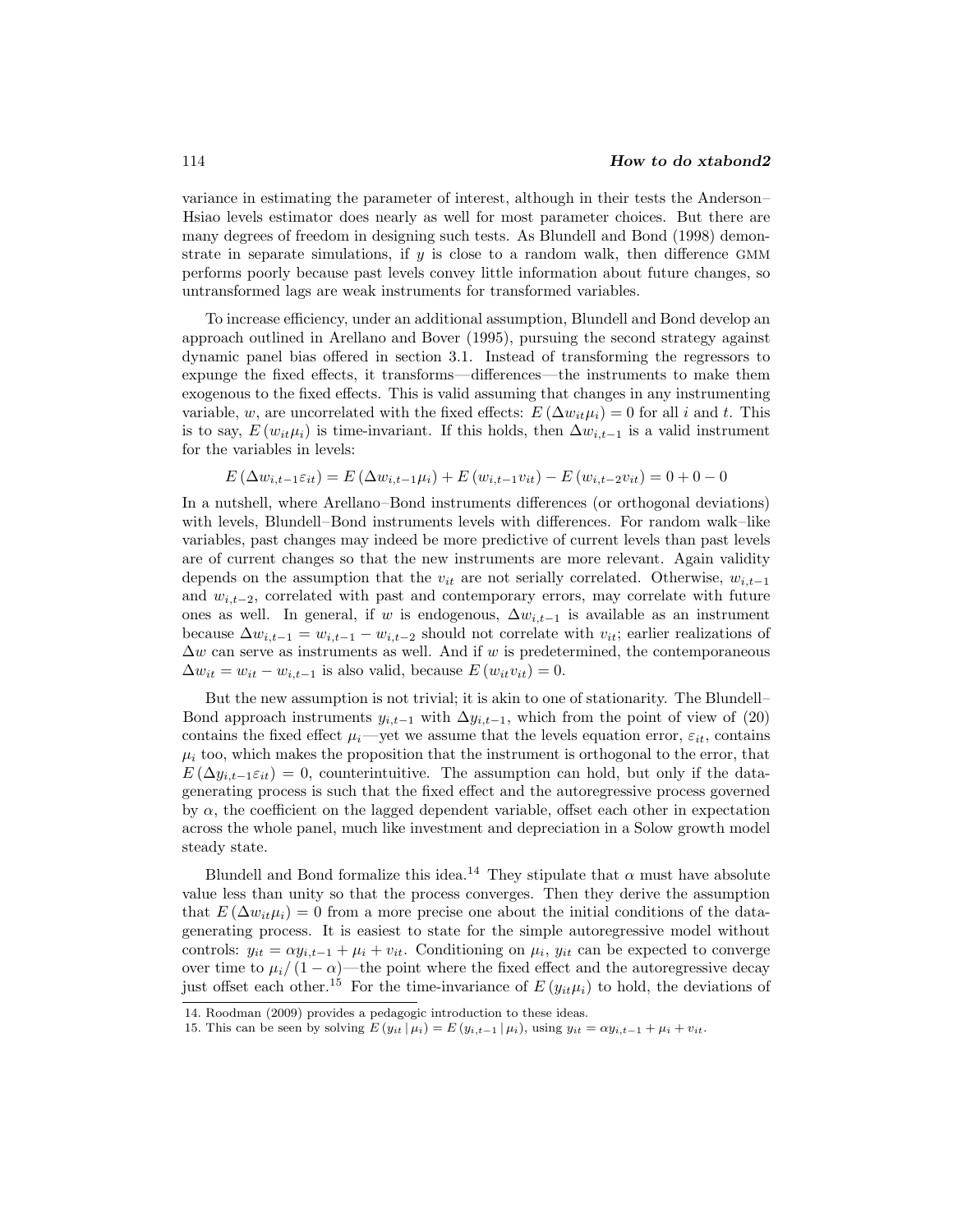variance in estimating the parameter of interest, although in their tests the Anderson–Hsiao levels estimator does nearly as well for most parameter choices. But there are many degrees of freedom in designing such tests. As Blundell and Bond (1998) demonstrate in separate simulations, if $y$ is close to a random walk, then difference GMM performs poorly because past levels convey little information about future changes, so untransformed lags are weak instruments for transformed variables.

To increase efficiency, under an additional assumption, Blundell and Bond develop an approach outlined in Arellano and Bover (1995), pursuing the second strategy against dynamic panel bias offered in section 3.1. Instead of transforming the regressors to expunge the fixed effects, it transforms—differences—the instruments to make them exogenous to the fixed effects. This is valid assuming that changes in any instrumenting variable, $w$, are uncorrelated with the fixed effects: $E(\Delta w_{it}\mu_i) = 0$ for all $i$ and $t$. This is to say, $E(w_{it}\mu_i)$ is time-invariant. If this holds, then $\Delta w_{i,t-1}$ is a valid instrument for the variables in levels:

$$E(\Delta w_{i,t-1}\varepsilon_{it}) = E(\Delta w_{i,t-1}\mu_i) + E(w_{i,t-1}v_{it}) - E(w_{i,t-2}v_{it}) = 0 + 0 - 0$$

In a nutshell, where Arellano–Bond instruments differences (or orthogonal deviations) with levels, Blundell–Bond instruments levels with differences. For random walk–like variables, past changes may indeed be more predictive of current levels than past levels are of current changes so that the new instruments are more relevant. Again validity depends on the assumption that the $v_{it}$ are not serially correlated. Otherwise, $w_{i,t-1}$ and $w_{i,t-2}$, correlated with past and contemporary errors, may correlate with future ones as well. In general, if $w$ is endogenous, $\Delta w_{i,t-1}$ is available as an instrument because $\Delta w_{i,t-1} = w_{i,t-1} - w_{i,t-2}$ should not correlate with $v_{it}$; earlier realizations of $\Delta w$ can serve as instruments as well. And if $w$ is predetermined, the contemporaneous $\Delta w_{it} = w_{it} - w_{i,t-1}$ is also valid, because $E(w_{it}v_{it}) = 0$.

But the new assumption is not trivial; it is akin to one of stationarity. The Blundell–Bond approach instruments $y_{i,t-1}$ with $\Delta y_{i,t-1}$, which from the point of view of (20) contains the fixed effect $\mu_i$—yet we assume that the levels equation error, $\varepsilon_{it}$, contains $\mu_i$ too, which makes the proposition that the instrument is orthogonal to the error, that $E(\Delta y_{i,t-1}\varepsilon_{it}) = 0$, counterintuitive. The assumption can hold, but only if the data-generating process is such that the fixed effect and the autoregressive process governed by $\alpha$, the coefficient on the lagged dependent variable, offset each other in expectation across the whole panel, much like investment and depreciation in a Solow growth model steady state.

Blundell and Bond formalize this idea.[14] They stipulate that $\alpha$ must have absolute value less than unity so that the process converges. Then they derive the assumption that $E(\Delta w_{it}\mu_i) = 0$ from a more precise one about the initial conditions of the data-generating process. It is easiest to state for the simple autoregressive model without controls: $y_{it} = \alpha y_{i,t-1} + \mu_i + v_{it}$. Conditioning on $\mu_i$, $y_{it}$ can be expected to converge over time to $\mu_i/(1-\alpha)$—the point where the fixed effect and the autoregressive decay just offset each other.[15] For the time-invariance of $E(y_{it}\mu_i)$ to hold, the deviations of

14. Roodman (2009) provides a pedagogic introduction to these ideas.

15. This can be seen by solving $E(y_{it}\,|\,\mu_i) = E(y_{i,t-1}\,|\,\mu_i)$, using $y_{it} = \alpha y_{i,t-1} + \mu_i + v_{it}$.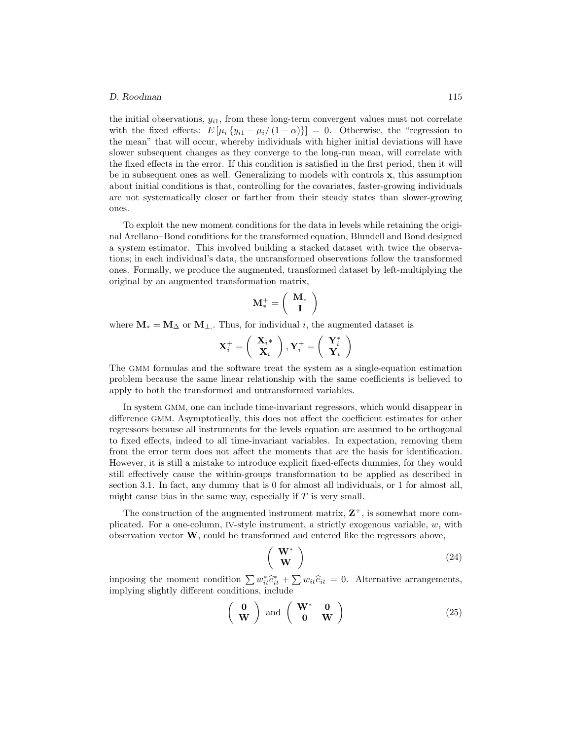the initial observations, $y_{i1}$, from these long-term convergent values must not correlate with the fixed effects: $E\left[\mu_i \left\{y_{i1} - \mu_i / (1-\alpha)\right\}\right] = 0$. Otherwise, the "regression to the mean" that will occur, whereby individuals with higher initial deviations will have slower subsequent changes as they converge to the long-run mean, will correlate with the fixed effects in the error. If this condition is satisfied in the first period, then it will be in subsequent ones as well. Generalizing to models with controls $\mathbf{x}$, this assumption about initial conditions is that, controlling for the covariates, faster-growing individuals are not systematically closer or farther from their steady states than slower-growing ones.

To exploit the new moment conditions for the data in levels while retaining the original Arellano–Bond conditions for the transformed equation, Blundell and Bond designed a *system* estimator. This involved building a stacked dataset with twice the observations; in each individual's data, the untransformed observations follow the transformed ones. Formally, we produce the augmented, transformed dataset by left-multiplying the original by an augmented transformation matrix,

$$\mathbf{M}_*^+ = \begin{pmatrix} \mathbf{M}_* \\ \mathbf{I} \end{pmatrix}$$

where $\mathbf{M}_* = \mathbf{M}_\Delta$ or $\mathbf{M}_\perp$. Thus, for individual $i$, the augmented dataset is

$$\mathbf{X}_i^+ = \begin{pmatrix} \mathbf{X}_{i*} \\ \mathbf{X}_i \end{pmatrix}, \mathbf{Y}_i^+ = \begin{pmatrix} \mathbf{Y}_i^* \\ \mathbf{Y}_i \end{pmatrix}$$

The GMM formulas and the software treat the system as a single-equation estimation problem because the same linear relationship with the same coefficients is believed to apply to both the transformed and untransformed variables.

In system GMM, one can include time-invariant regressors, which would disappear in difference GMM. Asymptotically, this does not affect the coefficient estimates for other regressors because all instruments for the levels equation are assumed to be orthogonal to fixed effects, indeed to all time-invariant variables. In expectation, removing them from the error term does not affect the moments that are the basis for identification. However, it is still a mistake to introduce explicit fixed-effects dummies, for they would still effectively cause the within-groups transformation to be applied as described in section 3.1. In fact, any dummy that is 0 for almost all individuals, or 1 for almost all, might cause bias in the same way, especially if $T$ is very small.

The construction of the augmented instrument matrix, $\mathbf{Z}^+$, is somewhat more complicated. For a one-column, IV-style instrument, a strictly exogenous variable, $w$, with observation vector $\mathbf{W}$, could be transformed and entered like the regressors above,

$$\begin{pmatrix} \mathbf{W}^* \\ \mathbf{W} \end{pmatrix} \tag{24}$$

imposing the moment condition $\sum w_{it}^* \widehat{e}_{it}^* + \sum w_{it} \widehat{e}_{it} = 0$. Alternative arrangements, implying slightly different conditions, include

$$\begin{pmatrix} \mathbf{0} \\ \mathbf{W} \end{pmatrix} \text{ and } \begin{pmatrix} \mathbf{W}^* & \mathbf{0} \\ \mathbf{0} & \mathbf{W} \end{pmatrix} \tag{25}$$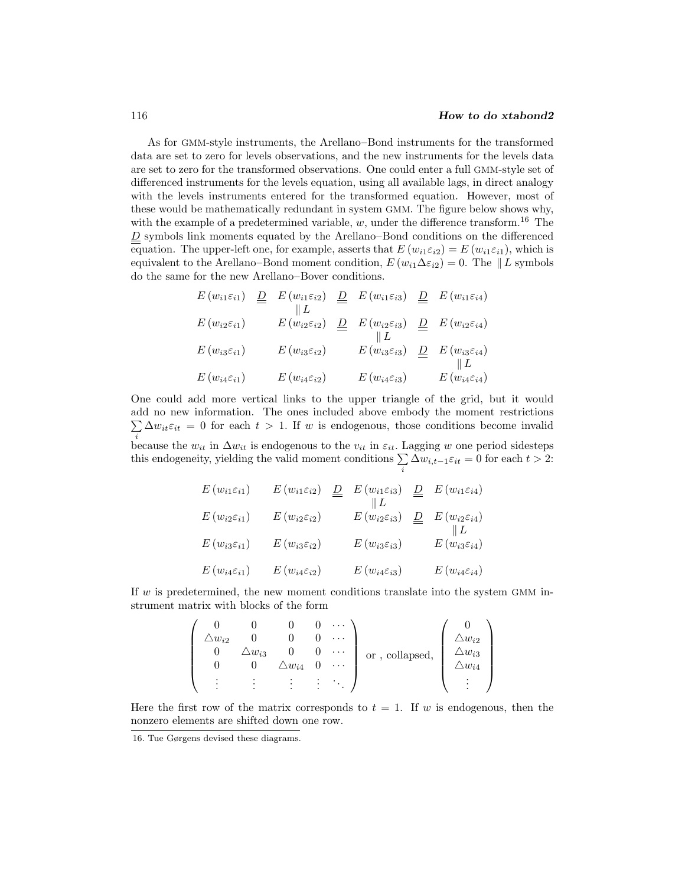As for GMM-style instruments, the Arellano–Bond instruments for the transformed data are set to zero for levels observations, and the new instruments for the levels data are set to zero for the transformed observations. One could enter a full GMM-style set of differenced instruments for the levels equation, using all available lags, in direct analogy with the levels instruments entered for the transformed equation. However, most of these would be mathematically redundant in system GMM. The figure below shows why, with the example of a predetermined variable, $w$, under the difference transform.[16] The $\underline{\underline{D}}$ symbols link moments equated by the Arellano–Bond conditions on the differenced equation. The upper-left one, for example, asserts that $E(w_{i1}\varepsilon_{i2}) = E(w_{i1}\varepsilon_{i1})$, which is equivalent to the Arellano–Bond moment condition, $E(w_{i1}\Delta\varepsilon_{i2}) = 0$. The $\| L$ symbols do the same for the new Arellano–Bover conditions.

$$
\begin{array}{ccccccc}
E(w_{i1}\varepsilon_{i1}) & \underline{\underline{D}} & E(w_{i1}\varepsilon_{i2}) & \underline{\underline{D}} & E(w_{i1}\varepsilon_{i3}) & \underline{\underline{D}} & E(w_{i1}\varepsilon_{i4}) \\
 & & \| L & & & & \\
E(w_{i2}\varepsilon_{i1}) & & E(w_{i2}\varepsilon_{i2}) & \underline{\underline{D}} & E(w_{i2}\varepsilon_{i3}) & \underline{\underline{D}} & E(w_{i2}\varepsilon_{i4}) \\
 & & & & \| L & & \\
E(w_{i3}\varepsilon_{i1}) & & E(w_{i3}\varepsilon_{i2}) & & E(w_{i3}\varepsilon_{i3}) & \underline{\underline{D}} & E(w_{i3}\varepsilon_{i4}) \\
 & & & & & & \| L \\
E(w_{i4}\varepsilon_{i1}) & & E(w_{i4}\varepsilon_{i2}) & & E(w_{i4}\varepsilon_{i3}) & & E(w_{i4}\varepsilon_{i4})
\end{array}
$$

One could add more vertical links to the upper triangle of the grid, but it would add no new information. The ones included above embody the moment restrictions $\sum_i \Delta w_{it}\varepsilon_{it} = 0$ for each $t > 1$. If $w$ is endogenous, those conditions become invalid because the $w_{it}$ in $\Delta w_{it}$ is endogenous to the $v_{it}$ in $\varepsilon_{it}$. Lagging $w$ one period sidesteps this endogeneity, yielding the valid moment conditions $\sum_i \Delta w_{i,t-1}\varepsilon_{it} = 0$ for each $t > 2$:

$$
\begin{array}{ccccccc}
E(w_{i1}\varepsilon_{i1}) & & E(w_{i1}\varepsilon_{i2}) & \underline{\underline{D}} & E(w_{i1}\varepsilon_{i3}) & \underline{\underline{D}} & E(w_{i1}\varepsilon_{i4}) \\
 & & & & \| L & & \\
E(w_{i2}\varepsilon_{i1}) & & E(w_{i2}\varepsilon_{i2}) & & E(w_{i2}\varepsilon_{i3}) & \underline{\underline{D}} & E(w_{i2}\varepsilon_{i4}) \\
 & & & & & & \| L \\
E(w_{i3}\varepsilon_{i1}) & & E(w_{i3}\varepsilon_{i2}) & & E(w_{i3}\varepsilon_{i3}) & & E(w_{i3}\varepsilon_{i4}) \\
 & & & & & & \\
E(w_{i4}\varepsilon_{i1}) & & E(w_{i4}\varepsilon_{i2}) & & E(w_{i4}\varepsilon_{i3}) & & E(w_{i4}\varepsilon_{i4})
\end{array}
$$

If $w$ is predetermined, the new moment conditions translate into the system GMM instrument matrix with blocks of the form

$$
\begin{pmatrix}
0 & 0 & 0 & 0 & \cdots \\
\triangle w_{i2} & 0 & 0 & 0 & \cdots \\
0 & \triangle w_{i3} & 0 & 0 & \cdots \\
0 & 0 & \triangle w_{i4} & 0 & \cdots \\
\vdots & \vdots & \vdots & \vdots & \ddots
\end{pmatrix}
\text{ or , collapsed, }
\begin{pmatrix}
0 \\
\triangle w_{i2} \\
\triangle w_{i3} \\
\triangle w_{i4} \\
\vdots
\end{pmatrix}
$$

Here the first row of the matrix corresponds to $t = 1$. If $w$ is endogenous, then the nonzero elements are shifted down one row.

16. Tue Gørgens devised these diagrams.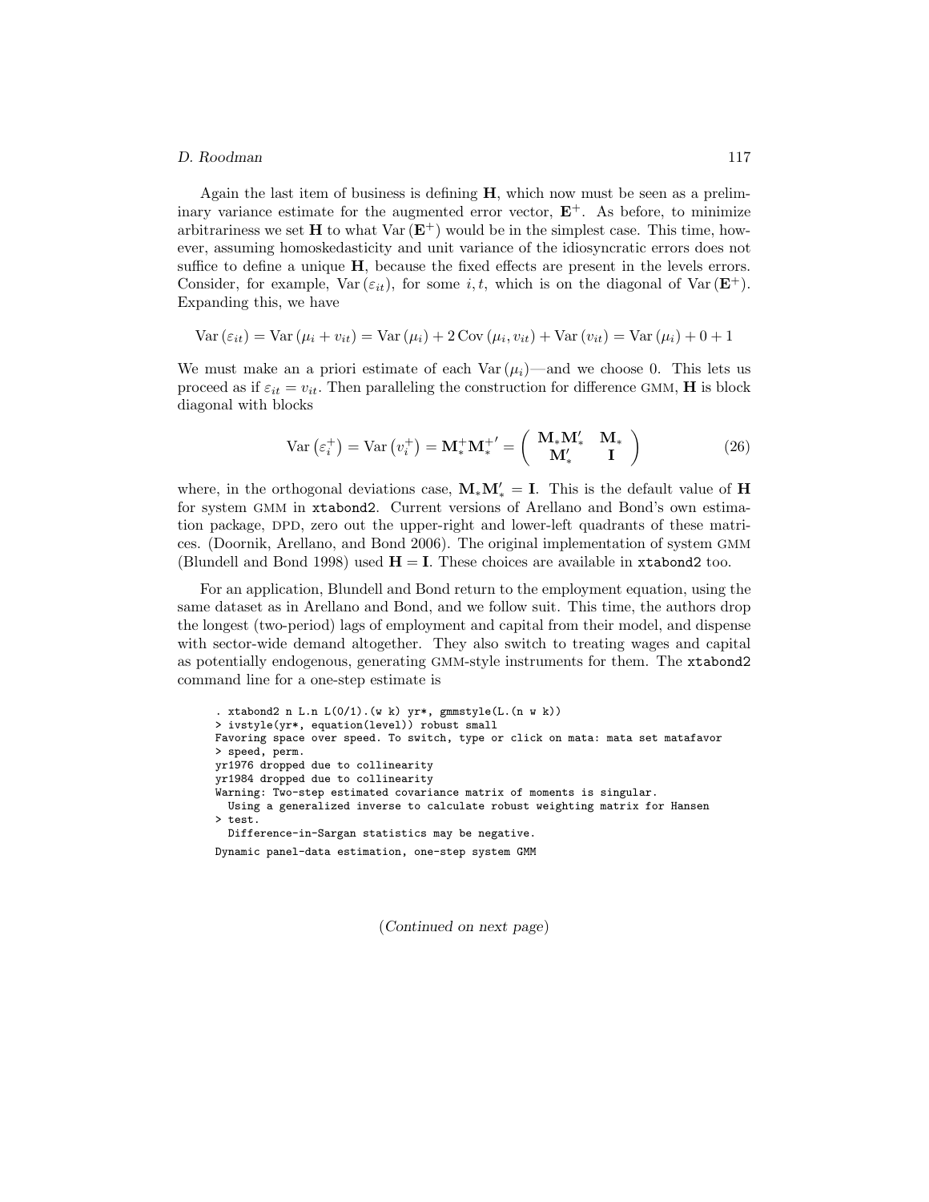Again the last item of business is defining $\mathbf{H}$, which now must be seen as a preliminary variance estimate for the augmented error vector, $\mathbf{E}^{+}$. As before, to minimize arbitrariness we set $\mathbf{H}$ to what $\text{Var}(\mathbf{E}^{+})$ would be in the simplest case. This time, however, assuming homoskedasticity and unit variance of the idiosyncratic errors does not suffice to define a unique $\mathbf{H}$, because the fixed effects are present in the levels errors. Consider, for example, $\text{Var}(\varepsilon_{it})$, for some $i, t$, which is on the diagonal of $\text{Var}(\mathbf{E}^{+})$. Expanding this, we have

$$\text{Var}(\varepsilon_{it}) = \text{Var}(\mu_i + v_{it}) = \text{Var}(\mu_i) + 2\,\text{Cov}(\mu_i, v_{it}) + \text{Var}(v_{it}) = \text{Var}(\mu_i) + 0 + 1$$

We must make an a priori estimate of each $\text{Var}(\mu_i)$—and we choose 0. This lets us proceed as if $\varepsilon_{it} = v_{it}$. Then paralleling the construction for difference GMM, $\mathbf{H}$ is block diagonal with blocks

$$\text{Var}\left(\varepsilon_i^{+}\right) = \text{Var}\left(v_i^{+}\right) = \mathbf{M}_*^{+}\mathbf{M}_*^{+\prime} = \begin{pmatrix} \mathbf{M}_*\mathbf{M}_*' & \mathbf{M}_* \\ \mathbf{M}_*' & \mathbf{I} \end{pmatrix} \tag{26}$$

where, in the orthogonal deviations case, $\mathbf{M}_*\mathbf{M}_*' = \mathbf{I}$. This is the default value of $\mathbf{H}$ for system GMM in `xtabond2`. Current versions of Arellano and Bond's own estimation package, DPD, zero out the upper-right and lower-left quadrants of these matrices. (Doornik, Arellano, and Bond 2006). The original implementation of system GMM (Blundell and Bond 1998) used $\mathbf{H} = \mathbf{I}$. These choices are available in `xtabond2` too.

For an application, Blundell and Bond return to the employment equation, using the same dataset as in Arellano and Bond, and we follow suit. This time, the authors drop the longest (two-period) lags of employment and capital from their model, and dispense with sector-wide demand altogether. They also switch to treating wages and capital as potentially endogenous, generating GMM-style instruments for them. The `xtabond2` command line for a one-step estimate is

```
. xtabond2 n L.n L(0/1).(w k) yr*, gmmstyle(L.(n w k))
> ivstyle(yr*, equation(level)) robust small
Favoring space over speed. To switch, type or click on mata: mata set matafavor
> speed, perm.
yr1976 dropped due to collinearity
yr1984 dropped due to collinearity
Warning: Two-step estimated covariance matrix of moments is singular.
  Using a generalized inverse to calculate robust weighting matrix for Hansen
> test.
  Difference-in-Sargan statistics may be negative.
Dynamic panel-data estimation, one-step system GMM
```

(*Continued on next page*)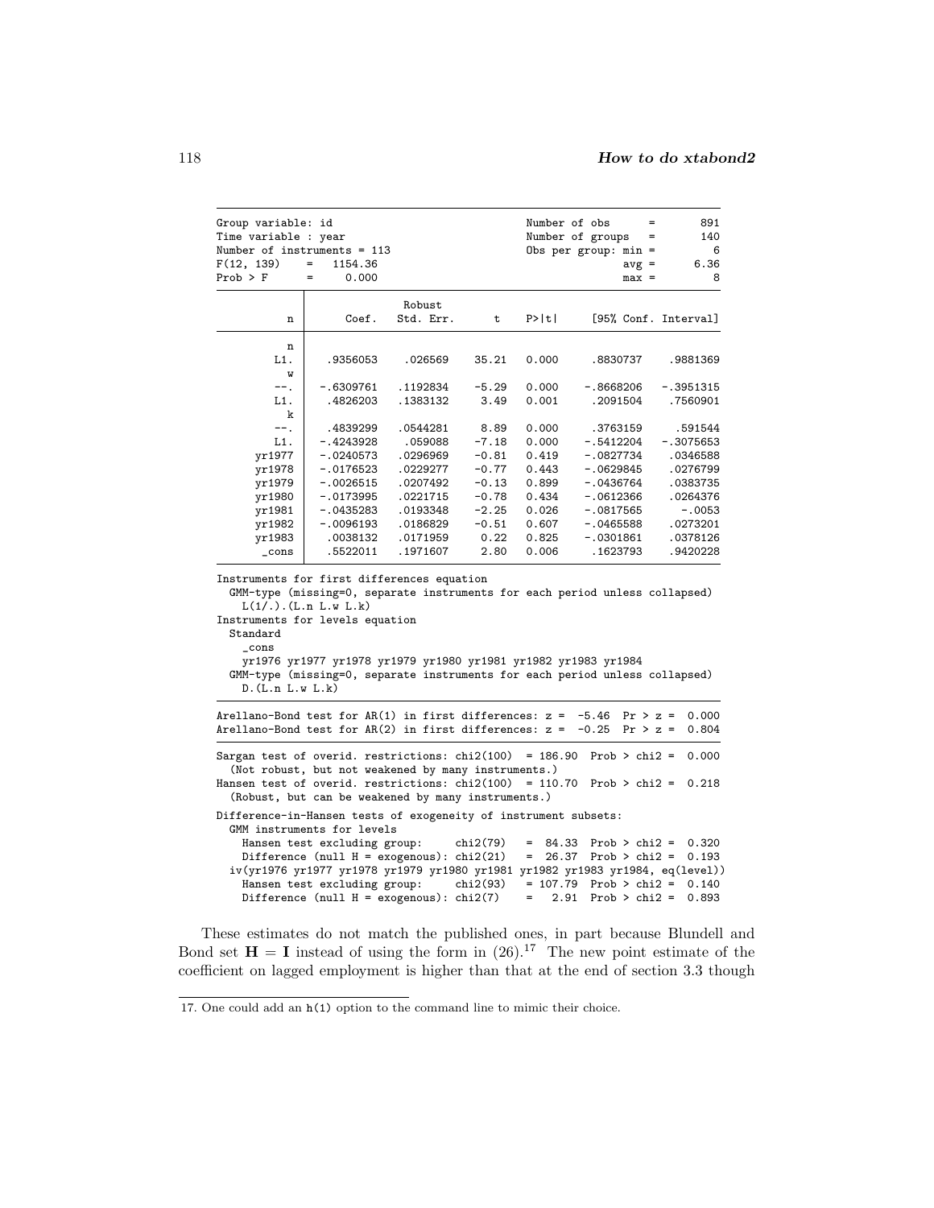```
Group variable: id                              Number of obs      =       891
Time variable : year                            Number of groups   =       140
Number of instruments = 113                     Obs per group: min =         6
F(12, 139)    =   1154.36                                      avg =      6.36
Prob > F      =     0.000                                      max =         8

------------------------------------------------------------------------------
             |               Robust
           n |      Coef.   Std. Err.      t    P>|t|     [95% Conf. Interval]
-------------+----------------------------------------------------------------
           n |
         L1. |   .9356053    .026569    35.21   0.000     .8830737    .9881369
           w |
         --. |  -.6309761   .1192834    -5.29   0.000    -.8668206   -.3951315
         L1. |   .4826203   .1383132     3.49   0.001     .2091504    .7560901
           k |
         --. |   .4839299   .0544281     8.89   0.000     .3763159     .591544
         L1. |  -.4243928    .059088    -7.18   0.000    -.5412204   -.3075653
      yr1977 |  -.0240573   .0296969    -0.81   0.419    -.0827734    .0346588
      yr1978 |  -.0176523   .0229277    -0.77   0.443    -.0629845    .0276799
      yr1979 |  -.0026515   .0207492    -0.13   0.899    -.0436764    .0383735
      yr1980 |  -.0173995   .0221715    -0.78   0.434    -.0612366    .0264376
      yr1981 |  -.0435283   .0193348    -2.25   0.026    -.0817565     -.0053
      yr1982 |  -.0096193   .0186829    -0.51   0.607    -.0465588    .0273201
      yr1983 |   .0038132   .0171959     0.22   0.825    -.0301861    .0378126
       _cons |   .5522011   .1971607     2.80   0.006     .1623793    .9420228
------------------------------------------------------------------------------
Instruments for first differences equation
  GMM-type (missing=0, separate instruments for each period unless collapsed)
    L(1/.).(L.n L.w L.k)
Instruments for levels equation
  Standard
    _cons
    yr1976 yr1977 yr1978 yr1979 yr1980 yr1981 yr1982 yr1983 yr1984
  GMM-type (missing=0, separate instruments for each period unless collapsed)
    D.(L.n L.w L.k)
------------------------------------------------------------------------------
Arellano-Bond test for AR(1) in first differences: z =  -5.46  Pr > z =  0.000
Arellano-Bond test for AR(2) in first differences: z =  -0.25  Pr > z =  0.804
------------------------------------------------------------------------------
Sargan test of overid. restrictions: chi2(100)  = 186.90  Prob > chi2 =  0.000
  (Not robust, but not weakened by many instruments.)
Hansen test of overid. restrictions: chi2(100)  = 110.70  Prob > chi2 =  0.218
  (Robust, but can be weakened by many instruments.)

Difference-in-Hansen tests of exogeneity of instrument subsets:
  GMM instruments for levels
    Hansen test excluding group:     chi2(79)   =  84.33  Prob > chi2 =  0.320
    Difference (null H = exogenous): chi2(21)   =  26.37  Prob > chi2 =  0.193
  iv(yr1976 yr1977 yr1978 yr1979 yr1980 yr1981 yr1982 yr1983 yr1984, eq(level))
    Hansen test excluding group:     chi2(93)   = 107.79  Prob > chi2 =  0.140
    Difference (null H = exogenous): chi2(7)    =   2.91  Prob > chi2 =  0.893
```

These estimates do not match the published ones, in part because Blundell and Bond set $\mathbf{H} = \mathbf{I}$ instead of using the form in (26).[17] The new point estimate of the coefficient on lagged employment is higher than that at the end of section 3.3 though

17. One could add an h(1) option to the command line to mimic their choice.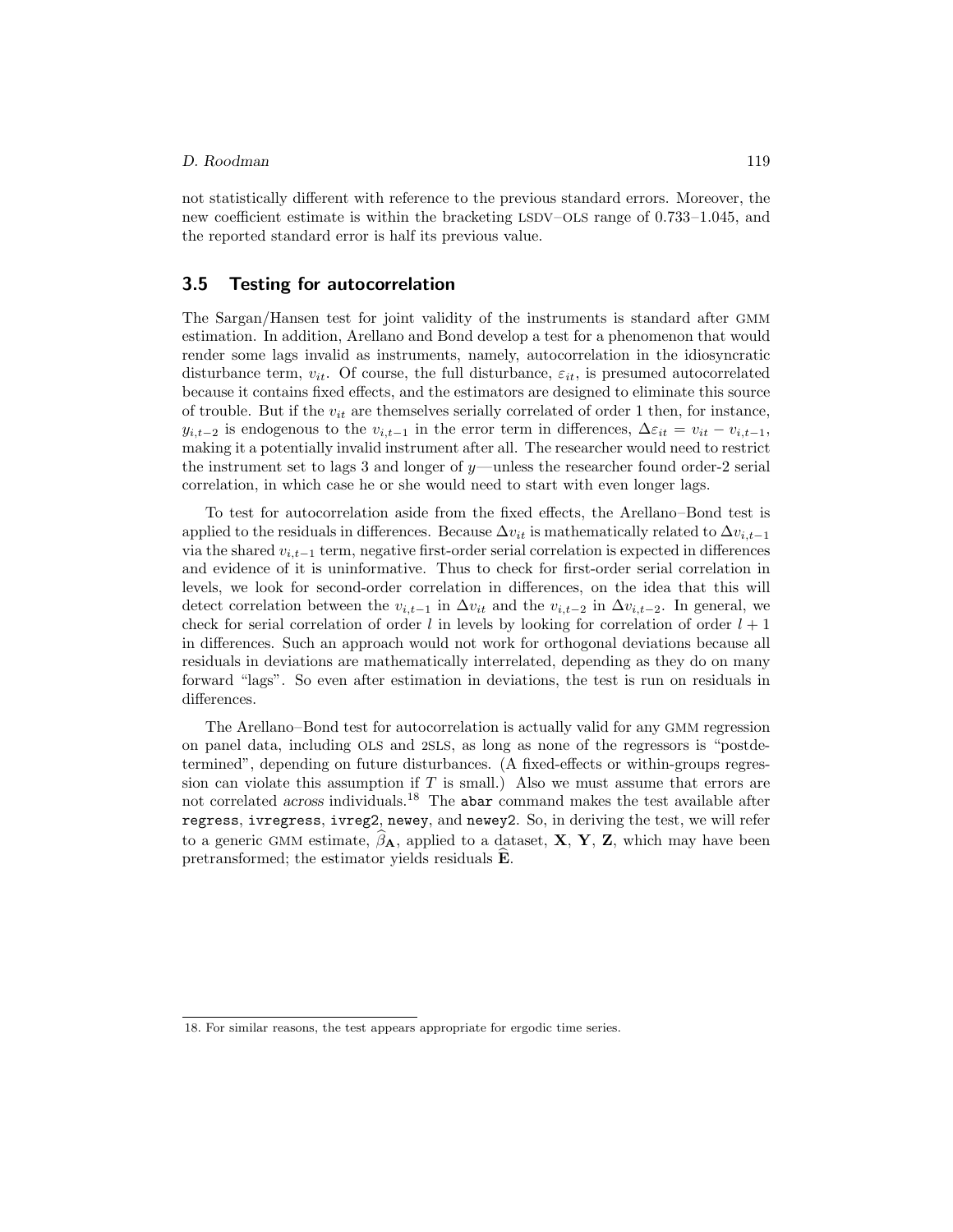not statistically different with reference to the previous standard errors. Moreover, the new coefficient estimate is within the bracketing LSDV–OLS range of 0.733–1.045, and the reported standard error is half its previous value.

## 3.5 Testing for autocorrelation

The Sargan/Hansen test for joint validity of the instruments is standard after GMM estimation. In addition, Arellano and Bond develop a test for a phenomenon that would render some lags invalid as instruments, namely, autocorrelation in the idiosyncratic disturbance term, $v_{it}$. Of course, the full disturbance, $\varepsilon_{it}$, is presumed autocorrelated because it contains fixed effects, and the estimators are designed to eliminate this source of trouble. But if the $v_{it}$ are themselves serially correlated of order 1 then, for instance, $y_{i,t-2}$ is endogenous to the $v_{i,t-1}$ in the error term in differences, $\Delta\varepsilon_{it} = v_{it} - v_{i,t-1}$, making it a potentially invalid instrument after all. The researcher would need to restrict the instrument set to lags 3 and longer of $y$—unless the researcher found order-2 serial correlation, in which case he or she would need to start with even longer lags.

To test for autocorrelation aside from the fixed effects, the Arellano–Bond test is applied to the residuals in differences. Because $\Delta v_{it}$ is mathematically related to $\Delta v_{i,t-1}$ via the shared $v_{i,t-1}$ term, negative first-order serial correlation is expected in differences and evidence of it is uninformative. Thus to check for first-order serial correlation in levels, we look for second-order correlation in differences, on the idea that this will detect correlation between the $v_{i,t-1}$ in $\Delta v_{it}$ and the $v_{i,t-2}$ in $\Delta v_{i,t-2}$. In general, we check for serial correlation of order $l$ in levels by looking for correlation of order $l + 1$ in differences. Such an approach would not work for orthogonal deviations because all residuals in deviations are mathematically interrelated, depending as they do on many forward "lags". So even after estimation in deviations, the test is run on residuals in differences.

The Arellano–Bond test for autocorrelation is actually valid for any GMM regression on panel data, including OLS and 2SLS, as long as none of the regressors is "postdetermined", depending on future disturbances. (A fixed-effects or within-groups regression can violate this assumption if $T$ is small.) Also we must assume that errors are not correlated *across* individuals.[18] The `abar` command makes the test available after `regress`, `ivregress`, `ivreg2`, `newey`, and `newey2`. So, in deriving the test, we will refer to a generic GMM estimate, $\widehat{\beta}_{\mathbf{A}}$, applied to a dataset, $\mathbf{X}$, $\mathbf{Y}$, $\mathbf{Z}$, which may have been pretransformed; the estimator yields residuals $\widehat{\mathbf{E}}$.

18. For similar reasons, the test appears appropriate for ergodic time series.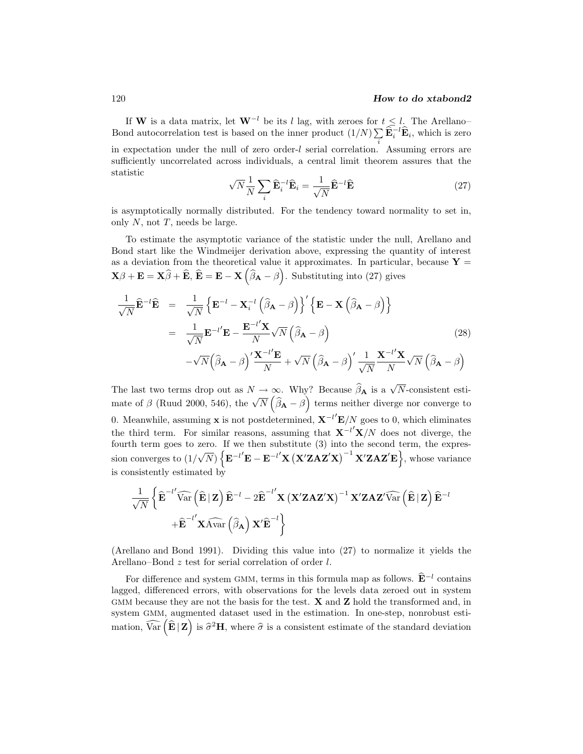If $\mathbf{W}$ is a data matrix, let $\mathbf{W}^{-l}$ be its $l$ lag, with zeroes for $t \leq l$. The Arellano–Bond autocorrelation test is based on the inner product $(1/N)\sum_i \widehat{\mathbf{E}}_i^{-l\prime}\widehat{\mathbf{E}}_i$, which is zero in expectation under the null of zero order-$l$ serial correlation. Assuming errors are sufficiently uncorrelated across individuals, a central limit theorem assures that the statistic

$$\sqrt{N}\frac{1}{N}\sum_i \widehat{\mathbf{E}}_i^{-l}\widehat{\mathbf{E}}_i = \frac{1}{\sqrt{N}}\widehat{\mathbf{E}}^{-l}\widehat{\mathbf{E}} \tag{27}$$

is asymptotically normally distributed. For the tendency toward normality to set in, only $N$, not $T$, needs be large.

To estimate the asymptotic variance of the statistic under the null, Arellano and Bond start like the Windmeijer derivation above, expressing the quantity of interest as a deviation from the theoretical value it approximates. In particular, because $\mathbf{Y} = \mathbf{X}\beta + \mathbf{E} = \mathbf{X}\widehat{\beta} + \widehat{\mathbf{E}}$, $\widehat{\mathbf{E}} = \mathbf{E} - \mathbf{X}\left(\widehat{\beta}_{\mathbf{A}} - \beta\right)$. Substituting into (27) gives

$$\begin{aligned}
\frac{1}{\sqrt{N}}\widehat{\mathbf{E}}^{-l}\widehat{\mathbf{E}} &= \frac{1}{\sqrt{N}}\left\{\mathbf{E}^{-l} - \mathbf{X}_i^{-l}\left(\widehat{\beta}_{\mathbf{A}} - \beta\right)\right\}'\left\{\mathbf{E} - \mathbf{X}\left(\widehat{\beta}_{\mathbf{A}} - \beta\right)\right\} \\
&= \frac{1}{\sqrt{N}}\mathbf{E}^{-l\prime}\mathbf{E} - \frac{\mathbf{E}^{-l\prime}\mathbf{X}}{N}\sqrt{N}\left(\widehat{\beta}_{\mathbf{A}} - \beta\right) \\
&\quad -\sqrt{N}\left(\widehat{\beta}_{\mathbf{A}} - \beta\right)'\frac{\mathbf{X}^{-l\prime}\mathbf{E}}{N} + \sqrt{N}\left(\widehat{\beta}_{\mathbf{A}} - \beta\right)'\frac{1}{\sqrt{N}}\frac{\mathbf{X}^{-l\prime}\mathbf{X}}{N}\sqrt{N}\left(\widehat{\beta}_{\mathbf{A}} - \beta\right)
\end{aligned} \tag{28}$$

The last two terms drop out as $N \to \infty$. Why? Because $\widehat{\beta}_{\mathbf{A}}$ is a $\sqrt{N}$-consistent estimate of $\beta$ (Ruud 2000, 546), the $\sqrt{N}\left(\widehat{\beta}_{\mathbf{A}} - \beta\right)$ terms neither diverge nor converge to 0. Meanwhile, assuming $\mathbf{x}$ is not postdetermined, $\mathbf{X}^{-l\prime}\mathbf{E}/N$ goes to 0, which eliminates the third term. For similar reasons, assuming that $\mathbf{X}^{-l\prime}\mathbf{X}/N$ does not diverge, the fourth term goes to zero. If we then substitute (3) into the second term, the expression converges to $(1/\sqrt{N})\left\{\mathbf{E}^{-l\prime}\mathbf{E} - \mathbf{E}^{-l\prime}\mathbf{X}\left(\mathbf{X}'\mathbf{ZAZ}'\mathbf{X}\right)^{-1}\mathbf{X}'\mathbf{ZAZ}'\mathbf{E}\right\}$, whose variance is consistently estimated by

$$\frac{1}{\sqrt{N}}\left\{\widehat{\mathbf{E}}^{-l\prime}\widehat{\text{Var}}\left(\widehat{\mathbf{E}}\,|\,\mathbf{Z}\right)\widehat{\mathbf{E}}^{-l} - 2\widehat{\mathbf{E}}^{-l\prime}\mathbf{X}\left(\mathbf{X}'\mathbf{ZAZ}'\mathbf{X}\right)^{-1}\mathbf{X}'\mathbf{ZAZ}'\widehat{\text{Var}}\left(\widehat{\mathbf{E}}\,|\,\mathbf{Z}\right)\widehat{\mathbf{E}}^{-l} + \widehat{\mathbf{E}}^{-l\prime}\mathbf{X}\widehat{\text{Avar}}\left(\widehat{\beta}_{\mathbf{A}}\right)\mathbf{X}'\widehat{\mathbf{E}}^{-l}\right\}$$

(Arellano and Bond 1991). Dividing this value into (27) to normalize it yields the Arellano–Bond $z$ test for serial correlation of order $l$.

For difference and system GMM, terms in this formula map as follows. $\widehat{\mathbf{E}}^{-l}$ contains lagged, differenced errors, with observations for the levels data zeroed out in system GMM because they are not the basis for the test. $\mathbf{X}$ and $\mathbf{Z}$ hold the transformed and, in system GMM, augmented dataset used in the estimation. In one-step, nonrobust estimation, $\widehat{\text{Var}}\left(\widehat{\mathbf{E}}\,|\,\mathbf{Z}\right)$ is $\widehat{\sigma}^2\mathbf{H}$, where $\widehat{\sigma}$ is a consistent estimate of the standard deviation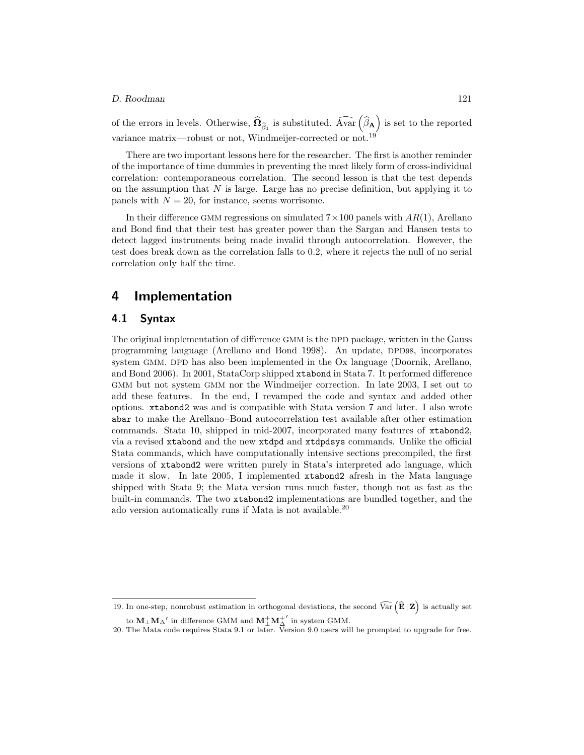of the errors in levels. Otherwise, $\widehat{\boldsymbol{\Omega}}_{\widehat{\beta}_1}$ is substituted. $\widehat{\text{Avar}}\left(\widehat{\beta}_{\mathbf{A}}\right)$ is set to the reported variance matrix—robust or not, Windmeijer-corrected or not.[19]

There are two important lessons here for the researcher. The first is another reminder of the importance of time dummies in preventing the most likely form of cross-individual correlation: contemporaneous correlation. The second lesson is that the test depends on the assumption that $N$ is large. Large has no precise definition, but applying it to panels with $N = 20$, for instance, seems worrisome.

In their difference GMM regressions on simulated $7 \times 100$ panels with $AR(1)$, Arellano and Bond find that their test has greater power than the Sargan and Hansen tests to detect lagged instruments being made invalid through autocorrelation. However, the test does break down as the correlation falls to 0.2, where it rejects the null of no serial correlation only half the time.

# 4 Implementation

## 4.1 Syntax

The original implementation of difference GMM is the DPD package, written in the Gauss programming language (Arellano and Bond 1998). An update, DPD98, incorporates system GMM. DPD has also been implemented in the Ox language (Doornik, Arellano, and Bond 2006). In 2001, StataCorp shipped `xtabond` in Stata 7. It performed difference GMM but not system GMM nor the Windmeijer correction. In late 2003, I set out to add these features. In the end, I revamped the code and syntax and added other options. `xtabond2` was and is compatible with Stata version 7 and later. I also wrote `abar` to make the Arellano–Bond autocorrelation test available after other estimation commands. Stata 10, shipped in mid-2007, incorporated many features of `xtabond2`, via a revised `xtabond` and the new `xtdpd` and `xtdpdsys` commands. Unlike the official Stata commands, which have computationally intensive sections precompiled, the first versions of `xtabond2` were written purely in Stata's interpreted ado language, which made it slow. In late 2005, I implemented `xtabond2` afresh in the Mata language shipped with Stata 9; the Mata version runs much faster, though not as fast as the built-in commands. The two `xtabond2` implementations are bundled together, and the ado version automatically runs if Mata is not available.[20]

---

19. In one-step, nonrobust estimation in orthogonal deviations, the second $\widehat{\text{Var}}\left(\widehat{\mathbf{E}}\,|\,\mathbf{Z}\right)$ is actually set to $\mathbf{M}_{\perp}\mathbf{M}_{\Delta}{}'$ in difference GMM and $\mathbf{M}_{\perp}^{+}\mathbf{M}_{\Delta}^{+}{}'$ in system GMM.

20. The Mata code requires Stata 9.1 or later. Version 9.0 users will be prompted to upgrade for free.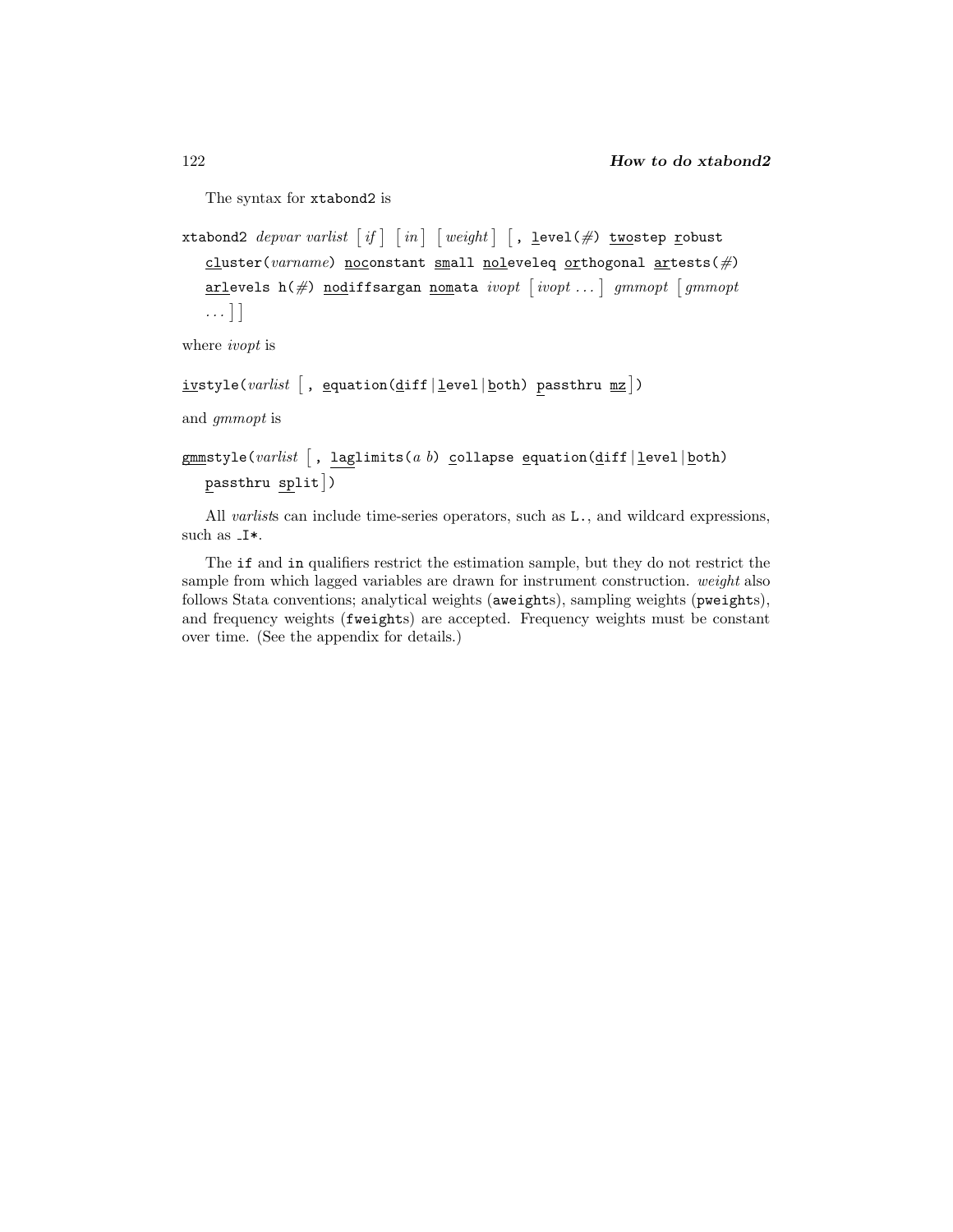The syntax for xtabond2 is

```
xtabond2 depvar varlist [if] [in] [weight] [, level(#) twostep robust
   cluster(varname) noconstant small noleveleq orthogonal artests(#)
   arlevels h(#) nodiffsargan nomata ivopt [ivopt ...] gmmopt [gmmopt
   ...]]
```

where *ivopt* is

```
ivstyle(varlist [, equation(diff|level|both) passthru mz])
```

and *gmmopt* is

```
gmmstyle(varlist [, laglimits(a b) collapse equation(diff|level|both)
   passthru split])
```

All *varlist*s can include time-series operators, such as `L.`, and wildcard expressions, such as `_I*`.

The `if` and `in` qualifiers restrict the estimation sample, but they do not restrict the sample from which lagged variables are drawn for instrument construction. *weight* also follows Stata conventions; analytical weights (`aweight`s), sampling weights (`pweight`s), and frequency weights (`fweight`s) are accepted. Frequency weights must be constant over time. (See the appendix for details.)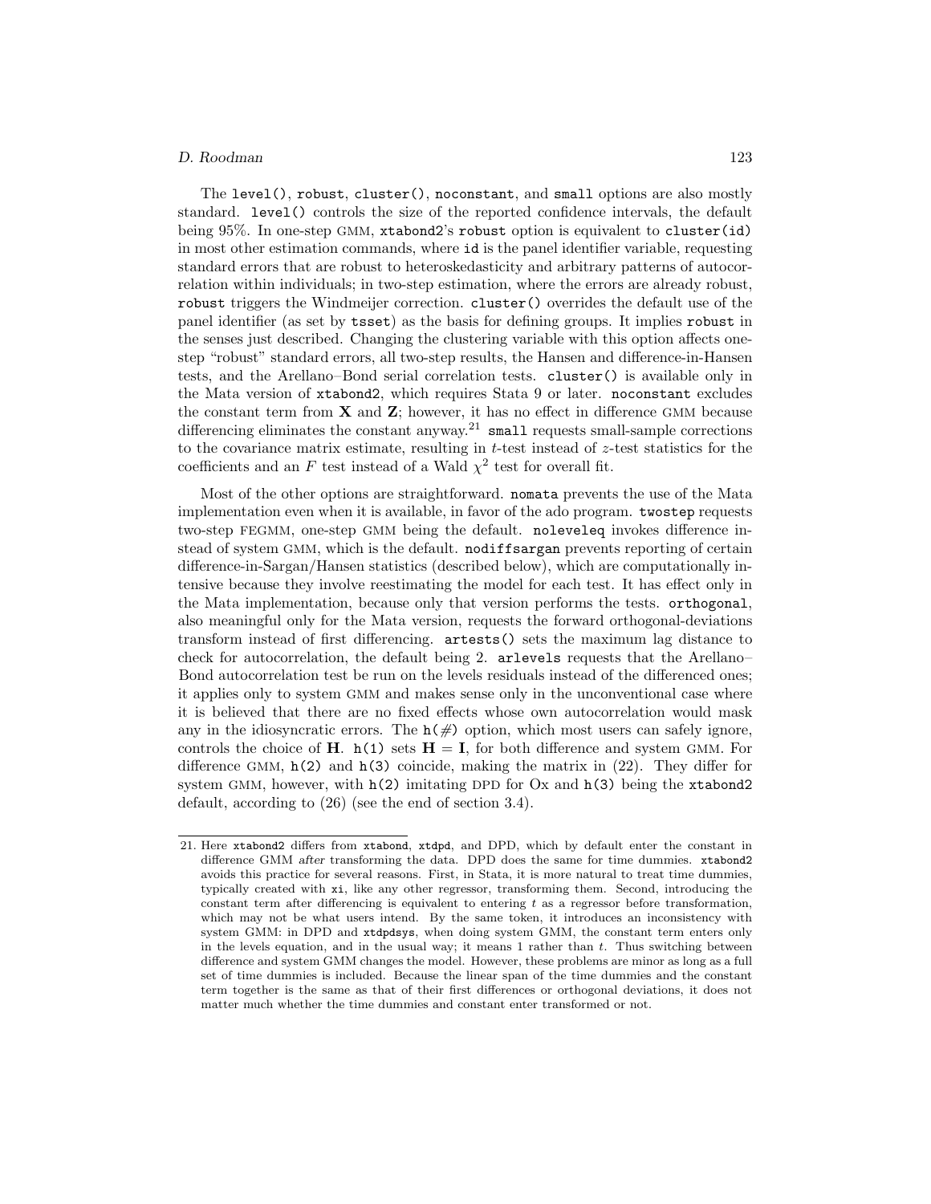The `level()`, `robust`, `cluster()`, `noconstant`, and `small` options are also mostly standard. `level()` controls the size of the reported confidence intervals, the default being 95%. In one-step GMM, `xtabond2`'s `robust` option is equivalent to `cluster(id)` in most other estimation commands, where `id` is the panel identifier variable, requesting standard errors that are robust to heteroskedasticity and arbitrary patterns of autocorrelation within individuals; in two-step estimation, where the errors are already robust, `robust` triggers the Windmeijer correction. `cluster()` overrides the default use of the panel identifier (as set by `tsset`) as the basis for defining groups. It implies `robust` in the senses just described. Changing the clustering variable with this option affects one-step "robust" standard errors, all two-step results, the Hansen and difference-in-Hansen tests, and the Arellano–Bond serial correlation tests. `cluster()` is available only in the Mata version of `xtabond2`, which requires Stata 9 or later. `noconstant` excludes the constant term from $\mathbf{X}$ and $\mathbf{Z}$; however, it has no effect in difference GMM because differencing eliminates the constant anyway.[21] `small` requests small-sample corrections to the covariance matrix estimate, resulting in $t$-test instead of $z$-test statistics for the coefficients and an $F$ test instead of a Wald $\chi^2$ test for overall fit.

Most of the other options are straightforward. `nomata` prevents the use of the Mata implementation even when it is available, in favor of the ado program. `twostep` requests two-step FEGMM, one-step GMM being the default. `noleveleq` invokes difference instead of system GMM, which is the default. `nodiffsargan` prevents reporting of certain difference-in-Sargan/Hansen statistics (described below), which are computationally intensive because they involve reestimating the model for each test. It has effect only in the Mata implementation, because only that version performs the tests. `orthogonal`, also meaningful only for the Mata version, requests the forward orthogonal-deviations transform instead of first differencing. `artests()` sets the maximum lag distance to check for autocorrelation, the default being 2. `arlevels` requests that the Arellano–Bond autocorrelation test be run on the levels residuals instead of the differenced ones; it applies only to system GMM and makes sense only in the unconventional case where it is believed that there are no fixed effects whose own autocorrelation would mask any in the idiosyncratic errors. The `h(#)` option, which most users can safely ignore, controls the choice of $\mathbf{H}$. `h(1)` sets $\mathbf{H} = \mathbf{I}$, for both difference and system GMM. For difference GMM, `h(2)` and `h(3)` coincide, making the matrix in (22). They differ for system GMM, however, with `h(2)` imitating DPD for Ox and `h(3)` being the `xtabond2` default, according to (26) (see the end of section 3.4).

---

21. Here `xtabond2` differs from `xtabond`, `xtdpd`, and DPD, which by default enter the constant in difference GMM *after* transforming the data. DPD does the same for time dummies. `xtabond2` avoids this practice for several reasons. First, in Stata, it is more natural to treat time dummies, typically created with `xi`, like any other regressor, transforming them. Second, introducing the constant term after differencing is equivalent to entering $t$ as a regressor before transformation, which may not be what users intend. By the same token, it introduces an inconsistency with system GMM: in DPD and `xtdpdsys`, when doing system GMM, the constant term enters only in the levels equation, and in the usual way; it means 1 rather than $t$. Thus switching between difference and system GMM changes the model. However, these problems are minor as long as a full set of time dummies is included. Because the linear span of the time dummies and the constant term together is the same as that of their first differences or orthogonal deviations, it does not matter much whether the time dummies and constant enter transformed or not.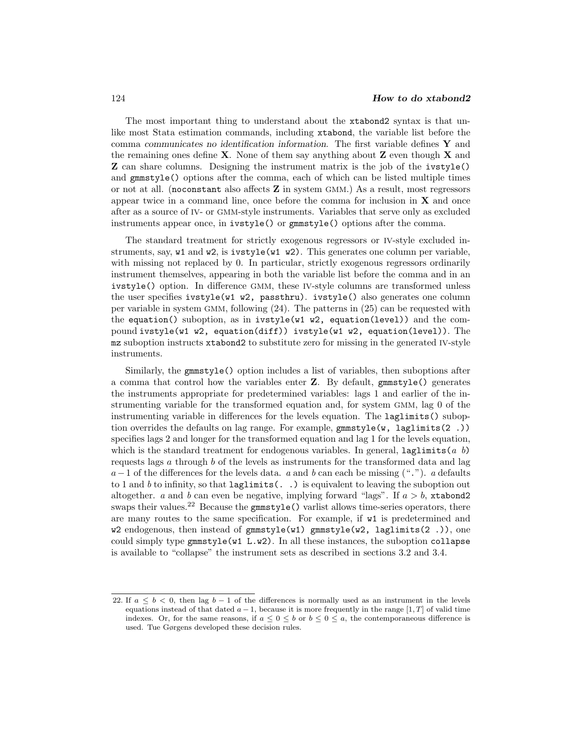The most important thing to understand about the `xtabond2` syntax is that unlike most Stata estimation commands, including `xtabond`, the variable list before the comma *communicates no identification information*. The first variable defines $\mathbf{Y}$ and the remaining ones define $\mathbf{X}$. None of them say anything about $\mathbf{Z}$ even though $\mathbf{X}$ and $\mathbf{Z}$ can share columns. Designing the instrument matrix is the job of the `ivstyle()` and `gmmstyle()` options after the comma, each of which can be listed multiple times or not at all. (`noconstant` also affects $\mathbf{Z}$ in system GMM.) As a result, most regressors appear twice in a command line, once before the comma for inclusion in $\mathbf{X}$ and once after as a source of IV- or GMM-style instruments. Variables that serve only as excluded instruments appear once, in `ivstyle()` or `gmmstyle()` options after the comma.

The standard treatment for strictly exogenous regressors or IV-style excluded instruments, say, `w1` and `w2`, is `ivstyle(w1 w2)`. This generates one column per variable, with missing not replaced by 0. In particular, strictly exogenous regressors ordinarily instrument themselves, appearing in both the variable list before the comma and in an `ivstyle()` option. In difference GMM, these IV-style columns are transformed unless the user specifies `ivstyle(w1 w2, passthru)`. `ivstyle()` also generates one column per variable in system GMM, following (24). The patterns in (25) can be requested with the `equation()` suboption, as in `ivstyle(w1 w2, equation(level))` and the compound `ivstyle(w1 w2, equation(diff)) ivstyle(w1 w2, equation(level))`. The `mz` suboption instructs `xtabond2` to substitute zero for missing in the generated IV-style instruments.

Similarly, the `gmmstyle()` option includes a list of variables, then suboptions after a comma that control how the variables enter $\mathbf{Z}$. By default, `gmmstyle()` generates the instruments appropriate for predetermined variables: lags 1 and earlier of the instrumenting variable for the transformed equation and, for system GMM, lag 0 of the instrumenting variable in differences for the levels equation. The `laglimits()` suboption overrides the defaults on lag range. For example, `gmmstyle(w, laglimits(2 .))` specifies lags 2 and longer for the transformed equation and lag 1 for the levels equation, which is the standard treatment for endogenous variables. In general, `laglimits(`$a$ $b$`)` requests lags $a$ through $b$ of the levels as instruments for the transformed data and lag $a-1$ of the differences for the levels data. $a$ and $b$ can each be missing ("`.`"). $a$ defaults to 1 and $b$ to infinity, so that `laglimits(. .)` is equivalent to leaving the suboption out altogether. $a$ and $b$ can even be negative, implying forward "lags". If $a > b$, `xtabond2` swaps their values.[22] Because the `gmmstyle()` varlist allows time-series operators, there are many routes to the same specification. For example, if `w1` is predetermined and `w2` endogenous, then instead of `gmmstyle(w1) gmmstyle(w2, laglimits(2 .))`, one could simply type `gmmstyle(w1 L.w2)`. In all these instances, the suboption `collapse` is available to "collapse" the instrument sets as described in sections 3.2 and 3.4.

---

22. If $a \leq b < 0$, then lag $b-1$ of the differences is normally used as an instrument in the levels equations instead of that dated $a-1$, because it is more frequently in the range $[1, T]$ of valid time indexes. Or, for the same reasons, if $a \leq 0 \leq b$ or $b \leq 0 \leq a$, the contemporaneous difference is used. Tue Gørgens developed these decision rules.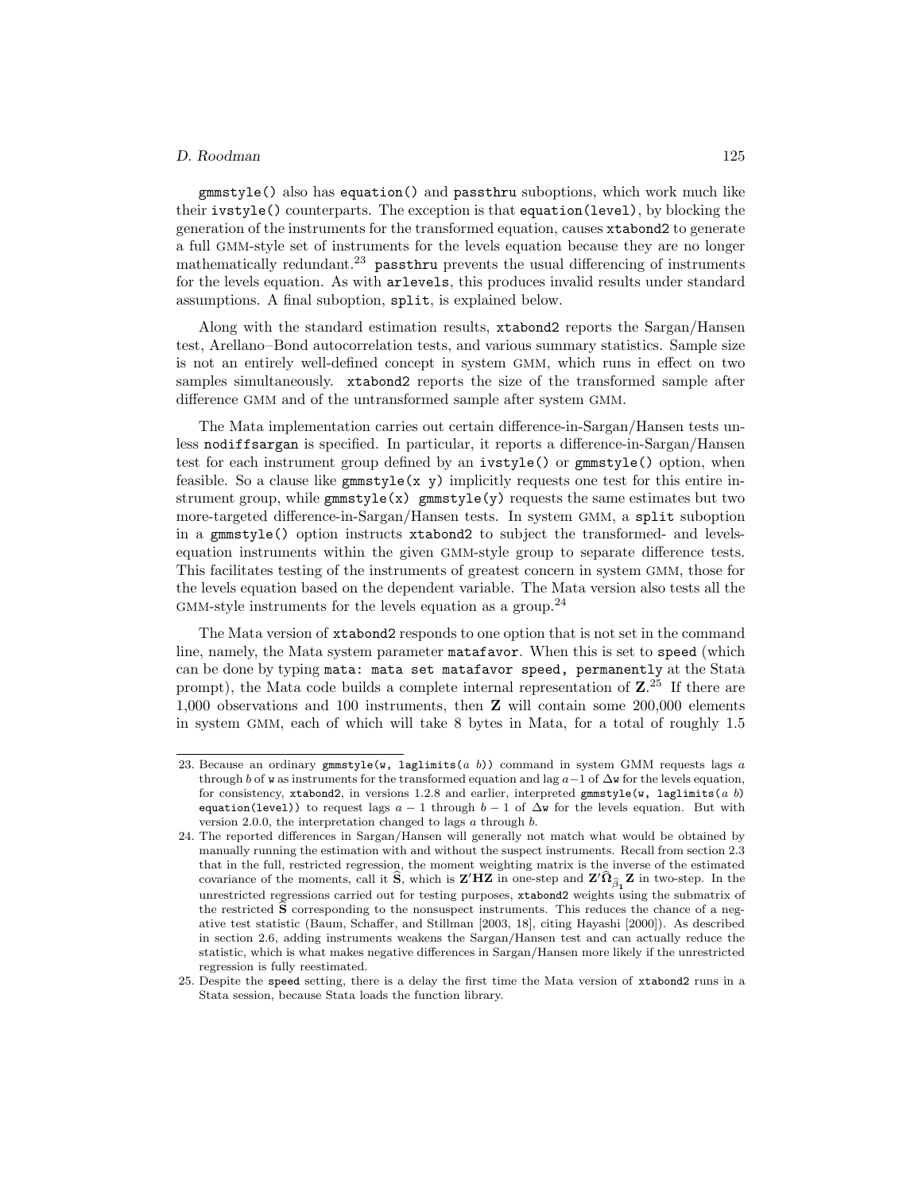`gmmstyle()` also has `equation()` and `passthru` suboptions, which work much like their `ivstyle()` counterparts. The exception is that `equation(level)`, by blocking the generation of the instruments for the transformed equation, causes `xtabond2` to generate a full GMM-style set of instruments for the levels equation because they are no longer mathematically redundant.[23] `passthru` prevents the usual differencing of instruments for the levels equation. As with `arlevels`, this produces invalid results under standard assumptions. A final suboption, `split`, is explained below.

Along with the standard estimation results, `xtabond2` reports the Sargan/Hansen test, Arellano–Bond autocorrelation tests, and various summary statistics. Sample size is not an entirely well-defined concept in system GMM, which runs in effect on two samples simultaneously. `xtabond2` reports the size of the transformed sample after difference GMM and of the untransformed sample after system GMM.

The Mata implementation carries out certain difference-in-Sargan/Hansen tests unless `nodiffsargan` is specified. In particular, it reports a difference-in-Sargan/Hansen test for each instrument group defined by an `ivstyle()` or `gmmstyle()` option, when feasible. So a clause like `gmmstyle(x y)` implicitly requests one test for this entire instrument group, while `gmmstyle(x) gmmstyle(y)` requests the same estimates but two more-targeted difference-in-Sargan/Hansen tests. In system GMM, a `split` suboption in a `gmmstyle()` option instructs `xtabond2` to subject the transformed- and levels-equation instruments within the given GMM-style group to separate difference tests. This facilitates testing of the instruments of greatest concern in system GMM, those for the levels equation based on the dependent variable. The Mata version also tests all the GMM-style instruments for the levels equation as a group.[24]

The Mata version of `xtabond2` responds to one option that is not set in the command line, namely, the Mata system parameter `matafavor`. When this is set to `speed` (which can be done by typing `mata: mata set matafavor speed, permanently` at the Stata prompt), the Mata code builds a complete internal representation of $\mathbf{Z}$.[25] If there are 1,000 observations and 100 instruments, then $\mathbf{Z}$ will contain some 200,000 elements in system GMM, each of which will take 8 bytes in Mata, for a total of roughly 1.5

---

23. Because an ordinary `gmmstyle(w, laglimits(a b))` command in system GMM requests lags $a$ through $b$ of `w` as instruments for the transformed equation and lag $a-1$ of $\Delta$`w` for the levels equation, for consistency, `xtabond2`, in versions 1.2.8 and earlier, interpreted `gmmstyle(w, laglimits(a b) equation(level))` to request lags $a-1$ through $b-1$ of $\Delta$`w` for the levels equation. But with version 2.0.0, the interpretation changed to lags $a$ through $b$.

24. The reported differences in Sargan/Hansen will generally not match what would be obtained by manually running the estimation with and without the suspect instruments. Recall from section 2.3 that in the full, restricted regression, the moment weighting matrix is the inverse of the estimated covariance of the moments, call it $\widehat{\mathbf{S}}$, which is $\mathbf{Z}'\mathbf{HZ}$ in one-step and $\mathbf{Z}'\widehat{\boldsymbol{\Omega}}_{\widehat{\beta}_1}\mathbf{Z}$ in two-step. In the unrestricted regressions carried out for testing purposes, `xtabond2` weights using the submatrix of the restricted $\widehat{\mathbf{S}}$ corresponding to the nonsuspect instruments. This reduces the chance of a negative test statistic (Baum, Schaffer, and Stillman [2003, 18], citing Hayashi [2000]). As described in section 2.6, adding instruments weakens the Sargan/Hansen test and can actually reduce the statistic, which is what makes negative differences in Sargan/Hansen more likely if the unrestricted regression is fully reestimated.

25. Despite the `speed` setting, there is a delay the first time the Mata version of `xtabond2` runs in a Stata session, because Stata loads the function library.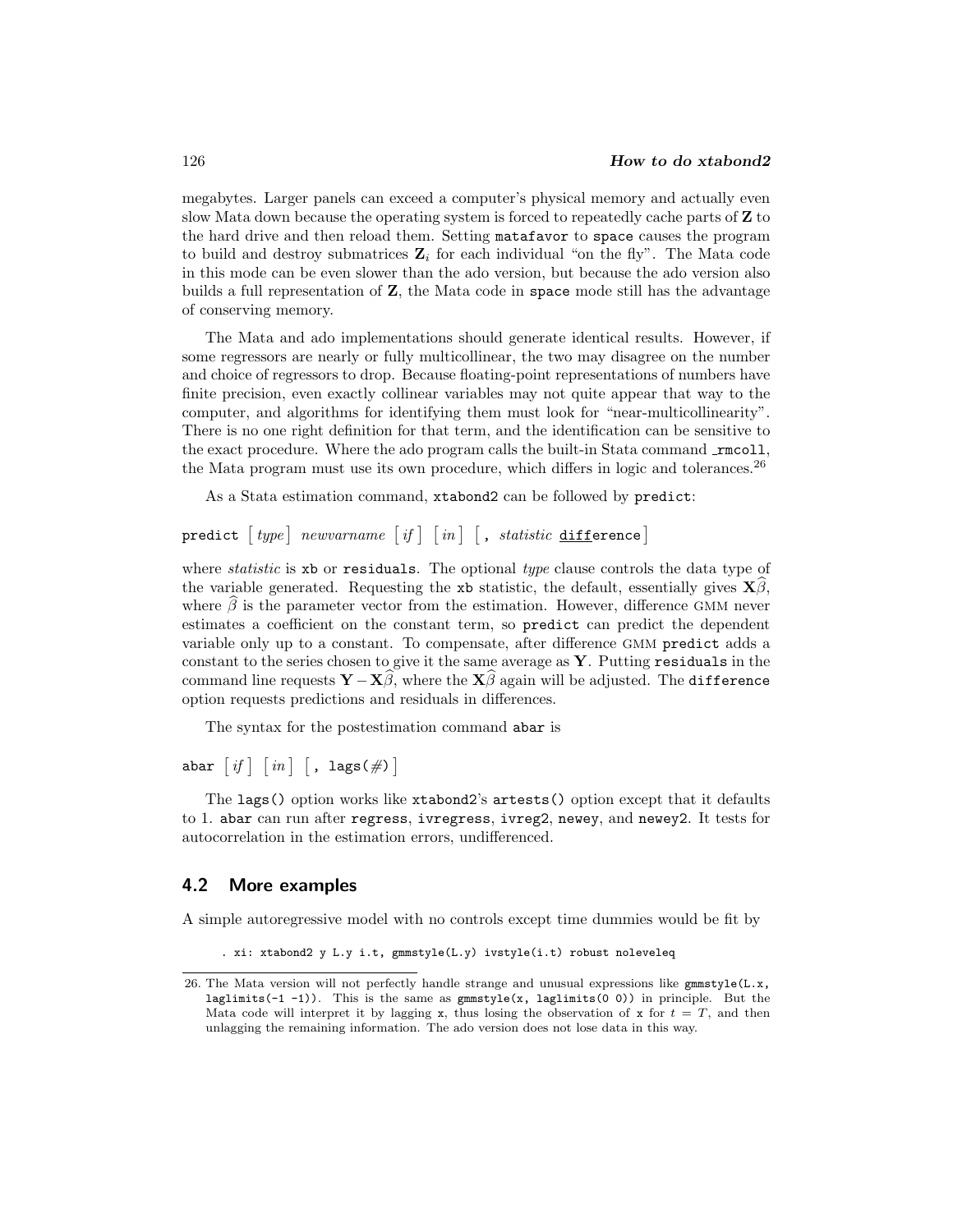megabytes. Larger panels can exceed a computer's physical memory and actually even slow Mata down because the operating system is forced to repeatedly cache parts of $\mathbf{Z}$ to the hard drive and then reload them. Setting `matafavor` to `space` causes the program to build and destroy submatrices $\mathbf{Z}_i$ for each individual "on the fly". The Mata code in this mode can be even slower than the ado version, but because the ado version also builds a full representation of $\mathbf{Z}$, the Mata code in `space` mode still has the advantage of conserving memory.

The Mata and ado implementations should generate identical results. However, if some regressors are nearly or fully multicollinear, the two may disagree on the number and choice of regressors to drop. Because floating-point representations of numbers have finite precision, even exactly collinear variables may not quite appear that way to the computer, and algorithms for identifying them must look for "near-multicollinearity". There is no one right definition for that term, and the identification can be sensitive to the exact procedure. Where the ado program calls the built-in Stata command `_rmcoll`, the Mata program must use its own procedure, which differs in logic and tolerances.[26]

As a Stata estimation command, `xtabond2` can be followed by `predict`:

`predict` [ *type* ] *newvarname* [ *if* ] [ *in* ] [ , *statistic* **diff**erence ]

where *statistic* is `xb` or `residuals`. The optional *type* clause controls the data type of the variable generated. Requesting the `xb` statistic, the default, essentially gives $\mathbf{X}\widehat{\beta}$, where $\widehat{\beta}$ is the parameter vector from the estimation. However, difference GMM never estimates a coefficient on the constant term, so `predict` can predict the dependent variable only up to a constant. To compensate, after difference GMM `predict` adds a constant to the series chosen to give it the same average as $\mathbf{Y}$. Putting `residuals` in the command line requests $\mathbf{Y}-\mathbf{X}\widehat{\beta}$, where the $\mathbf{X}\widehat{\beta}$ again will be adjusted. The `difference` option requests predictions and residuals in differences.

The syntax for the postestimation command `abar` is

`abar` [ *if* ] [ *in* ] [ , `lags(`*#*`)` ]

The `lags()` option works like `xtabond2`'s `artests()` option except that it defaults to 1. `abar` can run after `regress`, `ivregress`, `ivreg2`, `newey`, and `newey2`. It tests for autocorrelation in the estimation errors, undifferenced.

## 4.2 More examples

A simple autoregressive model with no controls except time dummies would be fit by

```
. xi: xtabond2 y L.y i.t, gmmstyle(L.y) ivstyle(i.t) robust noleveleq
```

26. The Mata version will not perfectly handle strange and unusual expressions like `gmmstyle(L.x, laglimits(-1 -1))`. This is the same as `gmmstyle(x, laglimits(0 0))` in principle. But the Mata code will interpret it by lagging `x`, thus losing the observation of `x` for $t = T$, and then unlagging the remaining information. The ado version does not lose data in this way.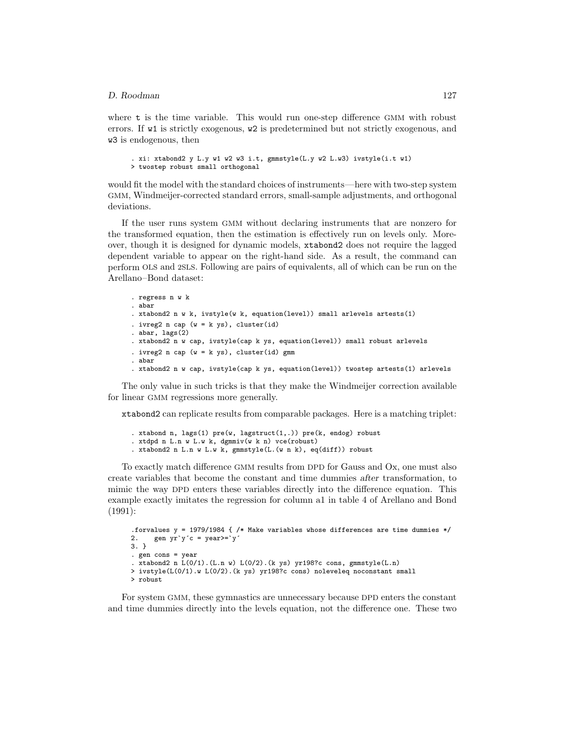where `t` is the time variable. This would run one-step difference GMM with robust errors. If `w1` is strictly exogenous, `w2` is predetermined but not strictly exogenous, and `w3` is endogenous, then

```
. xi: xtabond2 y L.y w1 w2 w3 i.t, gmmstyle(L.y w2 L.w3) ivstyle(i.t w1)
> twostep robust small orthogonal
```

would fit the model with the standard choices of instruments—here with two-step system GMM, Windmeijer-corrected standard errors, small-sample adjustments, and orthogonal deviations.

If the user runs system GMM without declaring instruments that are nonzero for the transformed equation, then the estimation is effectively run on levels only. Moreover, though it is designed for dynamic models, `xtabond2` does not require the lagged dependent variable to appear on the right-hand side. As a result, the command can perform OLS and 2SLS. Following are pairs of equivalents, all of which can be run on the Arellano–Bond dataset:

```
. regress n w k
. abar
. xtabond2 n w k, ivstyle(w k, equation(level)) small arlevels artests(1)
. ivreg2 n cap (w = k ys), cluster(id)
. abar, lags(2)
. xtabond2 n w cap, ivstyle(cap k ys, equation(level)) small robust arlevels
. ivreg2 n cap (w = k ys), cluster(id) gmm
. abar
. xtabond2 n w cap, ivstyle(cap k ys, equation(level)) twostep artests(1) arlevels
```

The only value in such tricks is that they make the Windmeijer correction available for linear GMM regressions more generally.

`xtabond2` can replicate results from comparable packages. Here is a matching triplet:

```
. xtabond n, lags(1) pre(w, lagstruct(1,.)) pre(k, endog) robust
. xtdpd n L.n w L.w k, dgmmiv(w k n) vce(robust)
. xtabond2 n L.n w L.w k, gmmstyle(L.(w n k), eq(diff)) robust
```

To exactly match difference GMM results from DPD for Gauss and Ox, one must also create variables that become the constant and time dummies *after* transformation, to mimic the way DPD enters these variables directly into the difference equation. This example exactly imitates the regression for column a1 in table 4 of Arellano and Bond (1991):

```
.forvalues y = 1979/1984 { /* Make variables whose differences are time dummies */
2.    gen yr`y´c = year>=`y´
3. }
. gen cons = year
. xtabond2 n L(0/1).(L.n w) L(0/2).(k ys) yr198?c cons, gmmstyle(L.n)
> ivstyle(L(0/1).w L(0/2).(k ys) yr198?c cons) noleveleq noconstant small
> robust
```

For system GMM, these gymnastics are unnecessary because DPD enters the constant and time dummies directly into the levels equation, not the difference one. These two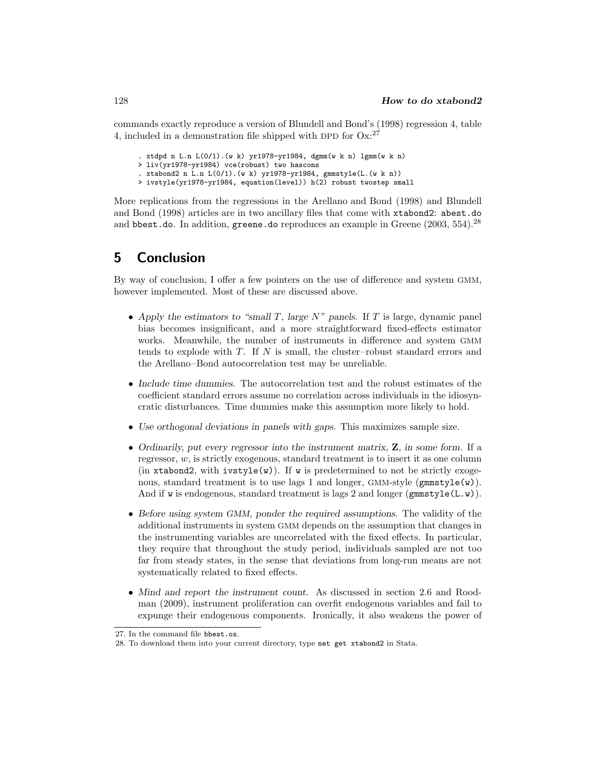commands exactly reproduce a version of Blundell and Bond's (1998) regression 4, table 4, included in a demonstration file shipped with DPD for Ox:[27]

```
. xtdpd n L.n L(0/1).(w k) yr1978-yr1984, dgmm(w k n) lgmm(w k n)
> liv(yr1978-yr1984) vce(robust) two hascons
. xtabond2 n L.n L(0/1).(w k) yr1978-yr1984, gmmstyle(L.(w k n))
> ivstyle(yr1978-yr1984, equation(level)) h(2) robust twostep small
```

More replications from the regressions in the Arellano and Bond (1998) and Blundell and Bond (1998) articles are in two ancillary files that come with `xtabond2`: `abest.do` and `bbest.do`. In addition, `greene.do` reproduces an example in Greene (2003, 554).[28]

## 5 Conclusion

By way of conclusion, I offer a few pointers on the use of difference and system GMM, however implemented. Most of these are discussed above.

- *Apply the estimators to "small $T$, large $N$" panels.* If $T$ is large, dynamic panel bias becomes insignificant, and a more straightforward fixed-effects estimator works. Meanwhile, the number of instruments in difference and system GMM tends to explode with $T$. If $N$ is small, the cluster–robust standard errors and the Arellano–Bond autocorrelation test may be unreliable.

- *Include time dummies.* The autocorrelation test and the robust estimates of the coefficient standard errors assume no correlation across individuals in the idiosyncratic disturbances. Time dummies make this assumption more likely to hold.

- *Use orthogonal deviations in panels with gaps.* This maximizes sample size.

- *Ordinarily, put every regressor into the instrument matrix,* $\mathbf{Z}$*, in some form.* If a regressor, $w$, is strictly exogenous, standard treatment is to insert it as one column (in `xtabond2`, with `ivstyle(w)`). If `w` is predetermined to not be strictly exogenous, standard treatment is to use lags 1 and longer, GMM-style (`gmmstyle(w)`). And if `w` is endogenous, standard treatment is lags 2 and longer (`gmmstyle(L.w)`).

- *Before using system GMM, ponder the required assumptions.* The validity of the additional instruments in system GMM depends on the assumption that changes in the instrumenting variables are uncorrelated with the fixed effects. In particular, they require that throughout the study period, individuals sampled are not too far from steady states, in the sense that deviations from long-run means are not systematically related to fixed effects.

- *Mind and report the instrument count.* As discussed in section 2.6 and Roodman (2009), instrument proliferation can overfit endogenous variables and fail to expunge their endogenous components. Ironically, it also weakens the power of

---

27. In the command file `bbest.ox`.

28. To download them into your current directory, type `net get xtabond2` in Stata.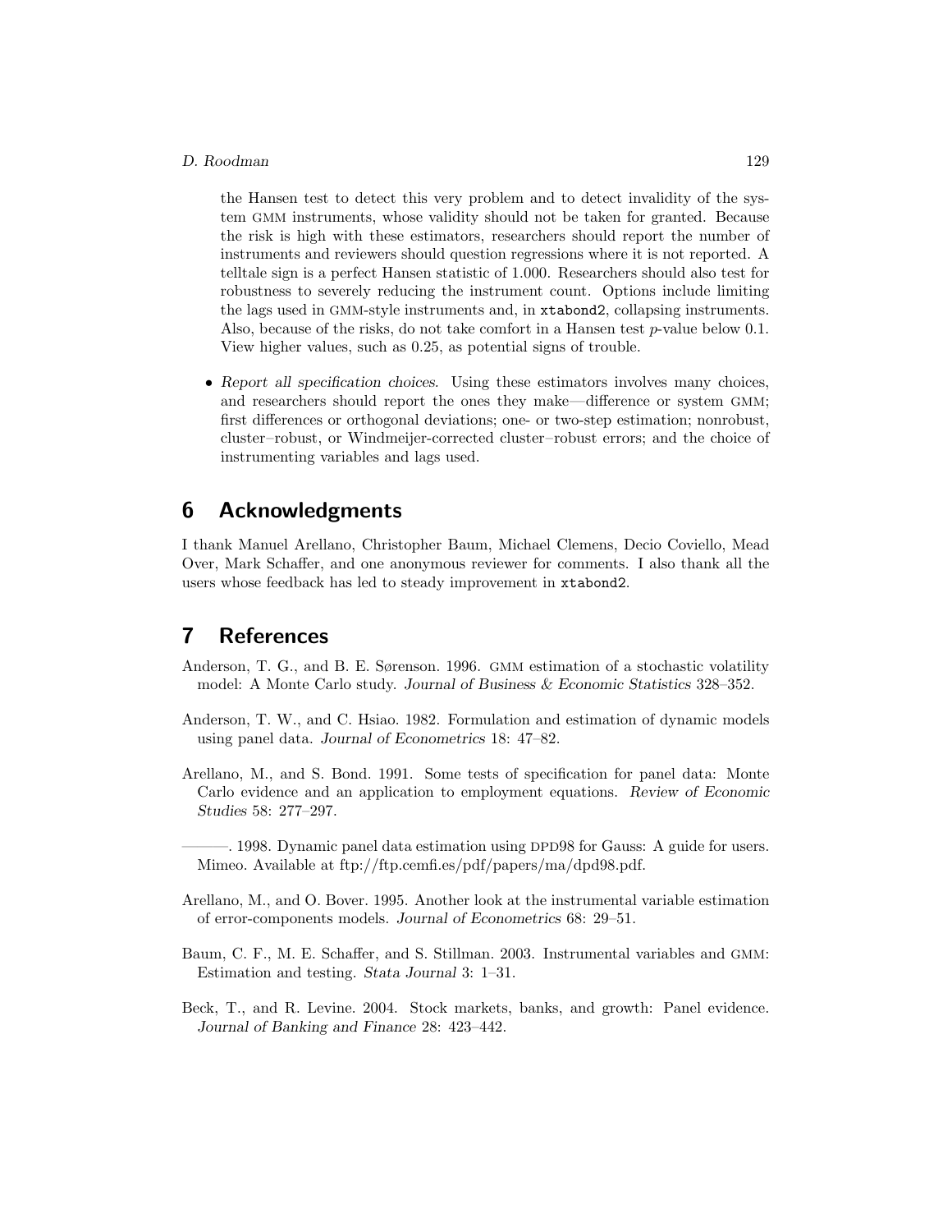the Hansen test to detect this very problem and to detect invalidity of the system GMM instruments, whose validity should not be taken for granted. Because the risk is high with these estimators, researchers should report the number of instruments and reviewers should question regressions where it is not reported. A telltale sign is a perfect Hansen statistic of 1.000. Researchers should also test for robustness to severely reducing the instrument count. Options include limiting the lags used in GMM-style instruments and, in `xtabond2`, collapsing instruments. Also, because of the risks, do not take comfort in a Hansen test $p$-value below 0.1. View higher values, such as 0.25, as potential signs of trouble.

- *Report all specification choices.* Using these estimators involves many choices, and researchers should report the ones they make—difference or system GMM; first differences or orthogonal deviations; one- or two-step estimation; nonrobust, cluster–robust, or Windmeijer-corrected cluster–robust errors; and the choice of instrumenting variables and lags used.

## 6 Acknowledgments

I thank Manuel Arellano, Christopher Baum, Michael Clemens, Decio Coviello, Mead Over, Mark Schaffer, and one anonymous reviewer for comments. I also thank all the users whose feedback has led to steady improvement in `xtabond2`.

## 7 References

Anderson, T. G., and B. E. Sørenson. 1996. GMM estimation of a stochastic volatility model: A Monte Carlo study. *Journal of Business & Economic Statistics* 328–352.

Anderson, T. W., and C. Hsiao. 1982. Formulation and estimation of dynamic models using panel data. *Journal of Econometrics* 18: 47–82.

Arellano, M., and S. Bond. 1991. Some tests of specification for panel data: Monte Carlo evidence and an application to employment equations. *Review of Economic Studies* 58: 277–297.

———. 1998. Dynamic panel data estimation using DPD98 for Gauss: A guide for users. Mimeo. Available at ftp://ftp.cemfi.es/pdf/papers/ma/dpd98.pdf.

Arellano, M., and O. Bover. 1995. Another look at the instrumental variable estimation of error-components models. *Journal of Econometrics* 68: 29–51.

Baum, C. F., M. E. Schaffer, and S. Stillman. 2003. Instrumental variables and GMM: Estimation and testing. *Stata Journal* 3: 1–31.

Beck, T., and R. Levine. 2004. Stock markets, banks, and growth: Panel evidence. *Journal of Banking and Finance* 28: 423–442.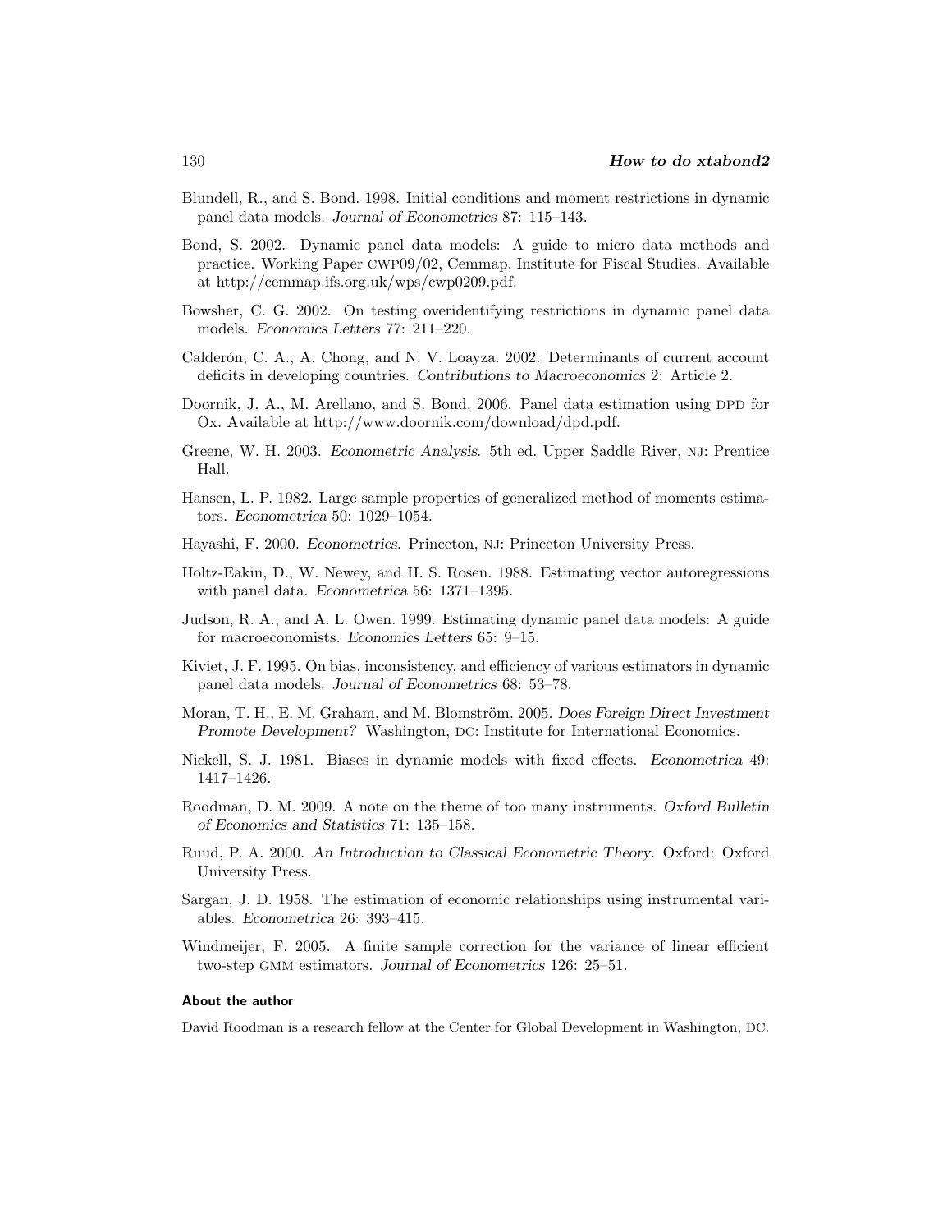Blundell, R., and S. Bond. 1998. Initial conditions and moment restrictions in dynamic panel data models. *Journal of Econometrics* 87: 115–143.

Bond, S. 2002. Dynamic panel data models: A guide to micro data methods and practice. Working Paper CWP09/02, Cemmap, Institute for Fiscal Studies. Available at http://cemmap.ifs.org.uk/wps/cwp0209.pdf.

Bowsher, C. G. 2002. On testing overidentifying restrictions in dynamic panel data models. *Economics Letters* 77: 211–220.

Calderón, C. A., A. Chong, and N. V. Loayza. 2002. Determinants of current account deficits in developing countries. *Contributions to Macroeconomics* 2: Article 2.

Doornik, J. A., M. Arellano, and S. Bond. 2006. Panel data estimation using DPD for Ox. Available at http://www.doornik.com/download/dpd.pdf.

Greene, W. H. 2003. *Econometric Analysis*. 5th ed. Upper Saddle River, NJ: Prentice Hall.

Hansen, L. P. 1982. Large sample properties of generalized method of moments estimators. *Econometrica* 50: 1029–1054.

Hayashi, F. 2000. *Econometrics*. Princeton, NJ: Princeton University Press.

Holtz-Eakin, D., W. Newey, and H. S. Rosen. 1988. Estimating vector autoregressions with panel data. *Econometrica* 56: 1371–1395.

Judson, R. A., and A. L. Owen. 1999. Estimating dynamic panel data models: A guide for macroeconomists. *Economics Letters* 65: 9–15.

Kiviet, J. F. 1995. On bias, inconsistency, and efficiency of various estimators in dynamic panel data models. *Journal of Econometrics* 68: 53–78.

Moran, T. H., E. M. Graham, and M. Blomström. 2005. *Does Foreign Direct Investment Promote Development?* Washington, DC: Institute for International Economics.

Nickell, S. J. 1981. Biases in dynamic models with fixed effects. *Econometrica* 49: 1417–1426.

Roodman, D. M. 2009. A note on the theme of too many instruments. *Oxford Bulletin of Economics and Statistics* 71: 135–158.

Ruud, P. A. 2000. *An Introduction to Classical Econometric Theory*. Oxford: Oxford University Press.

Sargan, J. D. 1958. The estimation of economic relationships using instrumental variables. *Econometrica* 26: 393–415.

Windmeijer, F. 2005. A finite sample correction for the variance of linear efficient two-step GMM estimators. *Journal of Econometrics* 126: 25–51.

### About the author

David Roodman is a research fellow at the Center for Global Development in Washington, DC.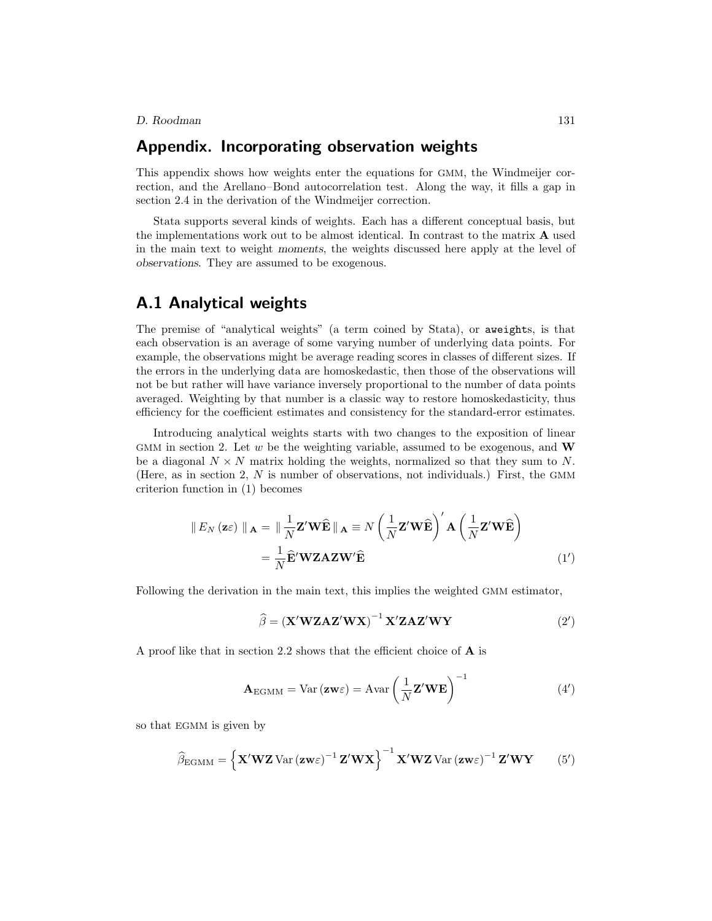## Appendix. Incorporating observation weights

This appendix shows how weights enter the equations for GMM, the Windmeijer correction, and the Arellano–Bond autocorrelation test. Along the way, it fills a gap in section 2.4 in the derivation of the Windmeijer correction.

Stata supports several kinds of weights. Each has a different conceptual basis, but the implementations work out to be almost identical. In contrast to the matrix $\mathbf{A}$ used in the main text to weight *moments*, the weights discussed here apply at the level of *observations*. They are assumed to be exogenous.

## A.1 Analytical weights

The premise of "analytical weights" (a term coined by Stata), or `aweight`s, is that each observation is an average of some varying number of underlying data points. For example, the observations might be average reading scores in classes of different sizes. If the errors in the underlying data are homoskedastic, then those of the observations will not be but rather will have variance inversely proportional to the number of data points averaged. Weighting by that number is a classic way to restore homoskedasticity, thus efficiency for the coefficient estimates and consistency for the standard-error estimates.

Introducing analytical weights starts with two changes to the exposition of linear GMM in section 2. Let $w$ be the weighting variable, assumed to be exogenous, and $\mathbf{W}$ be a diagonal $N \times N$ matrix holding the weights, normalized so that they sum to $N$. (Here, as in section 2, $N$ is number of observations, not individuals.) First, the GMM criterion function in (1) becomes

$$\| E_N(\mathbf{z}\varepsilon) \|_{\mathbf{A}} = \| \frac{1}{N}\mathbf{Z}'\mathbf{W}\widehat{\mathbf{E}} \|_{\mathbf{A}} \equiv N\left(\frac{1}{N}\mathbf{Z}'\mathbf{W}\widehat{\mathbf{E}}\right)' \mathbf{A} \left(\frac{1}{N}\mathbf{Z}'\mathbf{W}\widehat{\mathbf{E}}\right)$$
$$= \frac{1}{N}\widehat{\mathbf{E}}'\mathbf{W}\mathbf{Z}\mathbf{A}\mathbf{Z}\mathbf{W}'\widehat{\mathbf{E}} \tag{1'}$$

Following the derivation in the main text, this implies the weighted GMM estimator,

$$\widehat{\beta} = \left(\mathbf{X}'\mathbf{W}\mathbf{Z}\mathbf{A}\mathbf{Z}'\mathbf{W}\mathbf{X}\right)^{-1}\mathbf{X}'\mathbf{Z}\mathbf{A}\mathbf{Z}'\mathbf{W}\mathbf{Y} \tag{2'}$$

A proof like that in section 2.2 shows that the efficient choice of $\mathbf{A}$ is

$$\mathbf{A}_{\text{EGMM}} = \text{Var}\left(\mathbf{z}\mathbf{w}\varepsilon\right) = \text{Avar}\left(\frac{1}{N}\mathbf{Z}'\mathbf{W}\mathbf{E}\right)^{-1} \tag{4'}$$

so that EGMM is given by

$$\widehat{\beta}_{\text{EGMM}} = \left\{\mathbf{X}'\mathbf{W}\mathbf{Z}\,\text{Var}\left(\mathbf{z}\mathbf{w}\varepsilon\right)^{-1}\mathbf{Z}'\mathbf{W}\mathbf{X}\right\}^{-1}\mathbf{X}'\mathbf{W}\mathbf{Z}\,\text{Var}\left(\mathbf{z}\mathbf{w}\varepsilon\right)^{-1}\mathbf{Z}'\mathbf{W}\mathbf{Y} \tag{5'}$$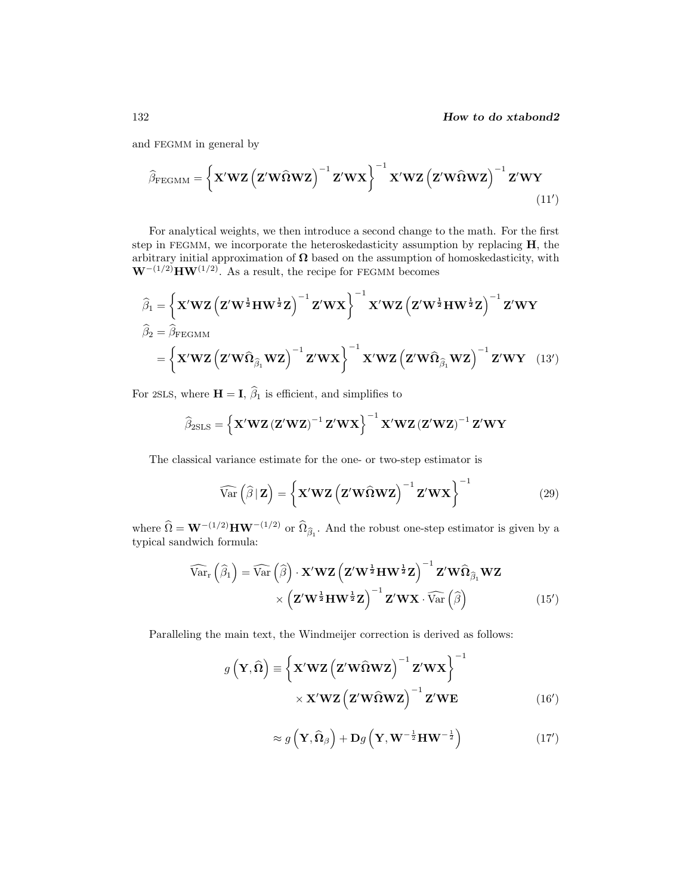and FEGMM in general by

$$\widehat{\beta}_{\text{FEGMM}} = \left\{ \mathbf{X}'\mathbf{W}\mathbf{Z} \left( \mathbf{Z}'\mathbf{W}\widehat{\boldsymbol{\Omega}}\mathbf{W}\mathbf{Z} \right)^{-1} \mathbf{Z}'\mathbf{W}\mathbf{X} \right\}^{-1} \mathbf{X}'\mathbf{W}\mathbf{Z} \left( \mathbf{Z}'\mathbf{W}\widehat{\boldsymbol{\Omega}}\mathbf{W}\mathbf{Z} \right)^{-1} \mathbf{Z}'\mathbf{W}\mathbf{Y} \tag{11$'$}$$

For analytical weights, we then introduce a second change to the math. For the first step in FEGMM, we incorporate the heteroskedasticity assumption by replacing $\mathbf{H}$, the arbitrary initial approximation of $\boldsymbol{\Omega}$ based on the assumption of homoskedasticity, with $\mathbf{W}^{-(1/2)}\mathbf{H}\mathbf{W}^{(1/2)}$. As a result, the recipe for FEGMM becomes

$$\begin{aligned}
\widehat{\beta}_1 &= \left\{ \mathbf{X}'\mathbf{W}\mathbf{Z} \left( \mathbf{Z}'\mathbf{W}^{\frac{1}{2}}\mathbf{H}\mathbf{W}^{\frac{1}{2}}\mathbf{Z} \right)^{-1} \mathbf{Z}'\mathbf{W}\mathbf{X} \right\}^{-1} \mathbf{X}'\mathbf{W}\mathbf{Z} \left( \mathbf{Z}'\mathbf{W}^{\frac{1}{2}}\mathbf{H}\mathbf{W}^{\frac{1}{2}}\mathbf{Z} \right)^{-1} \mathbf{Z}'\mathbf{W}\mathbf{Y} \\
\widehat{\beta}_2 &= \widehat{\beta}_{\text{FEGMM}} \\
&= \left\{ \mathbf{X}'\mathbf{W}\mathbf{Z} \left( \mathbf{Z}'\mathbf{W}\widehat{\boldsymbol{\Omega}}_{\widehat{\beta}_1}\mathbf{W}\mathbf{Z} \right)^{-1} \mathbf{Z}'\mathbf{W}\mathbf{X} \right\}^{-1} \mathbf{X}'\mathbf{W}\mathbf{Z} \left( \mathbf{Z}'\mathbf{W}\widehat{\boldsymbol{\Omega}}_{\widehat{\beta}_1}\mathbf{W}\mathbf{Z} \right)^{-1} \mathbf{Z}'\mathbf{W}\mathbf{Y}
\end{aligned} \tag{13$'$}$$

For 2SLS, where $\mathbf{H} = \mathbf{I}$, $\widehat{\beta}_1$ is efficient, and simplifies to

$$\widehat{\beta}_{2\text{SLS}} = \left\{ \mathbf{X}'\mathbf{W}\mathbf{Z} \left( \mathbf{Z}'\mathbf{W}\mathbf{Z} \right)^{-1} \mathbf{Z}'\mathbf{W}\mathbf{X} \right\}^{-1} \mathbf{X}'\mathbf{W}\mathbf{Z} \left( \mathbf{Z}'\mathbf{W}\mathbf{Z} \right)^{-1} \mathbf{Z}'\mathbf{W}\mathbf{Y}$$

The classical variance estimate for the one- or two-step estimator is

$$\widehat{\text{Var}}\left( \widehat{\beta} \,|\, \mathbf{Z} \right) = \left\{ \mathbf{X}'\mathbf{W}\mathbf{Z} \left( \mathbf{Z}'\mathbf{W}\widehat{\boldsymbol{\Omega}}\mathbf{W}\mathbf{Z} \right)^{-1} \mathbf{Z}'\mathbf{W}\mathbf{X} \right\}^{-1} \tag{29}$$

where $\widehat{\Omega} = \mathbf{W}^{-(1/2)}\mathbf{H}\mathbf{W}^{-(1/2)}$ or $\widehat{\Omega}_{\widehat{\beta}_1}$. And the robust one-step estimator is given by a typical sandwich formula:

$$\begin{aligned}
\widehat{\text{Var}}_{\text{r}}\left( \widehat{\beta}_1 \right) = \widehat{\text{Var}}\left( \widehat{\beta} \right) \cdot \mathbf{X}'\mathbf{W}\mathbf{Z} \left( \mathbf{Z}'\mathbf{W}^{\frac{1}{2}}\mathbf{H}\mathbf{W}^{\frac{1}{2}}\mathbf{Z} \right)^{-1} \mathbf{Z}'\mathbf{W}\widehat{\boldsymbol{\Omega}}_{\widehat{\beta}_1}\mathbf{W}\mathbf{Z} \\
\times \left( \mathbf{Z}'\mathbf{W}^{\frac{1}{2}}\mathbf{H}\mathbf{W}^{\frac{1}{2}}\mathbf{Z} \right)^{-1} \mathbf{Z}'\mathbf{W}\mathbf{X} \cdot \widehat{\text{Var}}\left( \widehat{\beta} \right)
\end{aligned} \tag{15$'$}$$

Paralleling the main text, the Windmeijer correction is derived as follows:

$$\begin{aligned}
g\left( \mathbf{Y}, \widehat{\boldsymbol{\Omega}} \right) \equiv \left\{ \mathbf{X}'\mathbf{W}\mathbf{Z} \left( \mathbf{Z}'\mathbf{W}\widehat{\boldsymbol{\Omega}}\mathbf{W}\mathbf{Z} \right)^{-1} \mathbf{Z}'\mathbf{W}\mathbf{X} \right\}^{-1} \\
\times \mathbf{X}'\mathbf{W}\mathbf{Z} \left( \mathbf{Z}'\mathbf{W}\widehat{\boldsymbol{\Omega}}\mathbf{W}\mathbf{Z} \right)^{-1} \mathbf{Z}'\mathbf{W}\mathbf{E}
\end{aligned} \tag{16$'$}$$

$$\approx g\left( \mathbf{Y}, \widehat{\boldsymbol{\Omega}}_{\beta} \right) + \mathbf{D}g\left( \mathbf{Y}, \mathbf{W}^{-\frac{1}{2}}\mathbf{H}\mathbf{W}^{-\frac{1}{2}} \right) \tag{17$'$}$$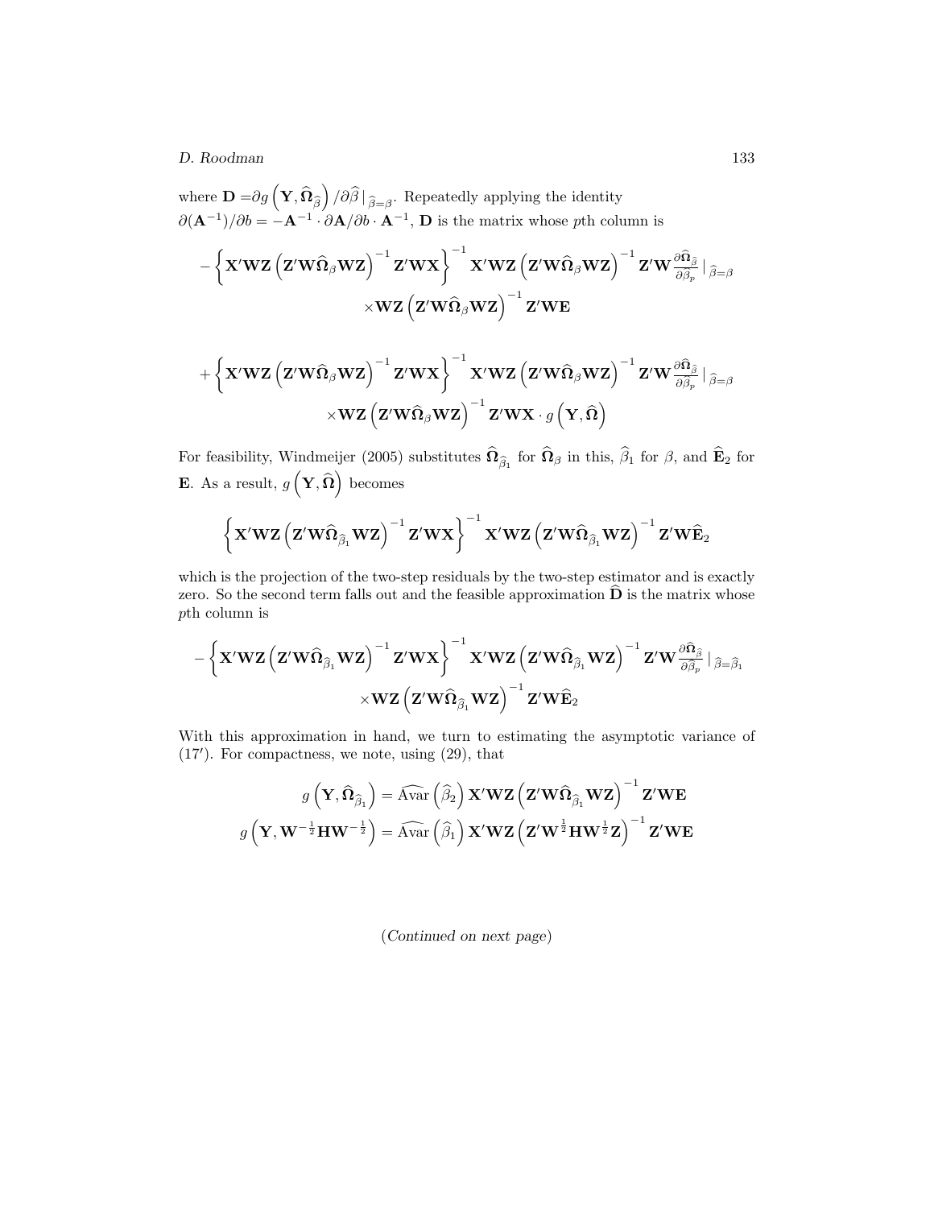where $\mathbf{D} = \partial g\left(\mathbf{Y}, \widehat{\boldsymbol{\Omega}}_{\widehat{\beta}}\right) / \partial \widehat{\beta}\,|_{\widehat{\beta}=\beta}$. Repeatedly applying the identity $\partial(\mathbf{A}^{-1})/\partial b = -\mathbf{A}^{-1} \cdot \partial \mathbf{A}/\partial b \cdot \mathbf{A}^{-1}$, $\mathbf{D}$ is the matrix whose $p$th column is

$$
-\left\{\mathbf{X}'\mathbf{W}\mathbf{Z}\left(\mathbf{Z}'\mathbf{W}\widehat{\boldsymbol{\Omega}}_{\beta}\mathbf{W}\mathbf{Z}\right)^{-1}\mathbf{Z}'\mathbf{W}\mathbf{X}\right\}^{-1}\mathbf{X}'\mathbf{W}\mathbf{Z}\left(\mathbf{Z}'\mathbf{W}\widehat{\boldsymbol{\Omega}}_{\beta}\mathbf{W}\mathbf{Z}\right)^{-1}\mathbf{Z}'\mathbf{W}\frac{\partial\widehat{\boldsymbol{\Omega}}_{\widehat{\beta}}}{\partial\widehat{\beta}_p}\,|_{\,\widehat{\beta}=\beta}
$$
$$
\times\mathbf{W}\mathbf{Z}\left(\mathbf{Z}'\mathbf{W}\widehat{\boldsymbol{\Omega}}_{\beta}\mathbf{W}\mathbf{Z}\right)^{-1}\mathbf{Z}'\mathbf{W}\mathbf{E}
$$

$$
+\left\{\mathbf{X}'\mathbf{W}\mathbf{Z}\left(\mathbf{Z}'\mathbf{W}\widehat{\boldsymbol{\Omega}}_{\beta}\mathbf{W}\mathbf{Z}\right)^{-1}\mathbf{Z}'\mathbf{W}\mathbf{X}\right\}^{-1}\mathbf{X}'\mathbf{W}\mathbf{Z}\left(\mathbf{Z}'\mathbf{W}\widehat{\boldsymbol{\Omega}}_{\beta}\mathbf{W}\mathbf{Z}\right)^{-1}\mathbf{Z}'\mathbf{W}\frac{\partial\widehat{\boldsymbol{\Omega}}_{\widehat{\beta}}}{\partial\widehat{\beta}_p}\,|_{\,\widehat{\beta}=\beta}
$$
$$
\times\mathbf{W}\mathbf{Z}\left(\mathbf{Z}'\mathbf{W}\widehat{\boldsymbol{\Omega}}_{\beta}\mathbf{W}\mathbf{Z}\right)^{-1}\mathbf{Z}'\mathbf{W}\mathbf{X}\cdot g\left(\mathbf{Y},\widehat{\boldsymbol{\Omega}}\right)
$$

For feasibility, Windmeijer (2005) substitutes $\widehat{\boldsymbol{\Omega}}_{\widehat{\beta}_1}$ for $\widehat{\boldsymbol{\Omega}}_{\beta}$ in this, $\widehat{\beta}_1$ for $\beta$, and $\widehat{\mathbf{E}}_2$ for $\mathbf{E}$. As a result, $g\left(\mathbf{Y},\widehat{\boldsymbol{\Omega}}\right)$ becomes

$$
\left\{\mathbf{X}'\mathbf{W}\mathbf{Z}\left(\mathbf{Z}'\mathbf{W}\widehat{\boldsymbol{\Omega}}_{\widehat{\beta}_1}\mathbf{W}\mathbf{Z}\right)^{-1}\mathbf{Z}'\mathbf{W}\mathbf{X}\right\}^{-1}\mathbf{X}'\mathbf{W}\mathbf{Z}\left(\mathbf{Z}'\mathbf{W}\widehat{\boldsymbol{\Omega}}_{\widehat{\beta}_1}\mathbf{W}\mathbf{Z}\right)^{-1}\mathbf{Z}'\mathbf{W}\widehat{\mathbf{E}}_2
$$

which is the projection of the two-step residuals by the two-step estimator and is exactly zero. So the second term falls out and the feasible approximation $\widehat{\mathbf{D}}$ is the matrix whose $p$th column is

$$
-\left\{\mathbf{X}'\mathbf{W}\mathbf{Z}\left(\mathbf{Z}'\mathbf{W}\widehat{\boldsymbol{\Omega}}_{\widehat{\beta}_1}\mathbf{W}\mathbf{Z}\right)^{-1}\mathbf{Z}'\mathbf{W}\mathbf{X}\right\}^{-1}\mathbf{X}'\mathbf{W}\mathbf{Z}\left(\mathbf{Z}'\mathbf{W}\widehat{\boldsymbol{\Omega}}_{\widehat{\beta}_1}\mathbf{W}\mathbf{Z}\right)^{-1}\mathbf{Z}'\mathbf{W}\frac{\partial\widehat{\boldsymbol{\Omega}}_{\widehat{\beta}}}{\partial\widehat{\beta}_p}\,|_{\,\widehat{\beta}=\widehat{\beta}_1}
$$
$$
\times\mathbf{W}\mathbf{Z}\left(\mathbf{Z}'\mathbf{W}\widehat{\boldsymbol{\Omega}}_{\widehat{\beta}_1}\mathbf{W}\mathbf{Z}\right)^{-1}\mathbf{Z}'\mathbf{W}\widehat{\mathbf{E}}_2
$$

With this approximation in hand, we turn to estimating the asymptotic variance of (17′). For compactness, we note, using (29), that

$$
g\left(\mathbf{Y},\widehat{\boldsymbol{\Omega}}_{\widehat{\beta}_1}\right) = \widehat{\text{Avar}}\left(\widehat{\beta}_2\right)\mathbf{X}'\mathbf{W}\mathbf{Z}\left(\mathbf{Z}'\mathbf{W}\widehat{\boldsymbol{\Omega}}_{\widehat{\beta}_1}\mathbf{W}\mathbf{Z}\right)^{-1}\mathbf{Z}'\mathbf{W}\mathbf{E}
$$
$$
g\left(\mathbf{Y},\mathbf{W}^{-\frac{1}{2}}\mathbf{H}\mathbf{W}^{-\frac{1}{2}}\right) = \widehat{\text{Avar}}\left(\widehat{\beta}_1\right)\mathbf{X}'\mathbf{W}\mathbf{Z}\left(\mathbf{Z}'\mathbf{W}^{\frac{1}{2}}\mathbf{H}\mathbf{W}^{\frac{1}{2}}\mathbf{Z}\right)^{-1}\mathbf{Z}'\mathbf{W}\mathbf{E}
$$

(*Continued on next page*)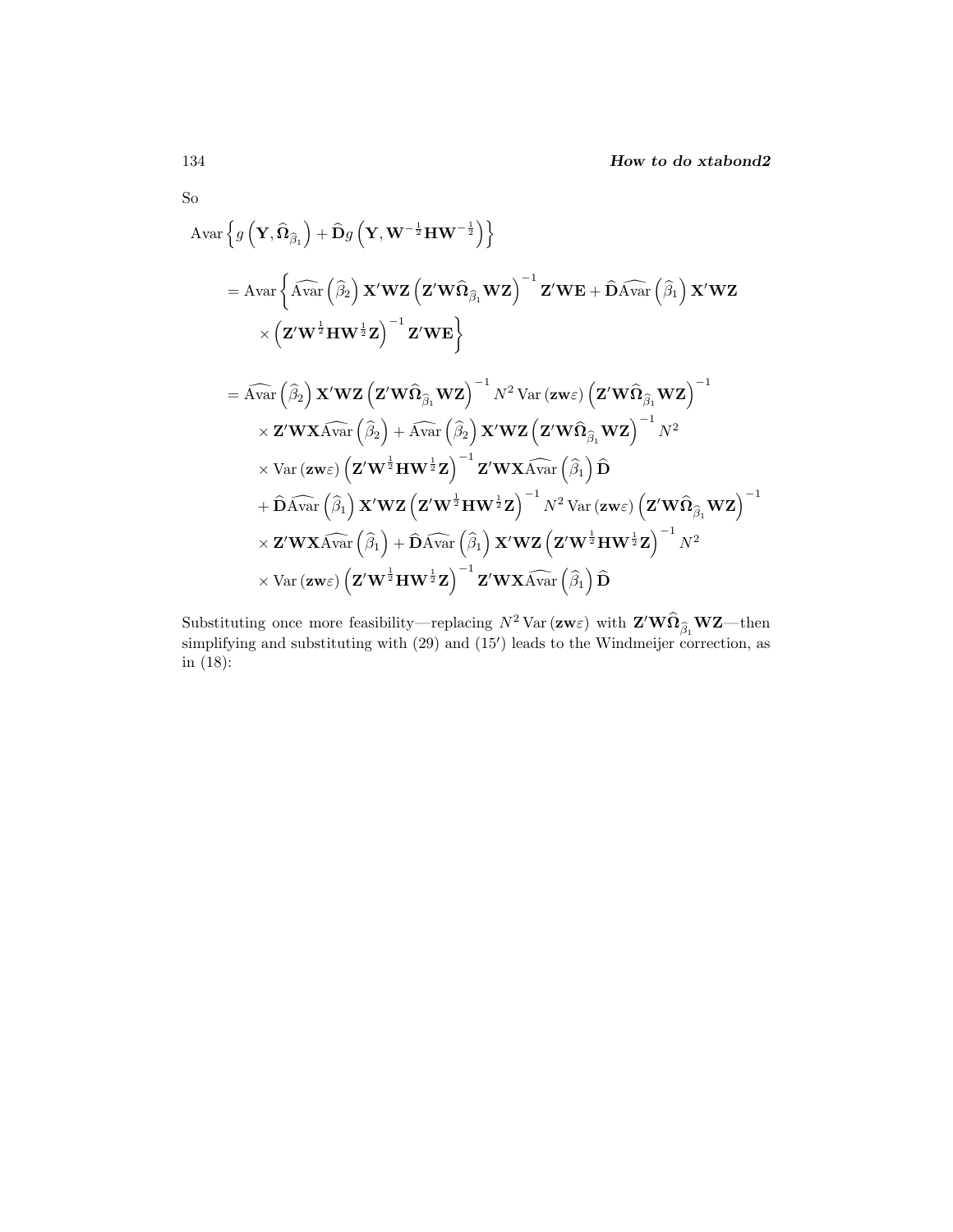So

$$
\begin{aligned}
&\operatorname{Avar}\left\{ g\left(\mathbf{Y}, \widehat{\mathbf{\Omega}}_{\widehat{\beta}_1}\right) + \widehat{\mathbf{D}} g\left(\mathbf{Y}, \mathbf{W}^{-\frac{1}{2}}\mathbf{H}\mathbf{W}^{-\frac{1}{2}}\right)\right\} \\
&= \operatorname{Avar}\left\{ \widehat{\operatorname{Avar}}\left(\widehat{\beta}_2\right)\mathbf{X}'\mathbf{W}\mathbf{Z}\left(\mathbf{Z}'\mathbf{W}\widehat{\mathbf{\Omega}}_{\widehat{\beta}_1}\mathbf{W}\mathbf{Z}\right)^{-1}\mathbf{Z}'\mathbf{W}\mathbf{E} + \widehat{\mathbf{D}}\widehat{\operatorname{Avar}}\left(\widehat{\beta}_1\right)\mathbf{X}'\mathbf{W}\mathbf{Z} \right. \\
&\qquad \left. \times \left(\mathbf{Z}'\mathbf{W}^{\frac{1}{2}}\mathbf{H}\mathbf{W}^{\frac{1}{2}}\mathbf{Z}\right)^{-1}\mathbf{Z}'\mathbf{W}\mathbf{E}\right\} \\
&= \widehat{\operatorname{Avar}}\left(\widehat{\beta}_2\right)\mathbf{X}'\mathbf{W}\mathbf{Z}\left(\mathbf{Z}'\mathbf{W}\widehat{\mathbf{\Omega}}_{\widehat{\beta}_1}\mathbf{W}\mathbf{Z}\right)^{-1} N^2 \operatorname{Var}\left(\mathbf{zw}\varepsilon\right)\left(\mathbf{Z}'\mathbf{W}\widehat{\mathbf{\Omega}}_{\widehat{\beta}_1}\mathbf{W}\mathbf{Z}\right)^{-1} \\
&\qquad \times \mathbf{Z}'\mathbf{W}\mathbf{X}\widehat{\operatorname{Avar}}\left(\widehat{\beta}_2\right) + \widehat{\operatorname{Avar}}\left(\widehat{\beta}_2\right)\mathbf{X}'\mathbf{W}\mathbf{Z}\left(\mathbf{Z}'\mathbf{W}\widehat{\mathbf{\Omega}}_{\widehat{\beta}_1}\mathbf{W}\mathbf{Z}\right)^{-1} N^2 \\
&\qquad \times \operatorname{Var}\left(\mathbf{zw}\varepsilon\right)\left(\mathbf{Z}'\mathbf{W}^{\frac{1}{2}}\mathbf{H}\mathbf{W}^{\frac{1}{2}}\mathbf{Z}\right)^{-1}\mathbf{Z}'\mathbf{W}\mathbf{X}\widehat{\operatorname{Avar}}\left(\widehat{\beta}_1\right)\widehat{\mathbf{D}} \\
&\qquad + \widehat{\mathbf{D}}\widehat{\operatorname{Avar}}\left(\widehat{\beta}_1\right)\mathbf{X}'\mathbf{W}\mathbf{Z}\left(\mathbf{Z}'\mathbf{W}^{\frac{1}{2}}\mathbf{H}\mathbf{W}^{\frac{1}{2}}\mathbf{Z}\right)^{-1} N^2 \operatorname{Var}\left(\mathbf{zw}\varepsilon\right)\left(\mathbf{Z}'\mathbf{W}\widehat{\mathbf{\Omega}}_{\widehat{\beta}_1}\mathbf{W}\mathbf{Z}\right)^{-1} \\
&\qquad \times \mathbf{Z}'\mathbf{W}\mathbf{X}\widehat{\operatorname{Avar}}\left(\widehat{\beta}_1\right) + \widehat{\mathbf{D}}\widehat{\operatorname{Avar}}\left(\widehat{\beta}_1\right)\mathbf{X}'\mathbf{W}\mathbf{Z}\left(\mathbf{Z}'\mathbf{W}^{\frac{1}{2}}\mathbf{H}\mathbf{W}^{\frac{1}{2}}\mathbf{Z}\right)^{-1} N^2 \\
&\qquad \times \operatorname{Var}\left(\mathbf{zw}\varepsilon\right)\left(\mathbf{Z}'\mathbf{W}^{\frac{1}{2}}\mathbf{H}\mathbf{W}^{\frac{1}{2}}\mathbf{Z}\right)^{-1}\mathbf{Z}'\mathbf{W}\mathbf{X}\widehat{\operatorname{Avar}}\left(\widehat{\beta}_1\right)\widehat{\mathbf{D}}
\end{aligned}
$$

Substituting once more feasibility—replacing $N^2 \operatorname{Var}(\mathbf{zw}\varepsilon)$ with $\mathbf{Z}'\mathbf{W}\widehat{\mathbf{\Omega}}_{\widehat{\beta}_1}\mathbf{W}\mathbf{Z}$—then simplifying and substituting with (29) and (15′) leads to the Windmeijer correction, as in (18):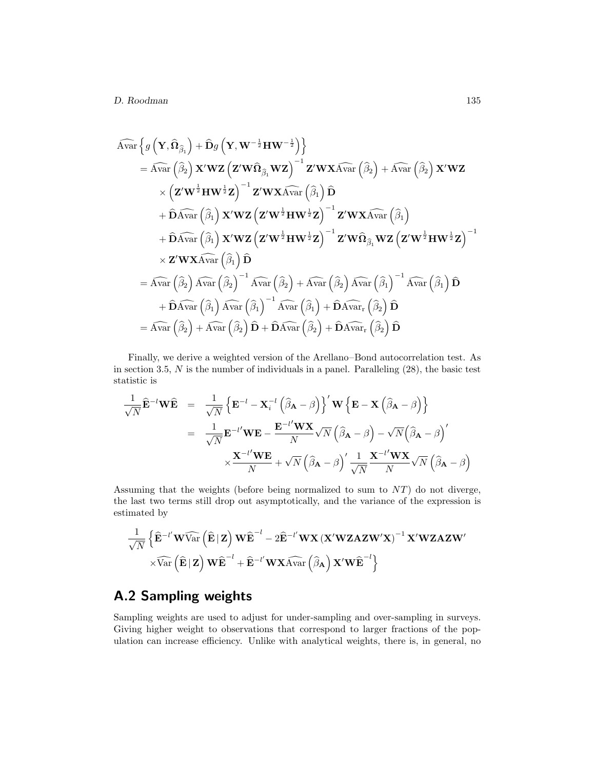$$
\begin{aligned}
&\widehat{\text{Avar}}\left\{ g\left(\mathbf{Y}, \widehat{\boldsymbol{\Omega}}_{\widehat{\beta}_1}\right) + \widehat{\mathbf{D}} g\left(\mathbf{Y}, \mathbf{W}^{-\frac{1}{2}}\mathbf{H}\mathbf{W}^{-\frac{1}{2}}\right)\right\} \\
&\quad = \widehat{\text{Avar}}\left(\widehat{\beta}_2\right) \mathbf{X}'\mathbf{W}\mathbf{Z}\left(\mathbf{Z}'\mathbf{W}\widehat{\boldsymbol{\Omega}}_{\widehat{\beta}_1}\mathbf{W}\mathbf{Z}\right)^{-1}\mathbf{Z}'\mathbf{W}\mathbf{X}\widehat{\text{Avar}}\left(\widehat{\beta}_2\right) + \widehat{\text{Avar}}\left(\widehat{\beta}_2\right)\mathbf{X}'\mathbf{W}\mathbf{Z} \\
&\qquad \times \left(\mathbf{Z}'\mathbf{W}^{\frac{1}{2}}\mathbf{H}\mathbf{W}^{\frac{1}{2}}\mathbf{Z}\right)^{-1}\mathbf{Z}'\mathbf{W}\mathbf{X}\widehat{\text{Avar}}\left(\widehat{\beta}_1\right)\widehat{\mathbf{D}} \\
&\qquad + \widehat{\mathbf{D}}\widehat{\text{Avar}}\left(\widehat{\beta}_1\right)\mathbf{X}'\mathbf{W}\mathbf{Z}\left(\mathbf{Z}'\mathbf{W}^{\frac{1}{2}}\mathbf{H}\mathbf{W}^{\frac{1}{2}}\mathbf{Z}\right)^{-1}\mathbf{Z}'\mathbf{W}\mathbf{X}\widehat{\text{Avar}}\left(\widehat{\beta}_1\right) \\
&\qquad + \widehat{\mathbf{D}}\widehat{\text{Avar}}\left(\widehat{\beta}_1\right)\mathbf{X}'\mathbf{W}\mathbf{Z}\left(\mathbf{Z}'\mathbf{W}^{\frac{1}{2}}\mathbf{H}\mathbf{W}^{\frac{1}{2}}\mathbf{Z}\right)^{-1}\mathbf{Z}'\mathbf{W}\widehat{\boldsymbol{\Omega}}_{\widehat{\beta}_1}\mathbf{W}\mathbf{Z}\left(\mathbf{Z}'\mathbf{W}^{\frac{1}{2}}\mathbf{H}\mathbf{W}^{\frac{1}{2}}\mathbf{Z}\right)^{-1} \\
&\qquad \times \mathbf{Z}'\mathbf{W}\mathbf{X}\widehat{\text{Avar}}\left(\widehat{\beta}_1\right)\widehat{\mathbf{D}} \\
&\quad = \widehat{\text{Avar}}\left(\widehat{\beta}_2\right)\widehat{\text{Avar}}\left(\widehat{\beta}_2\right)^{-1}\widehat{\text{Avar}}\left(\widehat{\beta}_2\right) + \widehat{\text{Avar}}\left(\widehat{\beta}_2\right)\widehat{\text{Avar}}\left(\widehat{\beta}_1\right)^{-1}\widehat{\text{Avar}}\left(\widehat{\beta}_1\right)\widehat{\mathbf{D}} \\
&\qquad + \widehat{\mathbf{D}}\widehat{\text{Avar}}\left(\widehat{\beta}_1\right)\widehat{\text{Avar}}\left(\widehat{\beta}_1\right)^{-1}\widehat{\text{Avar}}\left(\widehat{\beta}_1\right) + \widehat{\mathbf{D}}\widehat{\text{Avar}}_{\text{r}}\left(\widehat{\beta}_2\right)\widehat{\mathbf{D}} \\
&\quad = \widehat{\text{Avar}}\left(\widehat{\beta}_2\right) + \widehat{\text{Avar}}\left(\widehat{\beta}_2\right)\widehat{\mathbf{D}} + \widehat{\mathbf{D}}\widehat{\text{Avar}}\left(\widehat{\beta}_2\right) + \widehat{\mathbf{D}}\widehat{\text{Avar}}_{\text{r}}\left(\widehat{\beta}_2\right)\widehat{\mathbf{D}}
\end{aligned}
$$

Finally, we derive a weighted version of the Arellano–Bond autocorrelation test. As in section 3.5, $N$ is the number of individuals in a panel. Paralleling (28), the basic test statistic is

$$
\begin{aligned}
\frac{1}{\sqrt{N}}\widehat{\mathbf{E}}^{-l}\mathbf{W}\widehat{\mathbf{E}} &= \frac{1}{\sqrt{N}}\left\{\mathbf{E}^{-l} - \mathbf{X}_i^{-l}\left(\widehat{\beta}_{\mathbf{A}} - \beta\right)\right\}'\mathbf{W}\left\{\mathbf{E} - \mathbf{X}\left(\widehat{\beta}_{\mathbf{A}} - \beta\right)\right\} \\
&= \frac{1}{\sqrt{N}}\mathbf{E}^{-l\prime}\mathbf{W}\mathbf{E} - \frac{\mathbf{E}^{-l\prime}\mathbf{W}\mathbf{X}}{N}\sqrt{N}\left(\widehat{\beta}_{\mathbf{A}} - \beta\right) - \sqrt{N}\left(\widehat{\beta}_{\mathbf{A}} - \beta\right)' \\
&\qquad \times \frac{\mathbf{X}^{-l\prime}\mathbf{W}\mathbf{E}}{N} + \sqrt{N}\left(\widehat{\beta}_{\mathbf{A}} - \beta\right)'\frac{1}{\sqrt{N}}\frac{\mathbf{X}^{-l\prime}\mathbf{W}\mathbf{X}}{N}\sqrt{N}\left(\widehat{\beta}_{\mathbf{A}} - \beta\right)
\end{aligned}
$$

Assuming that the weights (before being normalized to sum to $NT$) do not diverge, the last two terms still drop out asymptotically, and the variance of the expression is estimated by

$$
\begin{aligned}
\frac{1}{\sqrt{N}}\Big\{&\widehat{\mathbf{E}}^{-l\prime}\mathbf{W}\widehat{\text{Var}}\left(\widehat{\mathbf{E}}\,|\,\mathbf{Z}\right)\mathbf{W}\widehat{\mathbf{E}}^{-l} - 2\widehat{\mathbf{E}}^{-l\prime}\mathbf{W}\mathbf{X}\left(\mathbf{X}'\mathbf{W}\mathbf{Z}\mathbf{A}\mathbf{Z}\mathbf{W}'\mathbf{X}\right)^{-1}\mathbf{X}'\mathbf{W}\mathbf{Z}\mathbf{A}\mathbf{Z}\mathbf{W}' \\
&\times\widehat{\text{Var}}\left(\widehat{\mathbf{E}}\,|\,\mathbf{Z}\right)\mathbf{W}\widehat{\mathbf{E}}^{-l} + \widehat{\mathbf{E}}^{-l\prime}\mathbf{W}\mathbf{X}\widehat{\text{Avar}}\left(\widehat{\beta}_{\mathbf{A}}\right)\mathbf{X}'\mathbf{W}\widehat{\mathbf{E}}^{-l}\Big\}
\end{aligned}
$$

## A.2 Sampling weights

Sampling weights are used to adjust for under-sampling and over-sampling in surveys. Giving higher weight to observations that correspond to larger fractions of the population can increase efficiency. Unlike with analytical weights, there is, in general, no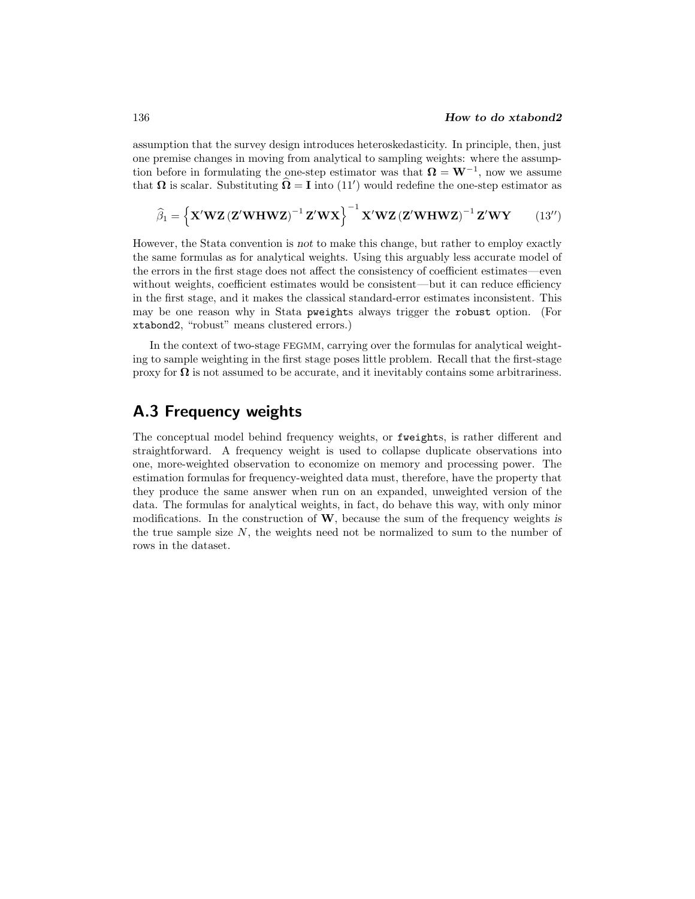assumption that the survey design introduces heteroskedasticity. In principle, then, just one premise changes in moving from analytical to sampling weights: where the assumption before in formulating the one-step estimator was that $\mathbf{\Omega} = \mathbf{W}^{-1}$, now we assume that $\mathbf{\Omega}$ is scalar. Substituting $\widehat{\mathbf{\Omega}} = \mathbf{I}$ into (11′) would redefine the one-step estimator as

$$\widehat{\beta}_1 = \left\{ \mathbf{X}'\mathbf{W}\mathbf{Z} \left( \mathbf{Z}'\mathbf{W}\mathbf{H}\mathbf{W}\mathbf{Z} \right)^{-1} \mathbf{Z}'\mathbf{W}\mathbf{X} \right\}^{-1} \mathbf{X}'\mathbf{W}\mathbf{Z} \left( \mathbf{Z}'\mathbf{W}\mathbf{H}\mathbf{W}\mathbf{Z} \right)^{-1} \mathbf{Z}'\mathbf{W}\mathbf{Y} \qquad (13'')$$

However, the Stata convention is *not* to make this change, but rather to employ exactly the same formulas as for analytical weights. Using this arguably less accurate model of the errors in the first stage does not affect the consistency of coefficient estimates—even without weights, coefficient estimates would be consistent—but it can reduce efficiency in the first stage, and it makes the classical standard-error estimates inconsistent. This may be one reason why in Stata `pweight`s always trigger the `robust` option. (For `xtabond2`, "robust" means clustered errors.)

In the context of two-stage FEGMM, carrying over the formulas for analytical weighting to sample weighting in the first stage poses little problem. Recall that the first-stage proxy for $\mathbf{\Omega}$ is not assumed to be accurate, and it inevitably contains some arbitrariness.

## A.3 Frequency weights

The conceptual model behind frequency weights, or `fweight`s, is rather different and straightforward. A frequency weight is used to collapse duplicate observations into one, more-weighted observation to economize on memory and processing power. The estimation formulas for frequency-weighted data must, therefore, have the property that they produce the same answer when run on an expanded, unweighted version of the data. The formulas for analytical weights, in fact, do behave this way, with only minor modifications. In the construction of $\mathbf{W}$, because the sum of the frequency weights *is* the true sample size $N$, the weights need not be normalized to sum to the number of rows in the dataset.